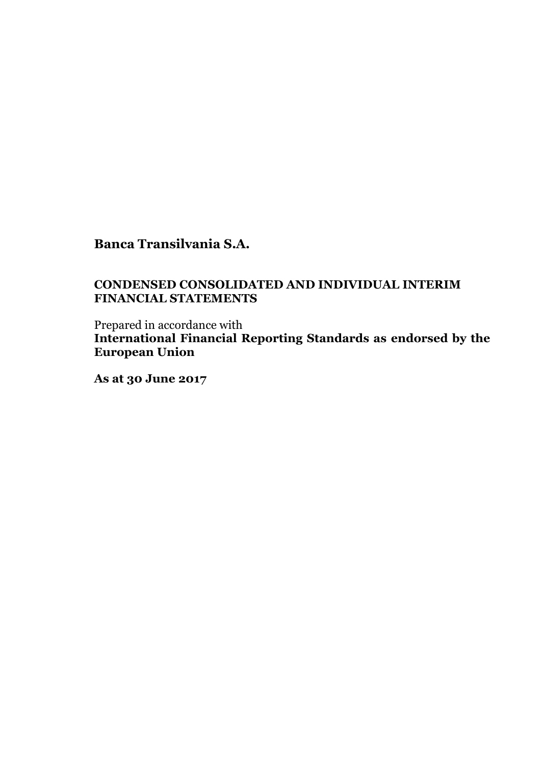# Banca Transilvania S.A.

## CONDENSED CONSOLIDATED AND INDIVIDUAL INTERIM FINANCIAL STATEMENTS

Prepared in accordance with
**International Financial Reporting Standards as endorsed by the European Union**

**As at 30 June 2017**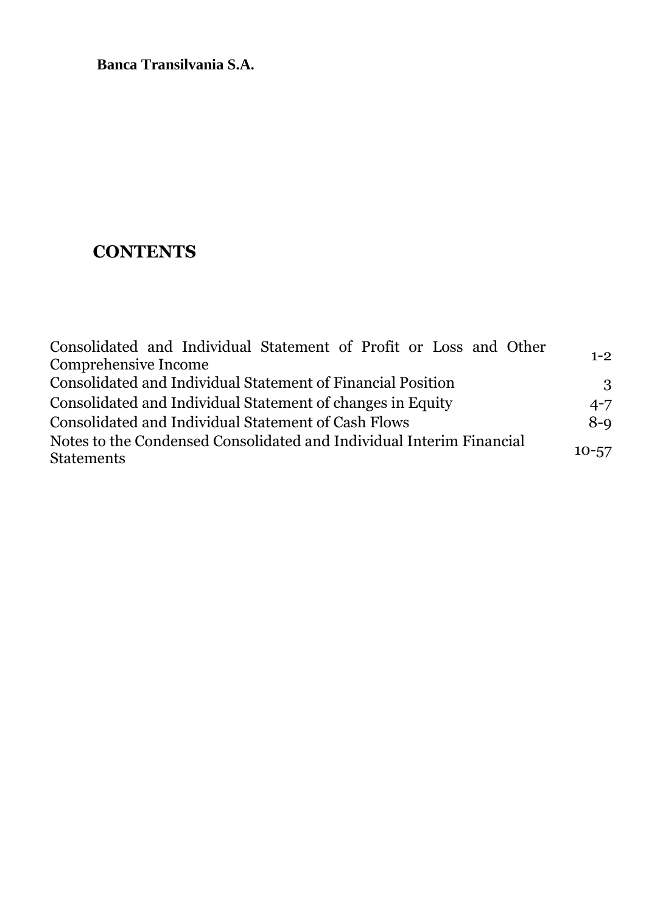**Banca Transilvania S.A.**

# CONTENTS

| | |
|---|---|
| Consolidated and Individual Statement of Profit or Loss and Other Comprehensive Income | 1-2 |
| Consolidated and Individual Statement of Financial Position | 3 |
| Consolidated and Individual Statement of changes in Equity | 4-7 |
| Consolidated and Individual Statement of Cash Flows | 8-9 |
| Notes to the Condensed Consolidated and Individual Interim Financial Statements | 10-57 |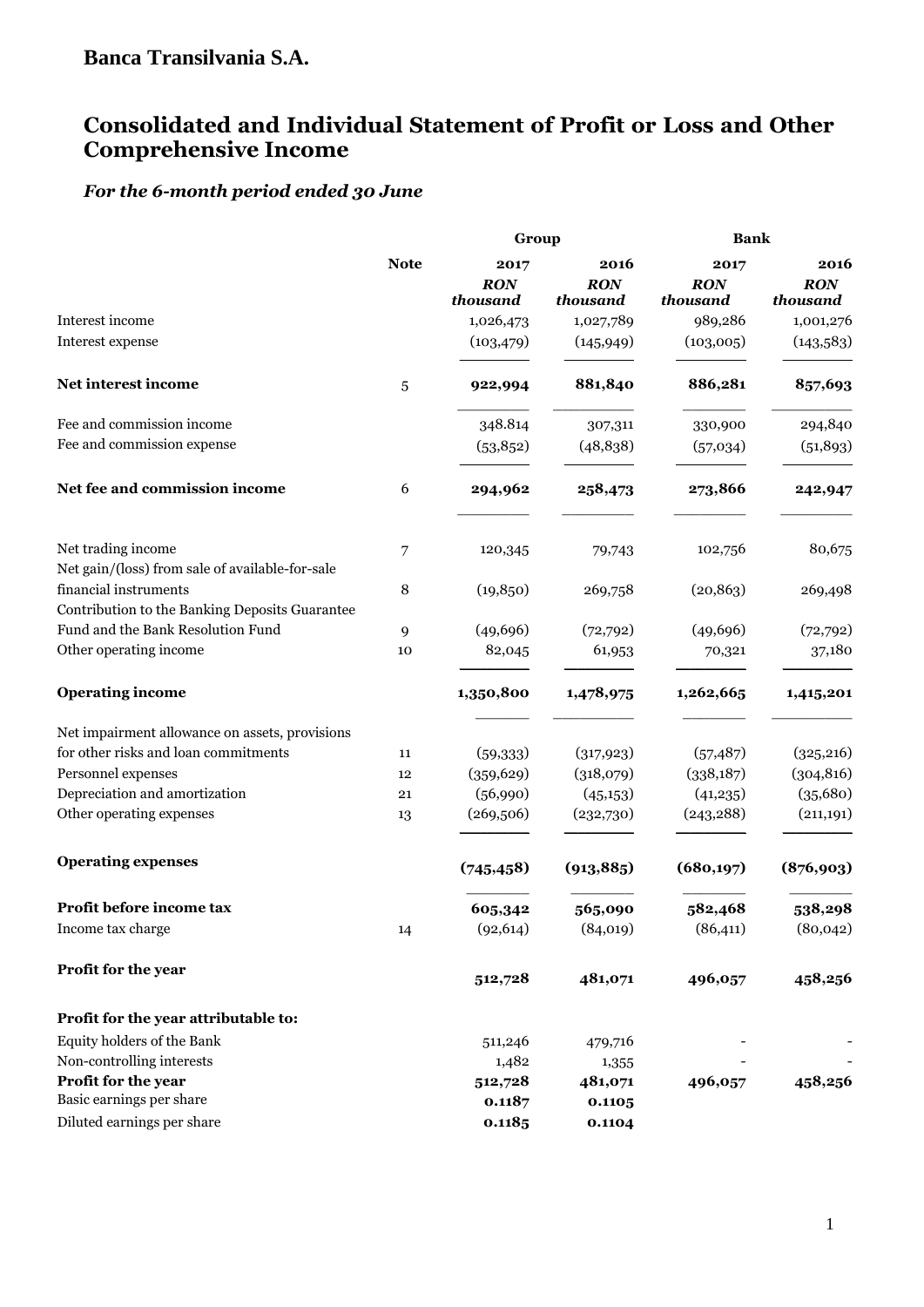# Banca Transilvania S.A.

## Consolidated and Individual Statement of Profit or Loss and Other Comprehensive Income

### *For the 6-month period ended 30 June*

| | Note | Group | | Bank | |
|---|---|---|---|---|---|
| | | **2017** | **2016** | **2017** | **2016** |
| | | ***RON thousand*** | ***RON thousand*** | ***RON thousand*** | ***RON thousand*** |
| Interest income | | 1,026,473 | 1,027,789 | 989,286 | 1,001,276 |
| Interest expense | | (103,479) | (145,949) | (103,005) | (143,583) |
| **Net interest income** | 5 | **922,994** | **881,840** | **886,281** | **857,693** |
| Fee and commission income | | 348.814 | 307,311 | 330,900 | 294,840 |
| Fee and commission expense | | (53,852) | (48,838) | (57,034) | (51,893) |
| **Net fee and commission income** | 6 | **294,962** | **258,473** | **273,866** | **242,947** |
| Net trading income | 7 | 120,345 | 79,743 | 102,756 | 80,675 |
| Net gain/(loss) from sale of available-for-sale financial instruments | 8 | (19,850) | 269,758 | (20,863) | 269,498 |
| Contribution to the Banking Deposits Guarantee Fund and the Bank Resolution Fund | 9 | (49,696) | (72,792) | (49,696) | (72,792) |
| Other operating income | 10 | 82,045 | 61,953 | 70,321 | 37,180 |
| **Operating income** | | **1,350,800** | **1,478,975** | **1,262,665** | **1,415,201** |
| Net impairment allowance on assets, provisions for other risks and loan commitments | 11 | (59,333) | (317,923) | (57,487) | (325,216) |
| Personnel expenses | 12 | (359,629) | (318,079) | (338,187) | (304,816) |
| Depreciation and amortization | 21 | (56,990) | (45,153) | (41,235) | (35,680) |
| Other operating expenses | 13 | (269,506) | (232,730) | (243,288) | (211,191) |
| **Operating expenses** | | **(745,458)** | **(913,885)** | **(680,197)** | **(876,903)** |
| **Profit before income tax** | | **605,342** | **565,090** | **582,468** | **538,298** |
| Income tax charge | 14 | (92,614) | (84,019) | (86,411) | (80,042) |
| **Profit for the year** | | **512,728** | **481,071** | **496,057** | **458,256** |
| **Profit for the year attributable to:** | | | | | |
| Equity holders of the Bank | | 511,246 | 479,716 | - | - |
| Non-controlling interests | | 1,482 | 1,355 | - | - |
| **Profit for the year** | | **512,728** | **481,071** | **496,057** | **458,256** |
| Basic earnings per share | | **0.1187** | **0.1105** | | |
| Diluted earnings per share | | **0.1185** | **0.1104** | | |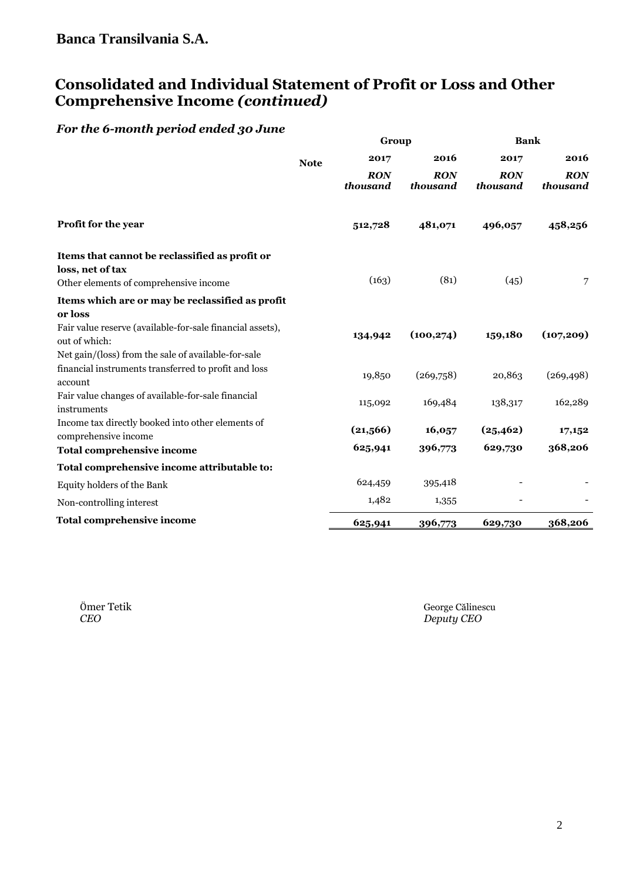## Banca Transilvania S.A.

# Consolidated and Individual Statement of Profit or Loss and Other Comprehensive Income *(continued)*

### *For the 6-month period ended 30 June*

| | Note | Group | | Bank | |
|---|---|---|---|---|---|
| | | **2017** | **2016** | **2017** | **2016** |
| | | ***RON thousand*** | ***RON thousand*** | ***RON thousand*** | ***RON thousand*** |
| **Profit for the year** | | **512,728** | **481,071** | **496,057** | **458,256** |
| **Items that cannot be reclassified as profit or loss, net of tax** | | | | | |
| Other elements of comprehensive income | | (163) | (81) | (45) | 7 |
| **Items which are or may be reclassified as profit or loss** | | | | | |
| Fair value reserve (available-for-sale financial assets), out of which: | | **134,942** | **(100,274)** | **159,180** | **(107,209)** |
| Net gain/(loss) from the sale of available-for-sale financial instruments transferred to profit and loss account | | 19,850 | (269,758) | 20,863 | (269,498) |
| Fair value changes of available-for-sale financial instruments | | 115,092 | 169,484 | 138,317 | 162,289 |
| Income tax directly booked into other elements of comprehensive income | | **(21,566)** | **16,057** | **(25,462)** | **17,152** |
| **Total comprehensive income** | | **625,941** | **396,773** | **629,730** | **368,206** |
| **Total comprehensive income attributable to:** | | | | | |
| Equity holders of the Bank | | 624,459 | 395,418 | - | - |
| Non-controlling interest | | 1,482 | 1,355 | - | - |
| **Total comprehensive income** | | **625,941** | **396,773** | **629,730** | **368,206** |

Ömer Tetik
*CEO*

George Călinescu
*Deputy CEO*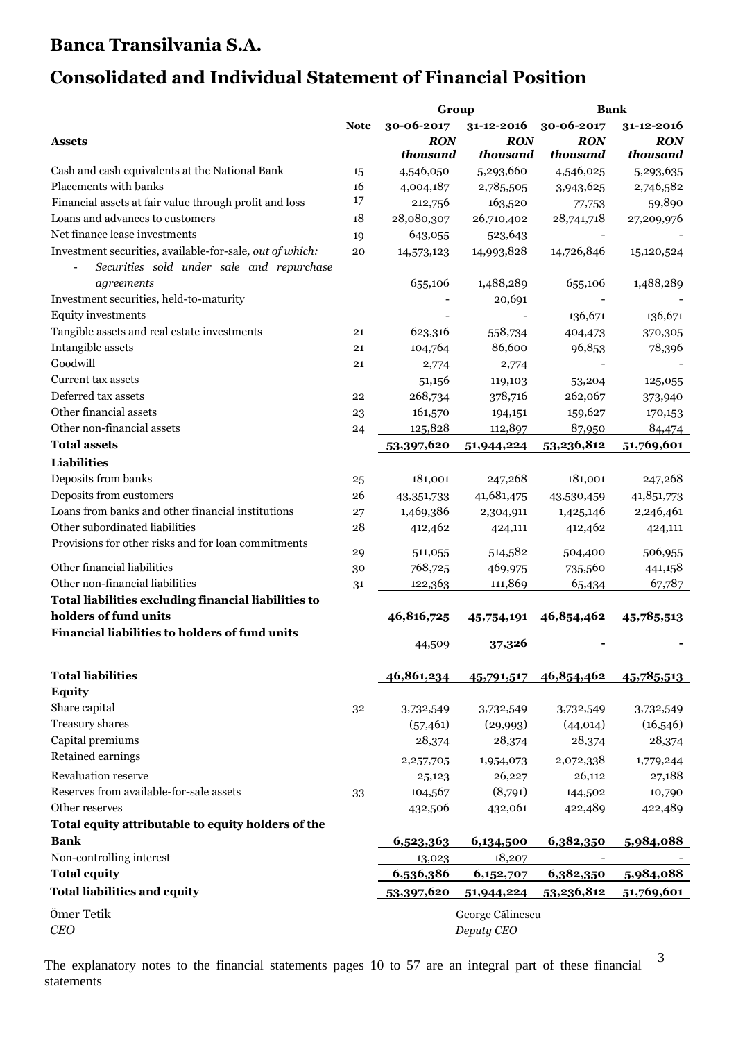# Banca Transilvania S.A.

## Consolidated and Individual Statement of Financial Position

| | | Group | | Bank | |
|---|---|---|---|---|---|
| | Note | 30-06-2017 | 31-12-2016 | 30-06-2017 | 31-12-2016 |
| **Assets** | | *RON thousand* | *RON thousand* | *RON thousand* | *RON thousand* |
| Cash and cash equivalents at the National Bank | 15 | 4,546,050 | 5,293,660 | 4,546,025 | 5,293,635 |
| Placements with banks | 16 | 4,004,187 | 2,785,505 | 3,943,625 | 2,746,582 |
| Financial assets at fair value through profit and loss | 17 | 212,756 | 163,520 | 77,753 | 59,890 |
| Loans and advances to customers | 18 | 28,080,307 | 26,710,402 | 28,741,718 | 27,209,976 |
| Net finance lease investments | 19 | 643,055 | 523,643 | - | - |
| Investment securities, available-for-sale, *out of which:* | 20 | 14,573,123 | 14,993,828 | 14,726,846 | 15,120,524 |
| - *Securities sold under sale and repurchase agreements* | | 655,106 | 1,488,289 | 655,106 | 1,488,289 |
| Investment securities, held-to-maturity | | - | 20,691 | - | - |
| Equity investments | | - | - | 136,671 | 136,671 |
| Tangible assets and real estate investments | 21 | 623,316 | 558,734 | 404,473 | 370,305 |
| Intangible assets | 21 | 104,764 | 86,600 | 96,853 | 78,396 |
| Goodwill | 21 | 2,774 | 2,774 | - | - |
| Current tax assets | | 51,156 | 119,103 | 53,204 | 125,055 |
| Deferred tax assets | 22 | 268,734 | 378,716 | 262,067 | 373,940 |
| Other financial assets | 23 | 161,570 | 194,151 | 159,627 | 170,153 |
| Other non-financial assets | 24 | 125,828 | 112,897 | 87,950 | 84,474 |
| **Total assets** | | **53,397,620** | **51,944,224** | **53,236,812** | **51,769,601** |
| **Liabilities** | | | | | |
| Deposits from banks | 25 | 181,001 | 247,268 | 181,001 | 247,268 |
| Deposits from customers | 26 | 43,351,733 | 41,681,475 | 43,530,459 | 41,851,773 |
| Loans from banks and other financial institutions | 27 | 1,469,386 | 2,304,911 | 1,425,146 | 2,246,461 |
| Other subordinated liabilities | 28 | 412,462 | 424,111 | 412,462 | 424,111 |
| Provisions for other risks and for loan commitments | 29 | 511,055 | 514,582 | 504,400 | 506,955 |
| Other financial liabilities | 30 | 768,725 | 469,975 | 735,560 | 441,158 |
| Other non-financial liabilities | 31 | 122,363 | 111,869 | 65,434 | 67,787 |
| **Total liabilities excluding financial liabilities to holders of fund units** | | **46,816,725** | **45,754,191** | **46,854,462** | **45,785,513** |
| **Financial liabilities to holders of fund units** | | 44,509 | **37,326** | - | - |
| **Total liabilities** | | **46,861,234** | **45,791,517** | **46,854,462** | **45,785,513** |
| **Equity** | | | | | |
| Share capital | 32 | 3,732,549 | 3,732,549 | 3,732,549 | 3,732,549 |
| Treasury shares | | (57,461) | (29,993) | (44,014) | (16,546) |
| Capital premiums | | 28,374 | 28,374 | 28,374 | 28,374 |
| Retained earnings | | 2,257,705 | 1,954,073 | 2,072,338 | 1,779,244 |
| Revaluation reserve | | 25,123 | 26,227 | 26,112 | 27,188 |
| Reserves from available-for-sale assets | 33 | 104,567 | (8,791) | 144,502 | 10,790 |
| Other reserves | | 432,506 | 432,061 | 422,489 | 422,489 |
| **Total equity attributable to equity holders of the Bank** | | **6,523,363** | **6,134,500** | **6,382,350** | **5,984,088** |
| Non-controlling interest | | 13,023 | 18,207 | - | - |
| **Total equity** | | **6,536,386** | **6,152,707** | **6,382,350** | **5,984,088** |
| **Total liabilities and equity** | | **53,397,620** | **51,944,224** | **53,236,812** | **51,769,601** |

Ömer Tetik
*CEO*

George Călinescu
*Deputy CEO*

The explanatory notes to the financial statements pages 10 to 57 are an integral part of these financial statements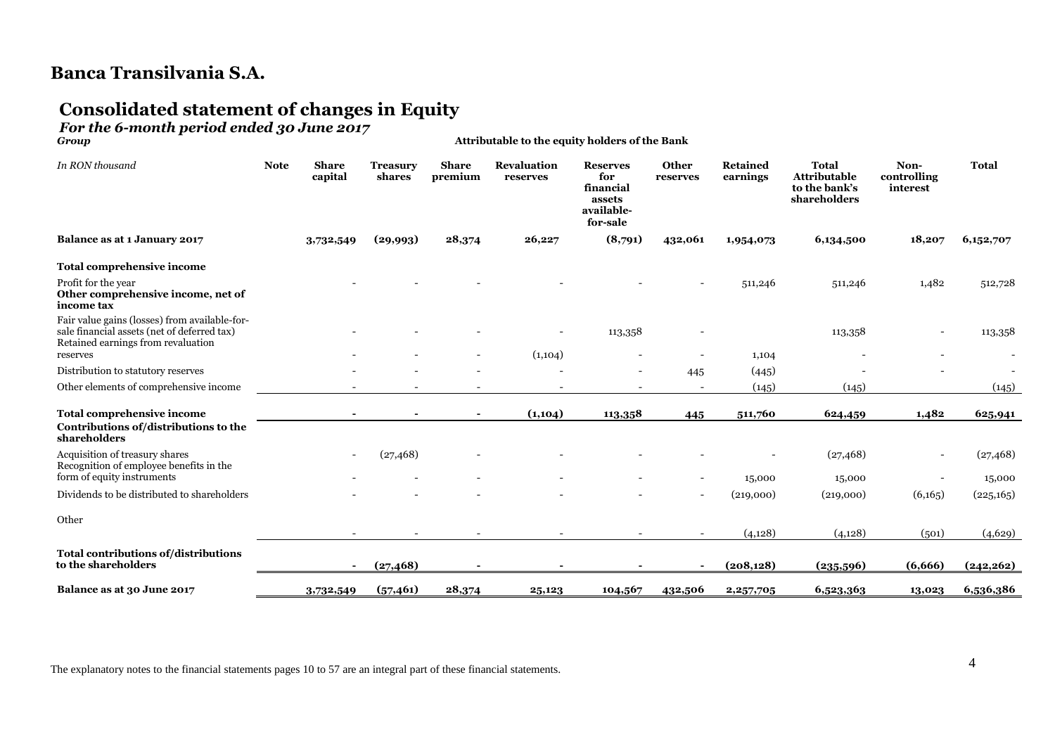# Banca Transilvania S.A.

## Consolidated statement of changes in Equity

### *For the 6-month period ended 30 June 2017*

***Group***

| *In RON thousand* | Note | Attributable to the equity holders of the Bank | | | | | | | | Non-controlling interest | Total |
|---|---|---|---|---|---|---|---|---|---|---|---|
| | | **Share capital** | **Treasury shares** | **Share premium** | **Revaluation reserves** | **Reserves for financial assets available-for-sale** | **Other reserves** | **Retained earnings** | **Total Attributable to the bank's shareholders** | | |
| **Balance as at 1 January 2017** | | **3,732,549** | **(29,993)** | **28,374** | **26,227** | **(8,791)** | **432,061** | **1,954,073** | **6,134,500** | **18,207** | **6,152,707** |
| **Total comprehensive income** | | | | | | | | | | | |
| Profit for the year | | - | - | - | - | - | - | 511,246 | 511,246 | 1,482 | 512,728 |
| **Other comprehensive income, net of income tax** | | | | | | | | | | | |
| Fair value gains (losses) from available-for-sale financial assets (net of deferred tax) | | - | - | - | - | 113,358 | - | | 113,358 | - | 113,358 |
| Retained earnings from revaluation reserves | | - | - | - | (1,104) | - | - | 1,104 | - | - | - |
| Distribution to statutory reserves | | - | - | - | - | - | 445 | (445) | - | - | - |
| Other elements of comprehensive income | | - | - | - | - | - | - | (145) | (145) | | (145) |
| **Total comprehensive income** | | **-** | **-** | **-** | **(1,104)** | **113,358** | **445** | **511,760** | **624,459** | **1,482** | **625,941** |
| **Contributions of/distributions to the shareholders** | | | | | | | | | | | |
| Acquisition of treasury shares | | - | (27,468) | - | - | - | - | - | (27,468) | - | (27,468) |
| Recognition of employee benefits in the form of equity instruments | | - | - | - | - | - | - | 15,000 | 15,000 | - | 15,000 |
| Dividends to be distributed to shareholders | | - | - | - | - | - | - | (219,000) | (219,000) | (6,165) | (225,165) |
| Other | | - | - | - | - | - | - | (4,128) | (4,128) | (501) | (4,629) |
| **Total contributions of/distributions to the shareholders** | | **-** | **(27,468)** | **-** | **-** | **-** | **-** | **(208,128)** | **(235,596)** | **(6,666)** | **(242,262)** |
| **Balance as at 30 June 2017** | | **3,732,549** | **(57,461)** | **28,374** | **25,123** | **104,567** | **432,506** | **2,257,705** | **6,523,363** | **13,023** | **6,536,386** |

The explanatory notes to the financial statements pages 10 to 57 are an integral part of these financial statements.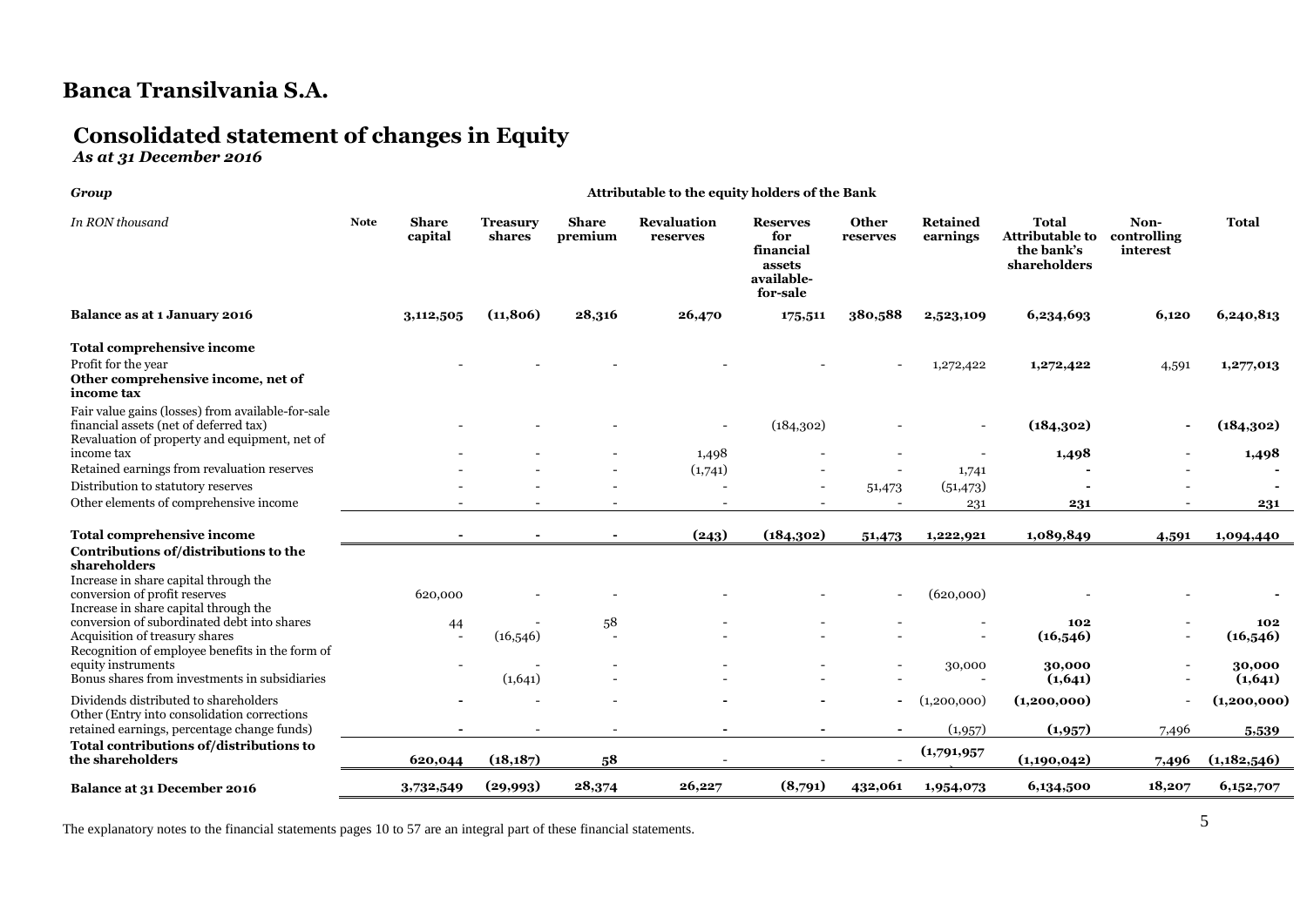# Banca Transilvania S.A.

## Consolidated statement of changes in Equity

*As at 31 December 2016*

| *Group* | | Attributable to the equity holders of the Bank | | | | | | | | | |
|---|---|---|---|---|---|---|---|---|---|---|---|
| *In RON thousand* | **Note** | **Share capital** | **Treasury shares** | **Share premium** | **Revaluation reserves** | **Reserves for financial assets available-for-sale** | **Other reserves** | **Retained earnings** | **Total Attributable to the bank's shareholders** | **Non-controlling interest** | **Total** |
| **Balance as at 1 January 2016** | | **3,112,505** | **(11,806)** | **28,316** | **26,470** | **175,511** | **380,588** | **2,523,109** | **6,234,693** | **6,120** | **6,240,813** |
| **Total comprehensive income** | | | | | | | | | | | |
| Profit for the year | | - | - | - | - | - | - | 1,272,422 | **1,272,422** | 4,591 | **1,277,013** |
| **Other comprehensive income, net of income tax** | | | | | | | | | | | |
| Fair value gains (losses) from available-for-sale financial assets (net of deferred tax) | | - | - | - | - | (184,302) | - | - | **(184,302)** | **-** | **(184,302)** |
| Revaluation of property and equipment, net of income tax | | - | - | - | 1,498 | - | - | - | **1,498** | - | **1,498** |
| Retained earnings from revaluation reserves | | - | - | - | (1,741) | - | - | 1,741 | **-** | - | **-** |
| Distribution to statutory reserves | | - | - | - | - | - | 51,473 | (51,473) | **-** | - | **-** |
| Other elements of comprehensive income | | - | - | - | - | - | - | 231 | **231** | - | **231** |
| **Total comprehensive income** | | **-** | **-** | **-** | **(243)** | **(184,302)** | **51,473** | **1,222,921** | **1,089,849** | **4,591** | **1,094,440** |
| **Contributions of/distributions to the shareholders** | | | | | | | | | | | |
| Increase in share capital through the conversion of profit reserves | | 620,000 | - | - | - | - | - | (620,000) | - | - | **-** |
| Increase in share capital through the conversion of subordinated debt into shares | | 44 | - | 58 | - | - | - | - | **102** | - | **102** |
| Acquisition of treasury shares | | - | (16,546) | - | - | - | - | - | **(16,546)** | - | **(16,546)** |
| Recognition of employee benefits in the form of equity instruments | | - | - | - | - | - | - | 30,000 | **30,000** | - | **30,000** |
| Bonus shares from investments in subsidiaries | | | (1,641) | - | - | - | - | - | **(1,641)** | - | **(1,641)** |
| Dividends distributed to shareholders | | **-** | - | - | **-** | **-** | **-** | (1,200,000) | **(1,200,000)** | - | **(1,200,000)** |
| Other (Entry into consolidation corrections retained earnings, percentage change funds) | | **-** | - | - | **-** | **-** | **-** | (1,957) | **(1,957)** | 7,496 | **5,539** |
| **Total contributions of/distributions to the shareholders** | | **620,044** | **(18,187)** | **58** | - | - | - | **(1,791,957)** | **(1,190,042)** | **7,496** | **(1,182,546)** |
| **Balance at 31 December 2016** | | **3,732,549** | **(29,993)** | **28,374** | **26,227** | **(8,791)** | **432,061** | **1,954,073** | **6,134,500** | **18,207** | **6,152,707** |

The explanatory notes to the financial statements pages 10 to 57 are an integral part of these financial statements.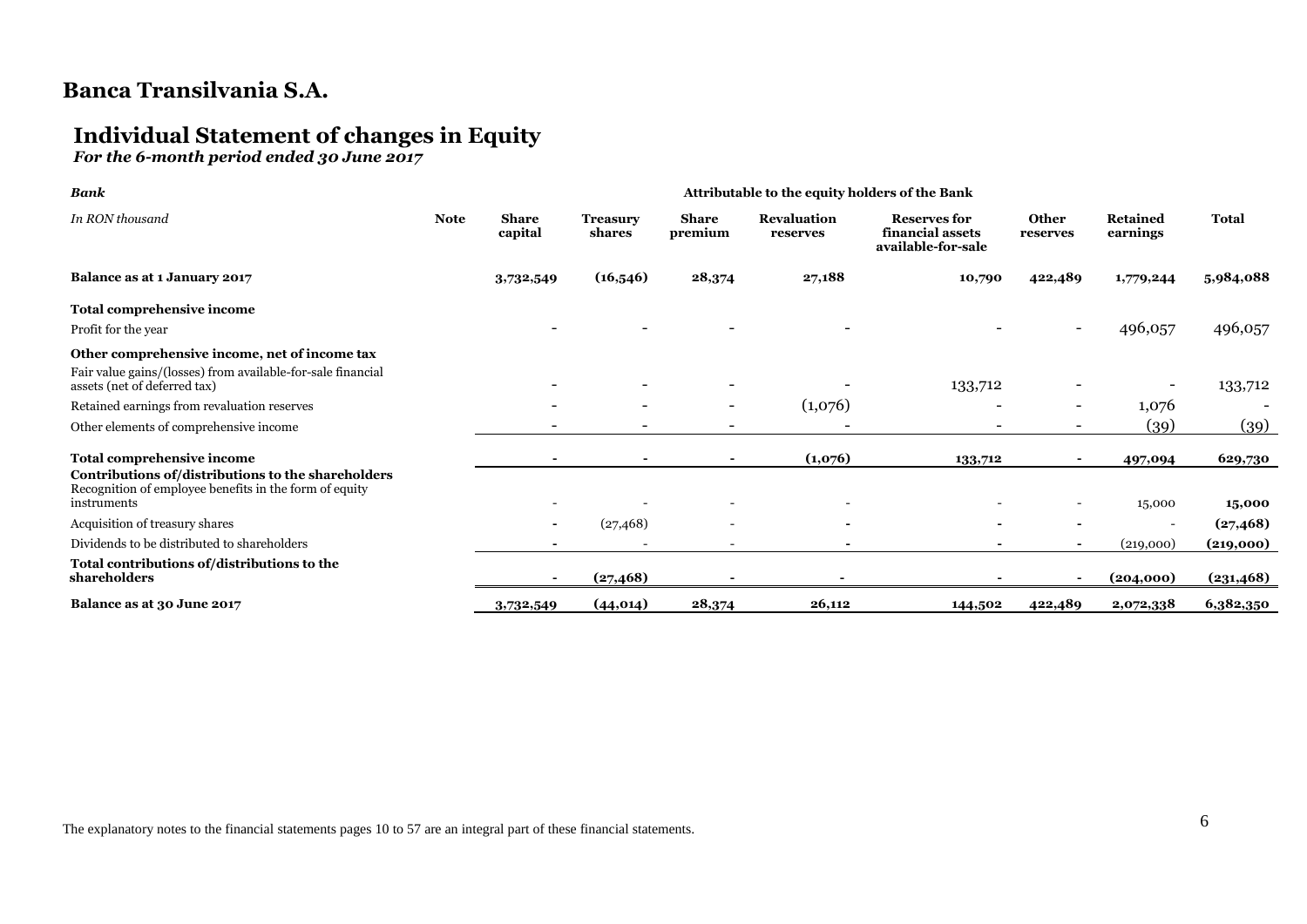# Banca Transilvania S.A.

## Individual Statement of changes in Equity

*For the 6-month period ended 30 June 2017*

| ***Bank*** | | **Attributable to the equity holders of the Bank** | | | | | | | |
|---|---|---|---|---|---|---|---|---|---|
| *In RON thousand* | **Note** | **Share capital** | **Treasury shares** | **Share premium** | **Revaluation reserves** | **Reserves for financial assets available-for-sale** | **Other reserves** | **Retained earnings** | **Total** |
| **Balance as at 1 January 2017** | | **3,732,549** | **(16,546)** | **28,374** | **27,188** | **10,790** | **422,489** | **1,779,244** | **5,984,088** |
| **Total comprehensive income** | | | | | | | | | |
| Profit for the year | | - | - | - | - | - | - | 496,057 | 496,057 |
| **Other comprehensive income, net of income tax** | | | | | | | | | |
| Fair value gains/(losses) from available-for-sale financial assets (net of deferred tax) | | - | - | - | - | 133,712 | - | - | 133,712 |
| Retained earnings from revaluation reserves | | - | - | - | (1,076) | - | - | 1,076 | - |
| Other elements of comprehensive income | | - | - | - | - | - | - | (39) | (39) |
| **Total comprehensive income** | | **-** | **-** | **-** | **(1,076)** | **133,712** | **-** | **497,094** | **629,730** |
| **Contributions of/distributions to the shareholders** | | | | | | | | | |
| Recognition of employee benefits in the form of equity instruments | | - | - | - | - | - | - | 15,000 | **15,000** |
| Acquisition of treasury shares | | - | (27,468) | - | - | - | - | - | **(27,468)** |
| Dividends to be distributed to shareholders | | - | - | - | - | - | - | (219,000) | **(219,000)** |
| **Total contributions of/distributions to the shareholders** | | **-** | **(27,468)** | **-** | **-** | **-** | **-** | **(204,000)** | **(231,468)** |
| **Balance as at 30 June 2017** | | **3,732,549** | **(44,014)** | **28,374** | **26,112** | **144,502** | **422,489** | **2,072,338** | **6,382,350** |

The explanatory notes to the financial statements pages 10 to 57 are an integral part of these financial statements.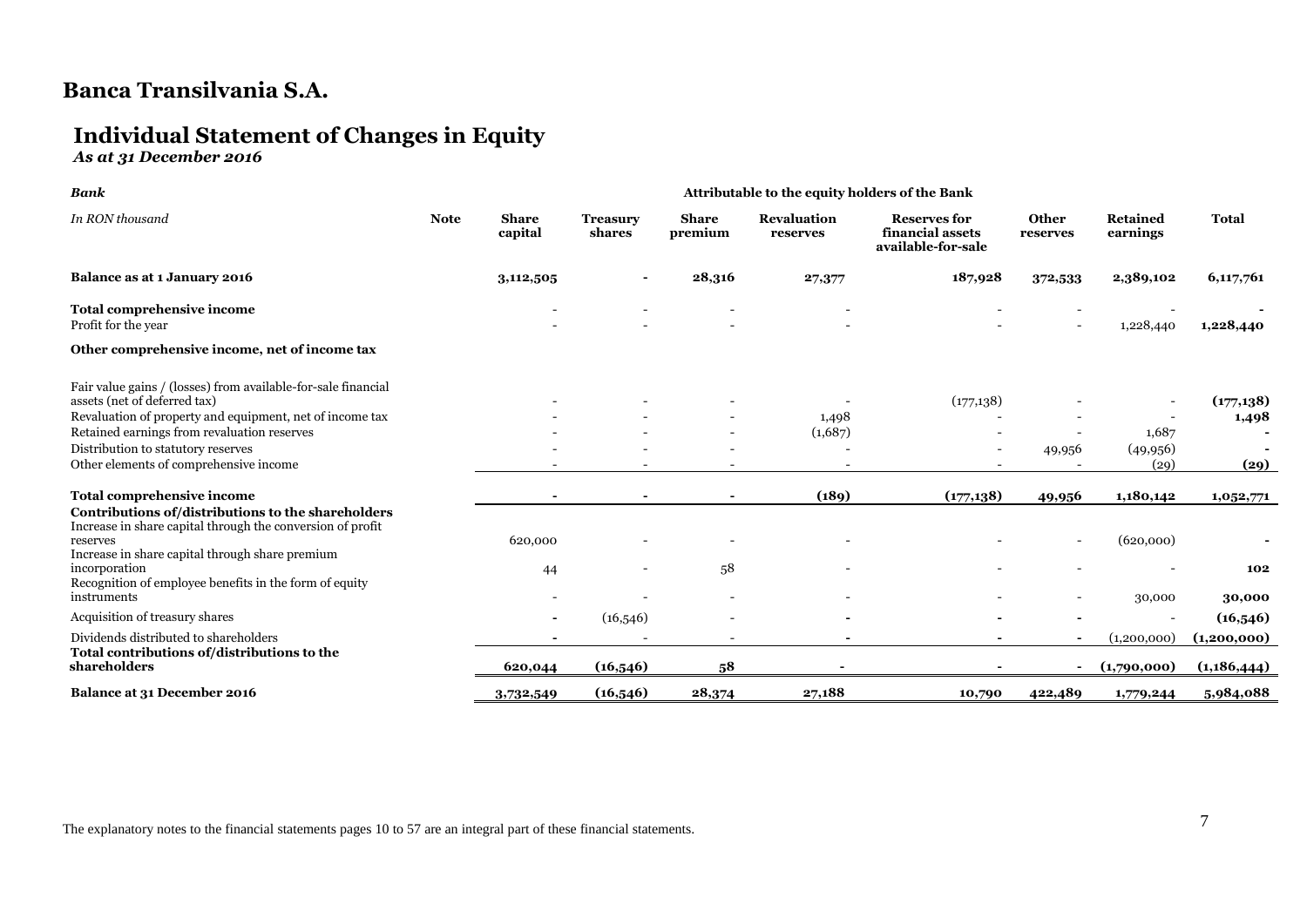# Banca Transilvania S.A.

## Individual Statement of Changes in Equity

*As at 31 December 2016*

| ***Bank*** | | **Attributable to the equity holders of the Bank** | | | | | | | |
|---|---|---|---|---|---|---|---|---|---|
| *In RON thousand* | **Note** | **Share capital** | **Treasury shares** | **Share premium** | **Revaluation reserves** | **Reserves for financial assets available-for-sale** | **Other reserves** | **Retained earnings** | **Total** |
| **Balance as at 1 January 2016** | | **3,112,505** | **-** | **28,316** | **27,377** | **187,928** | **372,533** | **2,389,102** | **6,117,761** |
| **Total comprehensive income** | | - | - | - | - | - | - | - | **-** |
| Profit for the year | | - | - | - | - | - | - | 1,228,440 | **1,228,440** |
| **Other comprehensive income, net of income tax** | | | | | | | | | |
| Fair value gains / (losses) from available-for-sale financial assets (net of deferred tax) | | - | - | - | - | (177,138) | - | - | **(177,138)** |
| Revaluation of property and equipment, net of income tax | | - | - | - | 1,498 | - | - | - | **1,498** |
| Retained earnings from revaluation reserves | | - | - | - | (1,687) | - | - | 1,687 | **-** |
| Distribution to statutory reserves | | - | - | - | - | - | 49,956 | (49,956) | **-** |
| Other elements of comprehensive income | | - | - | - | - | - | - | (29) | **(29)** |
| **Total comprehensive income** | | **-** | **-** | **-** | **(189)** | **(177,138)** | **49,956** | **1,180,142** | **1,052,771** |
| **Contributions of/distributions to the shareholders** | | | | | | | | | |
| Increase in share capital through the conversion of profit reserves | | 620,000 | - | - | - | - | - | (620,000) | **-** |
| Increase in share capital through share premium incorporation | | 44 | - | 58 | - | - | - | - | **102** |
| Recognition of employee benefits in the form of equity instruments | | - | - | - | - | - | - | 30,000 | **30,000** |
| Acquisition of treasury shares | | - | (16,546) | - | - | - | - | - | **(16,546)** |
| Dividends distributed to shareholders | | - | - | - | - | - | - | (1,200,000) | **(1,200,000)** |
| **Total contributions of/distributions to the shareholders** | | **620,044** | **(16,546)** | **58** | **-** | **-** | **-** | **(1,790,000)** | **(1,186,444)** |
| **Balance at 31 December 2016** | | **3,732,549** | **(16,546)** | **28,374** | **27,188** | **10,790** | **422,489** | **1,779,244** | **5,984,088** |

The explanatory notes to the financial statements pages 10 to 57 are an integral part of these financial statements.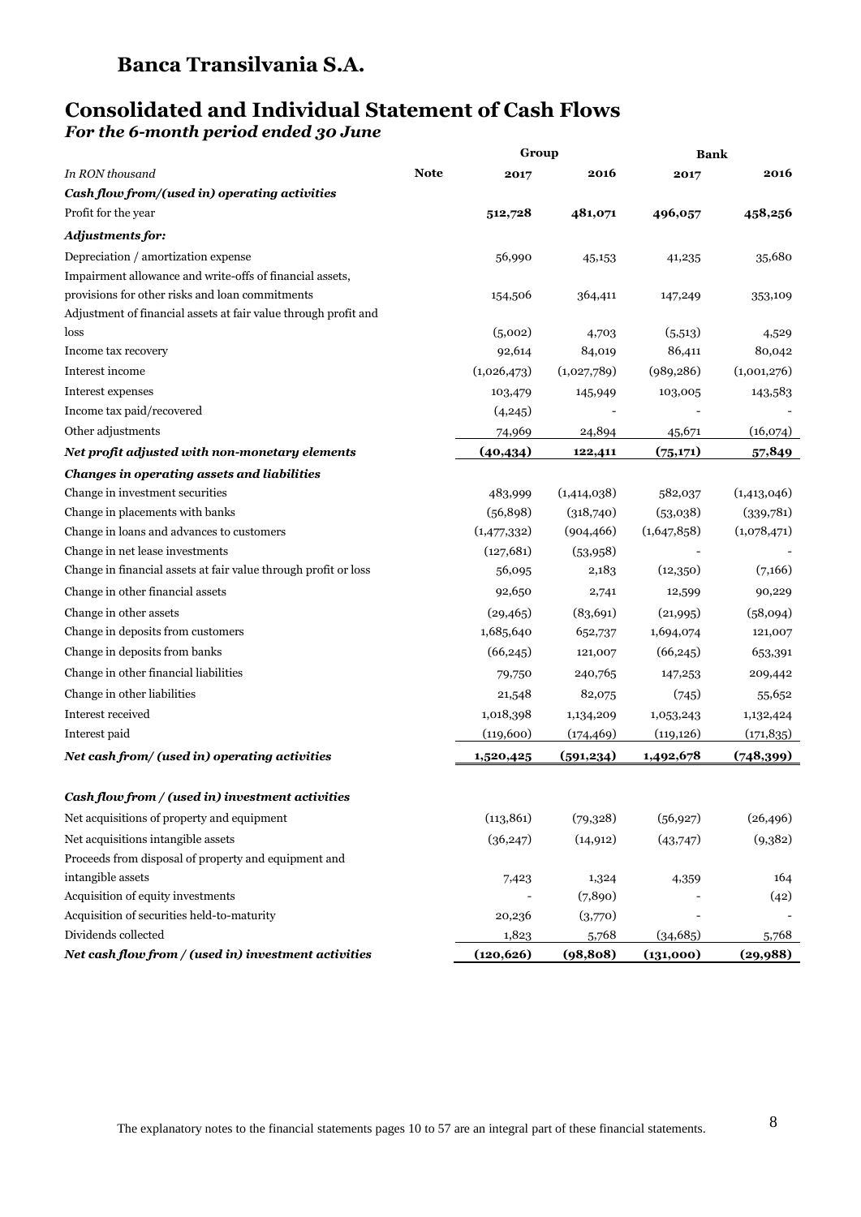# Banca Transilvania S.A.

## Consolidated and Individual Statement of Cash Flows

***For the 6-month period ended 30 June***

| | | Group | | Bank | |
|---|---|---|---|---|---|
| *In RON thousand* | **Note** | **2017** | **2016** | **2017** | **2016** |
| ***Cash flow from/(used in) operating activities*** | | | | | |
| Profit for the year | | **512,728** | **481,071** | **496,057** | **458,256** |
| ***Adjustments for:*** | | | | | |
| Depreciation / amortization expense | | 56,990 | 45,153 | 41,235 | 35,680 |
| Impairment allowance and write-offs of financial assets, provisions for other risks and loan commitments | | 154,506 | 364,411 | 147,249 | 353,109 |
| Adjustment of financial assets at fair value through profit and loss | | (5,002) | 4,703 | (5,513) | 4,529 |
| Income tax recovery | | 92,614 | 84,019 | 86,411 | 80,042 |
| Interest income | | (1,026,473) | (1,027,789) | (989,286) | (1,001,276) |
| Interest expenses | | 103,479 | 145,949 | 103,005 | 143,583 |
| Income tax paid/recovered | | (4,245) | - | - | - |
| Other adjustments | | 74,969 | 24,894 | 45,671 | (16,074) |
| ***Net profit adjusted with non-monetary elements*** | | **(40,434)** | **122,411** | **(75,171)** | **57,849** |
| ***Changes in operating assets and liabilities*** | | | | | |
| Change in investment securities | | 483,999 | (1,414,038) | 582,037 | (1,413,046) |
| Change in placements with banks | | (56,898) | (318,740) | (53,038) | (339,781) |
| Change in loans and advances to customers | | (1,477,332) | (904,466) | (1,647,858) | (1,078,471) |
| Change in net lease investments | | (127,681) | (53,958) | - | - |
| Change in financial assets at fair value through profit or loss | | 56,095 | 2,183 | (12,350) | (7,166) |
| Change in other financial assets | | 92,650 | 2,741 | 12,599 | 90,229 |
| Change in other assets | | (29,465) | (83,691) | (21,995) | (58,094) |
| Change in deposits from customers | | 1,685,640 | 652,737 | 1,694,074 | 121,007 |
| Change in deposits from banks | | (66,245) | 121,007 | (66,245) | 653,391 |
| Change in other financial liabilities | | 79,750 | 240,765 | 147,253 | 209,442 |
| Change in other liabilities | | 21,548 | 82,075 | (745) | 55,652 |
| Interest received | | 1,018,398 | 1,134,209 | 1,053,243 | 1,132,424 |
| Interest paid | | (119,600) | (174,469) | (119,126) | (171,835) |
| ***Net cash from/ (used in) operating activities*** | | **1,520,425** | **(591,234)** | **1,492,678** | **(748,399)** |
| | | | | | |
| ***Cash flow from / (used in) investment activities*** | | | | | |
| Net acquisitions of property and equipment | | (113,861) | (79,328) | (56,927) | (26,496) |
| Net acquisitions intangible assets | | (36,247) | (14,912) | (43,747) | (9,382) |
| Proceeds from disposal of property and equipment and intangible assets | | 7,423 | 1,324 | 4,359 | 164 |
| Acquisition of equity investments | | - | (7,890) | - | (42) |
| Acquisition of securities held-to-maturity | | 20,236 | (3,770) | - | - |
| Dividends collected | | 1,823 | 5,768 | (34,685) | 5,768 |
| ***Net cash flow from / (used in) investment activities*** | | **(120,626)** | **(98,808)** | **(131,000)** | **(29,988)** |

The explanatory notes to the financial statements pages 10 to 57 are an integral part of these financial statements.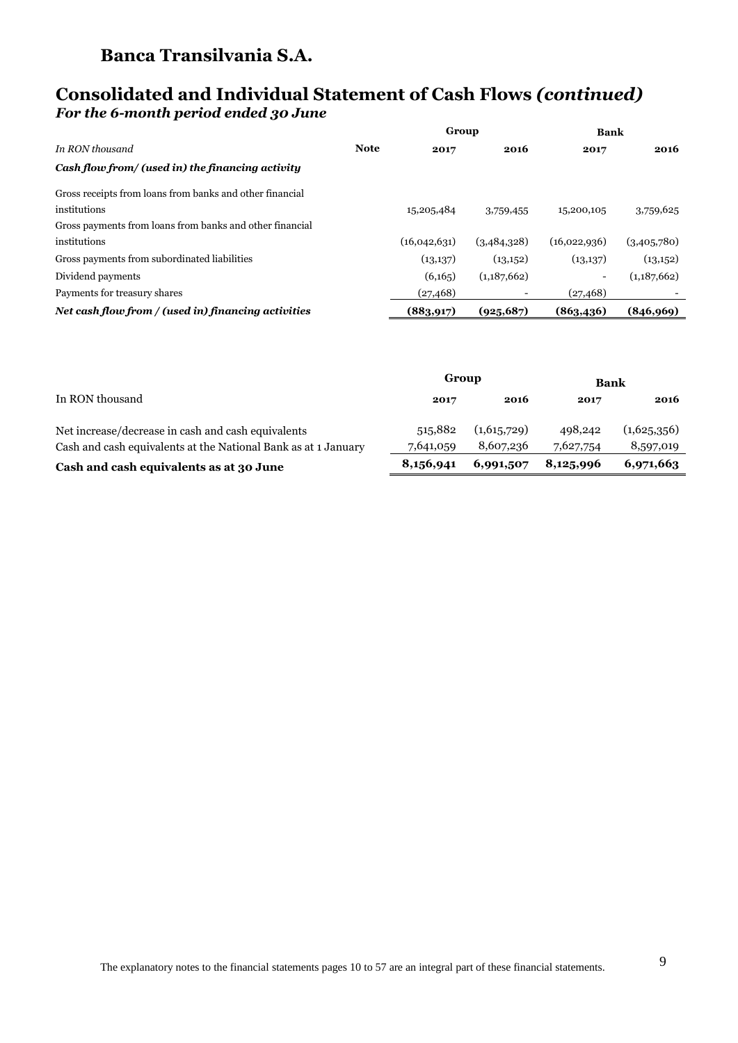# Banca Transilvania S.A.

## Consolidated and Individual Statement of Cash Flows *(continued)*

### *For the 6-month period ended 30 June*

| *In RON thousand* | **Note** | **Group** **2017** | **Group** **2016** | **Bank** **2017** | **Bank** **2016** |
|---|---|---|---|---|---|
| ***Cash flow from/ (used in) the financing activity*** | | | | | |
| Gross receipts from loans from banks and other financial institutions | | 15,205,484 | 3,759,455 | 15,200,105 | 3,759,625 |
| Gross payments from loans from banks and other financial institutions | | (16,042,631) | (3,484,328) | (16,022,936) | (3,405,780) |
| Gross payments from subordinated liabilities | | (13,137) | (13,152) | (13,137) | (13,152) |
| Dividend payments | | (6,165) | (1,187,662) | - | (1,187,662) |
| Payments for treasury shares | | (27,468) | - | (27,468) | - |
| ***Net cash flow from / (used in) financing activities*** | | **(883,917)** | **(925,687)** | **(863,436)** | **(846,969)** |

| In RON thousand | **Group** **2017** | **Group** **2016** | **Bank** **2017** | **Bank** **2016** |
|---|---|---|---|---|
| Net increase/decrease in cash and cash equivalents | 515,882 | (1,615,729) | 498,242 | (1,625,356) |
| Cash and cash equivalents at the National Bank as at 1 January | 7,641,059 | 8,607,236 | 7,627,754 | 8,597,019 |
| **Cash and cash equivalents as at 30 June** | **8,156,941** | **6,991,507** | **8,125,996** | **6,971,663** |

The explanatory notes to the financial statements pages 10 to 57 are an integral part of these financial statements.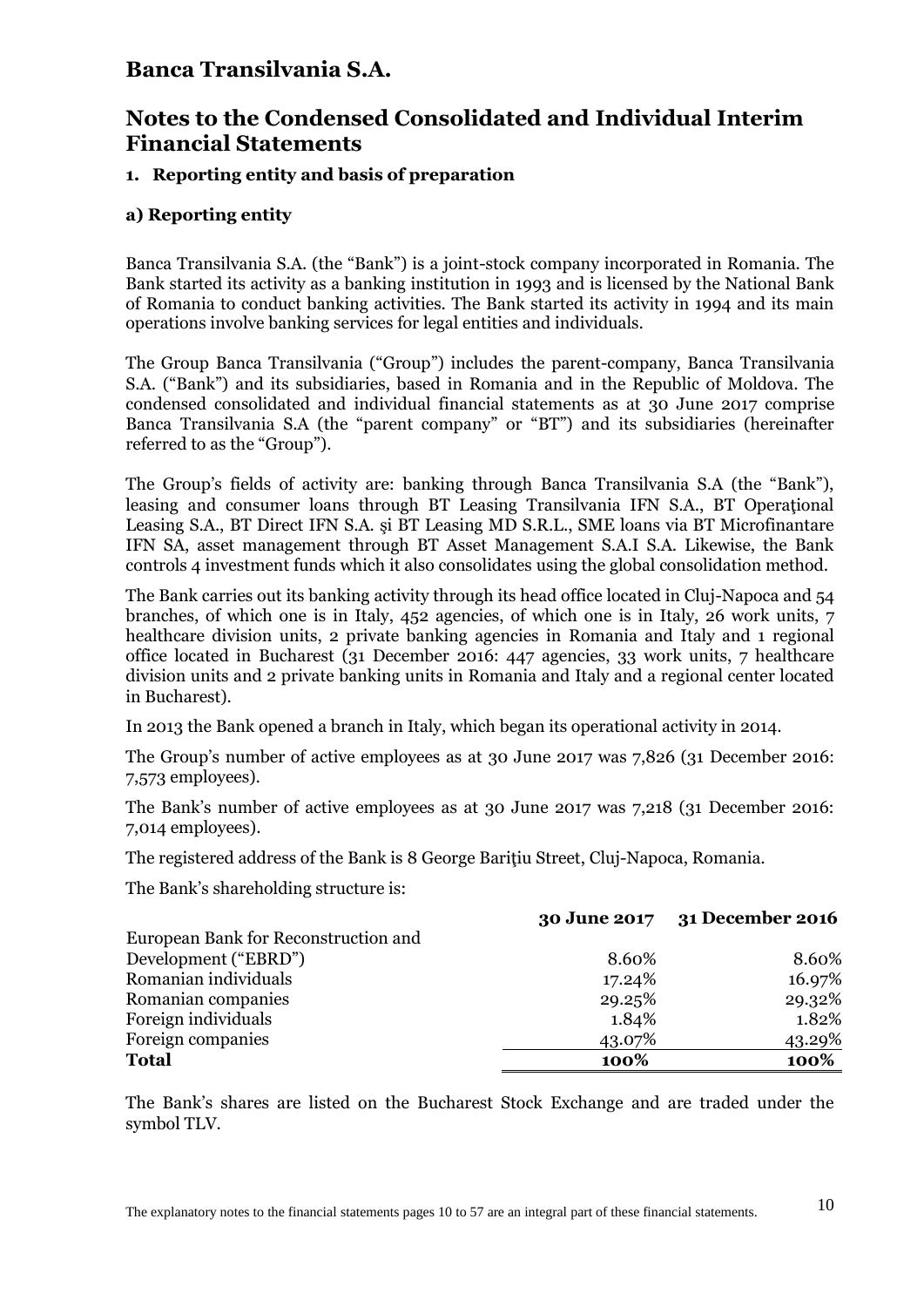# Banca Transilvania S.A.

## Notes to the Condensed Consolidated and Individual Interim Financial Statements

### 1. Reporting entity and basis of preparation

#### a) Reporting entity

Banca Transilvania S.A. (the "Bank") is a joint-stock company incorporated in Romania. The Bank started its activity as a banking institution in 1993 and is licensed by the National Bank of Romania to conduct banking activities. The Bank started its activity in 1994 and its main operations involve banking services for legal entities and individuals.

The Group Banca Transilvania ("Group") includes the parent-company, Banca Transilvania S.A. ("Bank") and its subsidiaries, based in Romania and in the Republic of Moldova. The condensed consolidated and individual financial statements as at 30 June 2017 comprise Banca Transilvania S.A (the "parent company" or "BT") and its subsidiaries (hereinafter referred to as the "Group").

The Group's fields of activity are: banking through Banca Transilvania S.A (the "Bank"), leasing and consumer loans through BT Leasing Transilvania IFN S.A., BT Operaţional Leasing S.A., BT Direct IFN S.A. şi BT Leasing MD S.R.L., SME loans via BT Microfinantare IFN SA, asset management through BT Asset Management S.A.I S.A. Likewise, the Bank controls 4 investment funds which it also consolidates using the global consolidation method.

The Bank carries out its banking activity through its head office located in Cluj-Napoca and 54 branches, of which one is in Italy, 452 agencies, of which one is in Italy, 26 work units, 7 healthcare division units, 2 private banking agencies in Romania and Italy and 1 regional office located in Bucharest (31 December 2016: 447 agencies, 33 work units, 7 healthcare division units and 2 private banking units in Romania and Italy and a regional center located in Bucharest).

In 2013 the Bank opened a branch in Italy, which began its operational activity in 2014.

The Group's number of active employees as at 30 June 2017 was 7,826 (31 December 2016: 7,573 employees).

The Bank's number of active employees as at 30 June 2017 was 7,218 (31 December 2016: 7,014 employees).

The registered address of the Bank is 8 George Bariţiu Street, Cluj-Napoca, Romania.

The Bank's shareholding structure is:

| | 30 June 2017 | 31 December 2016 |
|---|---|---|
| European Bank for Reconstruction and Development ("EBRD") | 8.60% | 8.60% |
| Romanian individuals | 17.24% | 16.97% |
| Romanian companies | 29.25% | 29.32% |
| Foreign individuals | 1.84% | 1.82% |
| Foreign companies | 43.07% | 43.29% |
| **Total** | **100%** | **100%** |

The Bank's shares are listed on the Bucharest Stock Exchange and are traded under the symbol TLV.

The explanatory notes to the financial statements pages 10 to 57 are an integral part of these financial statements.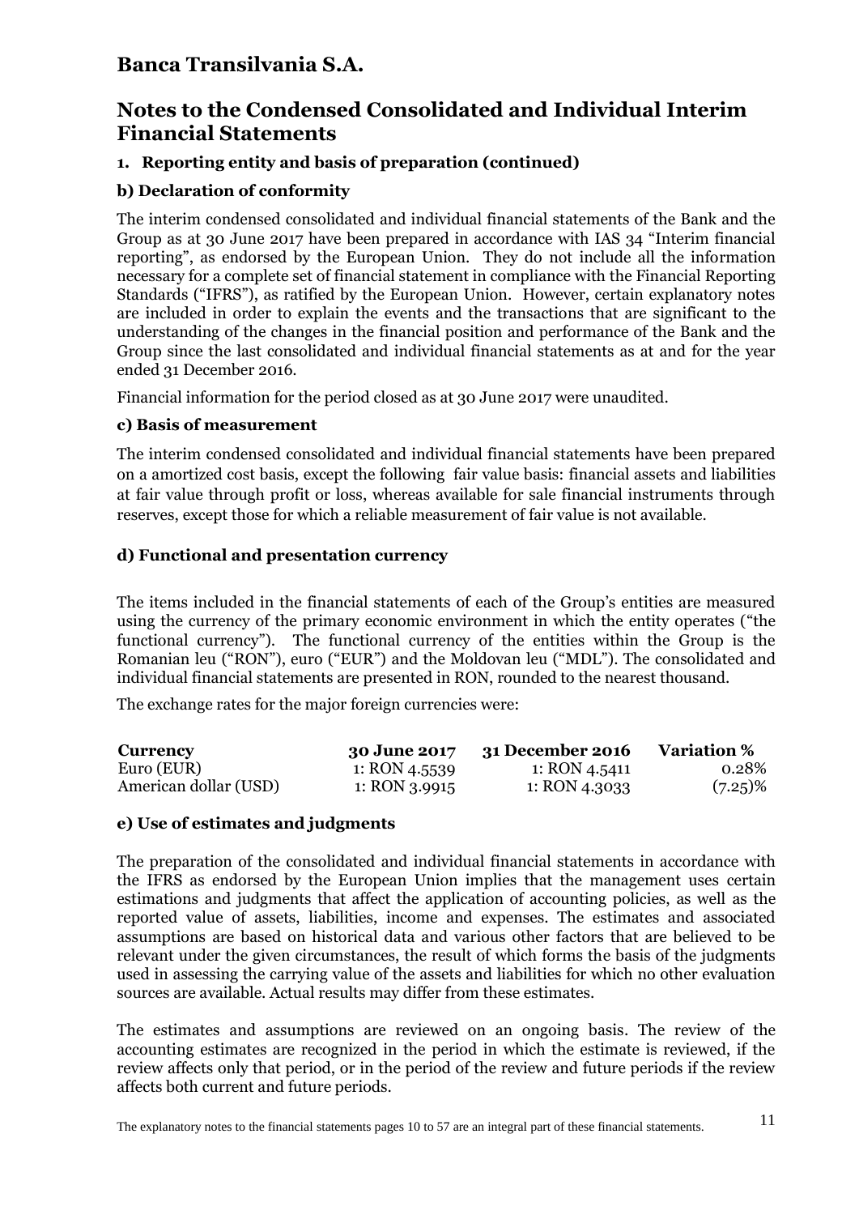# Banca Transilvania S.A.

## Notes to the Condensed Consolidated and Individual Interim Financial Statements

### 1. Reporting entity and basis of preparation (continued)

### b) Declaration of conformity

The interim condensed consolidated and individual financial statements of the Bank and the Group as at 30 June 2017 have been prepared in accordance with IAS 34 "Interim financial reporting", as endorsed by the European Union. They do not include all the information necessary for a complete set of financial statement in compliance with the Financial Reporting Standards ("IFRS"), as ratified by the European Union. However, certain explanatory notes are included in order to explain the events and the transactions that are significant to the understanding of the changes in the financial position and performance of the Bank and the Group since the last consolidated and individual financial statements as at and for the year ended 31 December 2016.

Financial information for the period closed as at 30 June 2017 were unaudited.

### c) Basis of measurement

The interim condensed consolidated and individual financial statements have been prepared on a amortized cost basis, except the following fair value basis: financial assets and liabilities at fair value through profit or loss, whereas available for sale financial instruments through reserves, except those for which a reliable measurement of fair value is not available.

### d) Functional and presentation currency

The items included in the financial statements of each of the Group's entities are measured using the currency of the primary economic environment in which the entity operates ("the functional currency"). The functional currency of the entities within the Group is the Romanian leu ("RON"), euro ("EUR") and the Moldovan leu ("MDL"). The consolidated and individual financial statements are presented in RON, rounded to the nearest thousand.

The exchange rates for the major foreign currencies were:

| Currency | 30 June 2017 | 31 December 2016 | Variation % |
|---|---|---|---|
| Euro (EUR) | 1: RON 4.5539 | 1: RON 4.5411 | 0.28% |
| American dollar (USD) | 1: RON 3.9915 | 1: RON 4.3033 | (7.25)% |

### e) Use of estimates and judgments

The preparation of the consolidated and individual financial statements in accordance with the IFRS as endorsed by the European Union implies that the management uses certain estimations and judgments that affect the application of accounting policies, as well as the reported value of assets, liabilities, income and expenses. The estimates and associated assumptions are based on historical data and various other factors that are believed to be relevant under the given circumstances, the result of which forms the basis of the judgments used in assessing the carrying value of the assets and liabilities for which no other evaluation sources are available. Actual results may differ from these estimates.

The estimates and assumptions are reviewed on an ongoing basis. The review of the accounting estimates are recognized in the period in which the estimate is reviewed, if the review affects only that period, or in the period of the review and future periods if the review affects both current and future periods.

The explanatory notes to the financial statements pages 10 to 57 are an integral part of these financial statements.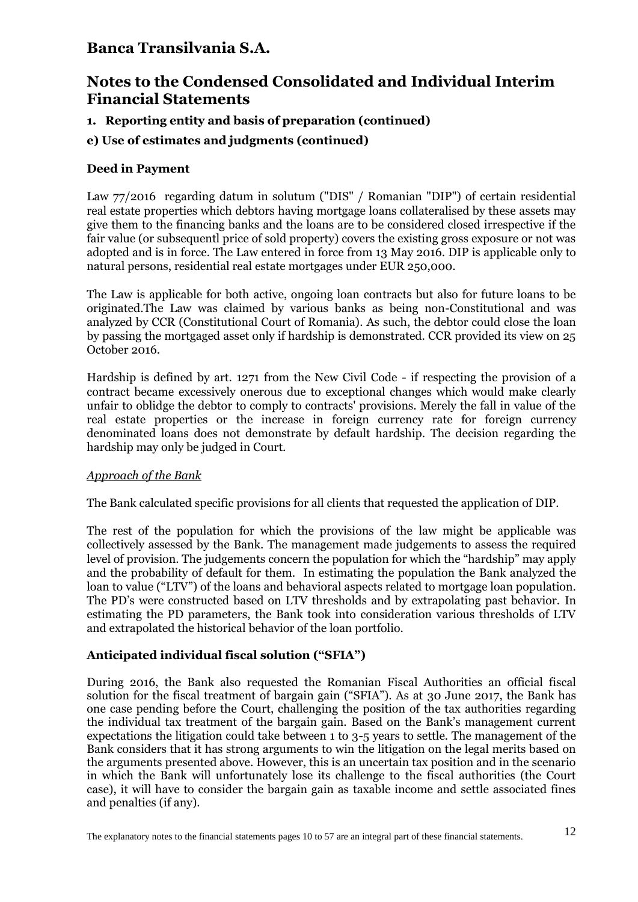# Banca Transilvania S.A.

## Notes to the Condensed Consolidated and Individual Interim Financial Statements

### 1. Reporting entity and basis of preparation (continued)

### e) Use of estimates and judgments (continued)

**Deed in Payment**

Law 77/2016 regarding datum in solutum ("DIS" / Romanian "DIP") of certain residential real estate properties which debtors having mortgage loans collateralised by these assets may give them to the financing banks and the loans are to be considered closed irrespective if the fair value (or subsequentl price of sold property) covers the existing gross exposure or not was adopted and is in force. The Law entered in force from 13 May 2016. DIP is applicable only to natural persons, residential real estate mortgages under EUR 250,000.

The Law is applicable for both active, ongoing loan contracts but also for future loans to be originated.The Law was claimed by various banks as being non-Constitutional and was analyzed by CCR (Constitutional Court of Romania). As such, the debtor could close the loan by passing the mortgaged asset only if hardship is demonstrated. CCR provided its view on 25 October 2016.

Hardship is defined by art. 1271 from the New Civil Code - if respecting the provision of a contract became excessively onerous due to exceptional changes which would make clearly unfair to oblidge the debtor to comply to contracts' provisions. Merely the fall in value of the real estate properties or the increase in foreign currency rate for foreign currency denominated loans does not demonstrate by default hardship. The decision regarding the hardship may only be judged in Court.

*Approach of the Bank*

The Bank calculated specific provisions for all clients that requested the application of DIP.

The rest of the population for which the provisions of the law might be applicable was collectively assessed by the Bank. The management made judgements to assess the required level of provision. The judgements concern the population for which the "hardship" may apply and the probability of default for them. In estimating the population the Bank analyzed the loan to value ("LTV") of the loans and behavioral aspects related to mortgage loan population. The PD's were constructed based on LTV thresholds and by extrapolating past behavior. In estimating the PD parameters, the Bank took into consideration various thresholds of LTV and extrapolated the historical behavior of the loan portfolio.

**Anticipated individual fiscal solution ("SFIA")**

During 2016, the Bank also requested the Romanian Fiscal Authorities an official fiscal solution for the fiscal treatment of bargain gain ("SFIA"). As at 30 June 2017, the Bank has one case pending before the Court, challenging the position of the tax authorities regarding the individual tax treatment of the bargain gain. Based on the Bank's management current expectations the litigation could take between 1 to 3-5 years to settle. The management of the Bank considers that it has strong arguments to win the litigation on the legal merits based on the arguments presented above. However, this is an uncertain tax position and in the scenario in which the Bank will unfortunately lose its challenge to the fiscal authorities (the Court case), it will have to consider the bargain gain as taxable income and settle associated fines and penalties (if any).

The explanatory notes to the financial statements pages 10 to 57 are an integral part of these financial statements.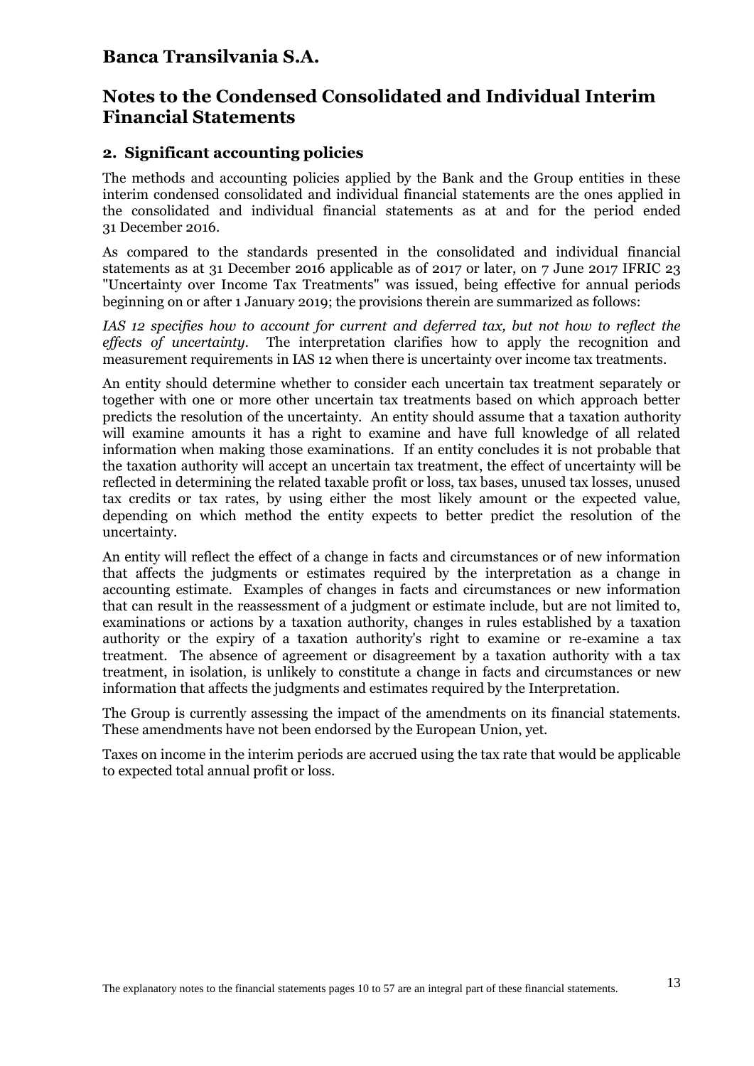# Banca Transilvania S.A.

## Notes to the Condensed Consolidated and Individual Interim Financial Statements

### 2. Significant accounting policies

The methods and accounting policies applied by the Bank and the Group entities in these interim condensed consolidated and individual financial statements are the ones applied in the consolidated and individual financial statements as at and for the period ended 31 December 2016.

As compared to the standards presented in the consolidated and individual financial statements as at 31 December 2016 applicable as of 2017 or later, on 7 June 2017 IFRIC 23 "Uncertainty over Income Tax Treatments" was issued, being effective for annual periods beginning on or after 1 January 2019; the provisions therein are summarized as follows:

*IAS 12 specifies how to account for current and deferred tax, but not how to reflect the effects of uncertainty.* The interpretation clarifies how to apply the recognition and measurement requirements in IAS 12 when there is uncertainty over income tax treatments.

An entity should determine whether to consider each uncertain tax treatment separately or together with one or more other uncertain tax treatments based on which approach better predicts the resolution of the uncertainty. An entity should assume that a taxation authority will examine amounts it has a right to examine and have full knowledge of all related information when making those examinations. If an entity concludes it is not probable that the taxation authority will accept an uncertain tax treatment, the effect of uncertainty will be reflected in determining the related taxable profit or loss, tax bases, unused tax losses, unused tax credits or tax rates, by using either the most likely amount or the expected value, depending on which method the entity expects to better predict the resolution of the uncertainty.

An entity will reflect the effect of a change in facts and circumstances or of new information that affects the judgments or estimates required by the interpretation as a change in accounting estimate. Examples of changes in facts and circumstances or new information that can result in the reassessment of a judgment or estimate include, but are not limited to, examinations or actions by a taxation authority, changes in rules established by a taxation authority or the expiry of a taxation authority's right to examine or re-examine a tax treatment. The absence of agreement or disagreement by a taxation authority with a tax treatment, in isolation, is unlikely to constitute a change in facts and circumstances or new information that affects the judgments and estimates required by the Interpretation.

The Group is currently assessing the impact of the amendments on its financial statements. These amendments have not been endorsed by the European Union, yet.

Taxes on income in the interim periods are accrued using the tax rate that would be applicable to expected total annual profit or loss.

The explanatory notes to the financial statements pages 10 to 57 are an integral part of these financial statements.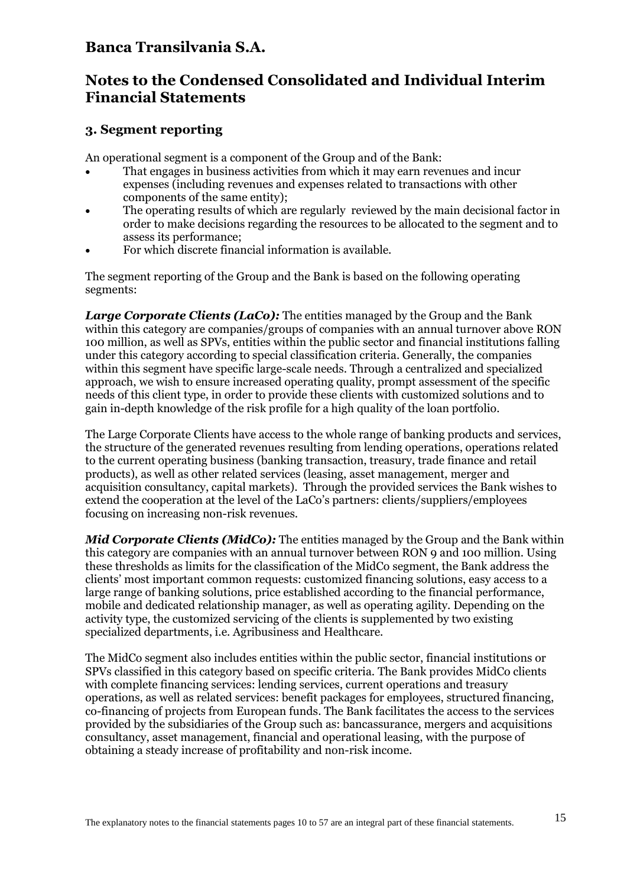## 3. Segment reporting

An operational segment is a component of the Group and of the Bank:

- That engages in business activities from which it may earn revenues and incur expenses (including revenues and expenses related to transactions with other components of the same entity);
- The operating results of which are regularly reviewed by the main decisional factor in order to make decisions regarding the resources to be allocated to the segment and to assess its performance;
- For which discrete financial information is available.

The segment reporting of the Group and the Bank is based on the following operating segments:

***Large Corporate Clients (LaCo):*** The entities managed by the Group and the Bank within this category are companies/groups of companies with an annual turnover above RON 100 million, as well as SPVs, entities within the public sector and financial institutions falling under this category according to special classification criteria. Generally, the companies within this segment have specific large-scale needs. Through a centralized and specialized approach, we wish to ensure increased operating quality, prompt assessment of the specific needs of this client type, in order to provide these clients with customized solutions and to gain in-depth knowledge of the risk profile for a high quality of the loan portfolio.

The Large Corporate Clients have access to the whole range of banking products and services, the structure of the generated revenues resulting from lending operations, operations related to the current operating business (banking transaction, treasury, trade finance and retail products), as well as other related services (leasing, asset management, merger and acquisition consultancy, capital markets). Through the provided services the Bank wishes to extend the cooperation at the level of the LaCo's partners: clients/suppliers/employees focusing on increasing non-risk revenues.

***Mid Corporate Clients (MidCo):*** The entities managed by the Group and the Bank within this category are companies with an annual turnover between RON 9 and 100 million. Using these thresholds as limits for the classification of the MidCo segment, the Bank address the clients' most important common requests: customized financing solutions, easy access to a large range of banking solutions, price established according to the financial performance, mobile and dedicated relationship manager, as well as operating agility. Depending on the activity type, the customized servicing of the clients is supplemented by two existing specialized departments, i.e. Agribusiness and Healthcare.

The MidCo segment also includes entities within the public sector, financial institutions or SPVs classified in this category based on specific criteria. The Bank provides MidCo clients with complete financing services: lending services, current operations and treasury operations, as well as related services: benefit packages for employees, structured financing, co-financing of projects from European funds. The Bank facilitates the access to the services provided by the subsidiaries of the Group such as: bancassurance, mergers and acquisitions consultancy, asset management, financial and operational leasing, with the purpose of obtaining a steady increase of profitability and non-risk income.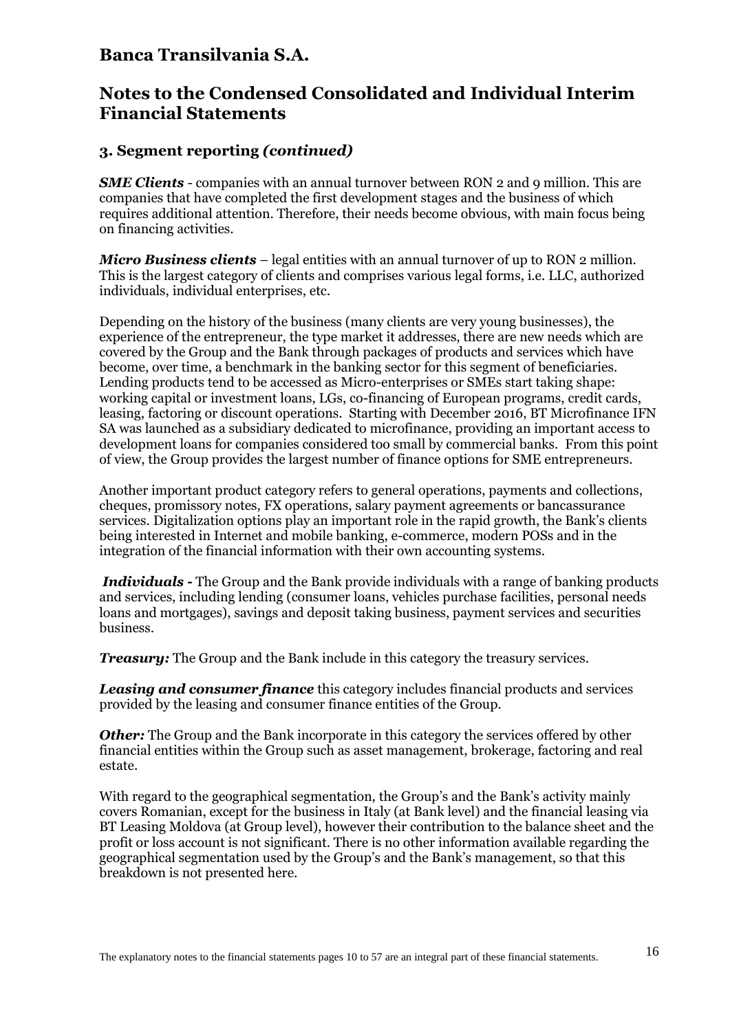# Banca Transilvania S.A.

## Notes to the Condensed Consolidated and Individual Interim Financial Statements

### 3. Segment reporting *(continued)*

***SME Clients*** - companies with an annual turnover between RON 2 and 9 million. This are companies that have completed the first development stages and the business of which requires additional attention. Therefore, their needs become obvious, with main focus being on financing activities.

***Micro Business clients*** – legal entities with an annual turnover of up to RON 2 million. This is the largest category of clients and comprises various legal forms, i.e. LLC, authorized individuals, individual enterprises, etc.

Depending on the history of the business (many clients are very young businesses), the experience of the entrepreneur, the type market it addresses, there are new needs which are covered by the Group and the Bank through packages of products and services which have become, over time, a benchmark in the banking sector for this segment of beneficiaries. Lending products tend to be accessed as Micro-enterprises or SMEs start taking shape: working capital or investment loans, LGs, co-financing of European programs, credit cards, leasing, factoring or discount operations. Starting with December 2016, BT Microfinance IFN SA was launched as a subsidiary dedicated to microfinance, providing an important access to development loans for companies considered too small by commercial banks. From this point of view, the Group provides the largest number of finance options for SME entrepreneurs.

Another important product category refers to general operations, payments and collections, cheques, promissory notes, FX operations, salary payment agreements or bancassurance services. Digitalization options play an important role in the rapid growth, the Bank's clients being interested in Internet and mobile banking, e-commerce, modern POSs and in the integration of the financial information with their own accounting systems.

***Individuals -*** The Group and the Bank provide individuals with a range of banking products and services, including lending (consumer loans, vehicles purchase facilities, personal needs loans and mortgages), savings and deposit taking business, payment services and securities business.

***Treasury:*** The Group and the Bank include in this category the treasury services.

***Leasing and consumer finance*** this category includes financial products and services provided by the leasing and consumer finance entities of the Group.

***Other:*** The Group and the Bank incorporate in this category the services offered by other financial entities within the Group such as asset management, brokerage, factoring and real estate.

With regard to the geographical segmentation, the Group's and the Bank's activity mainly covers Romanian, except for the business in Italy (at Bank level) and the financial leasing via BT Leasing Moldova (at Group level), however their contribution to the balance sheet and the profit or loss account is not significant. There is no other information available regarding the geographical segmentation used by the Group's and the Bank's management, so that this breakdown is not presented here.

The explanatory notes to the financial statements pages 10 to 57 are an integral part of these financial statements.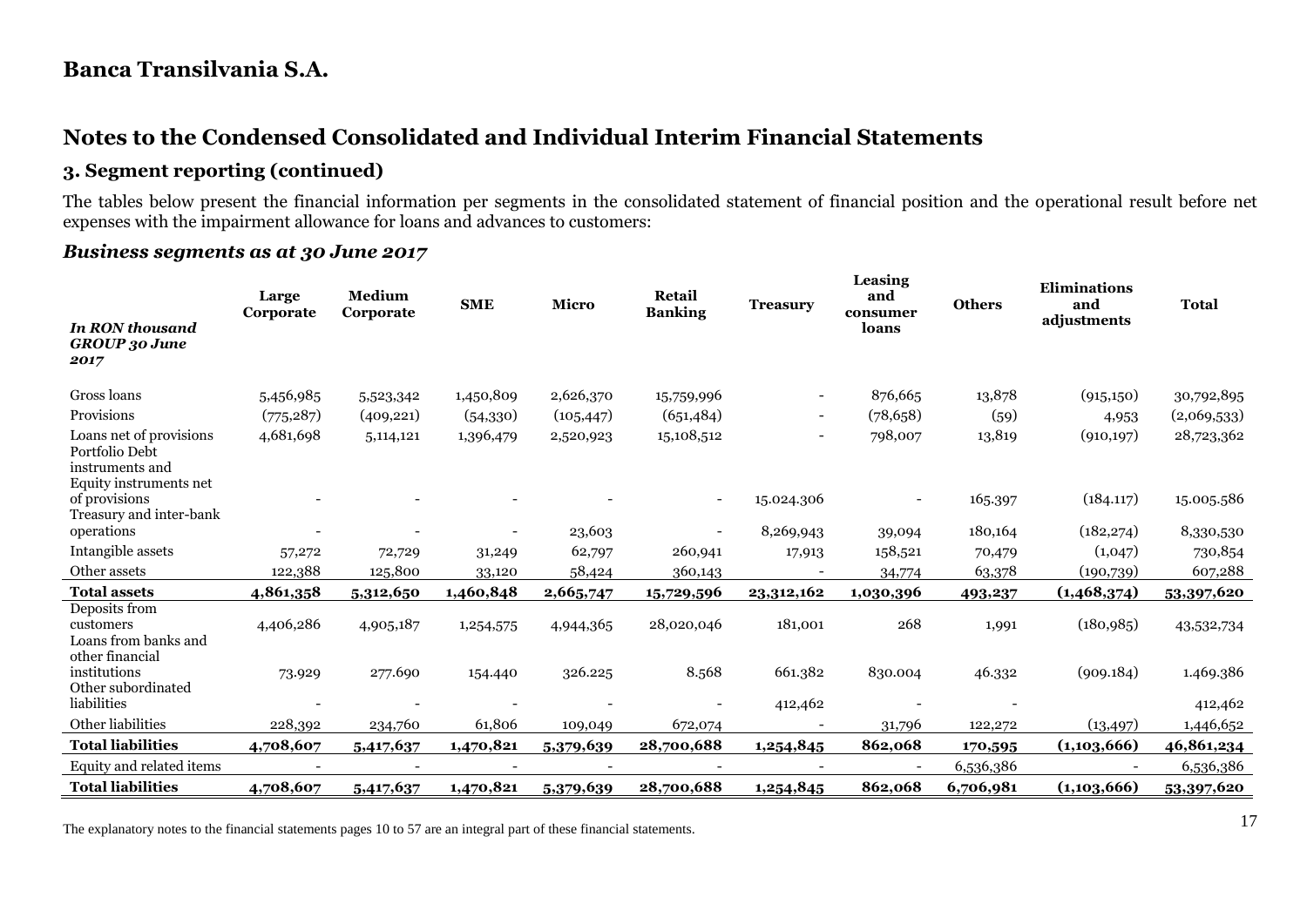# Banca Transilvania S.A.

## Notes to the Condensed Consolidated and Individual Interim Financial Statements

### 3. Segment reporting (continued)

The tables below present the financial information per segments in the consolidated statement of financial position and the operational result before net expenses with the impairment allowance for loans and advances to customers:

### *Business segments as at 30 June 2017*

| *In RON thousand GROUP 30 June 2017* | **Large Corporate** | **Medium Corporate** | **SME** | **Micro** | **Retail Banking** | **Treasury** | **Leasing and consumer loans** | **Others** | **Eliminations and adjustments** | **Total** |
|---|---|---|---|---|---|---|---|---|---|---|
| Gross loans | 5,456,985 | 5,523,342 | 1,450,809 | 2,626,370 | 15,759,996 | - | 876,665 | 13,878 | (915,150) | 30,792,895 |
| Provisions | (775,287) | (409,221) | (54,330) | (105,447) | (651,484) | - | (78,658) | (59) | 4,953 | (2,069,533) |
| Loans net of provisions | 4,681,698 | 5,114,121 | 1,396,479 | 2,520,923 | 15,108,512 | - | 798,007 | 13,819 | (910,197) | 28,723,362 |
| Portfolio Debt instruments and Equity instruments net of provisions | - | - | - | - | - | 15.024.306 | - | 165.397 | (184.117) | 15.005.586 |
| Treasury and inter-bank operations | - | - | - | 23,603 | - | 8,269,943 | 39,094 | 180,164 | (182,274) | 8,330,530 |
| Intangible assets | 57,272 | 72,729 | 31,249 | 62,797 | 260,941 | 17,913 | 158,521 | 70,479 | (1,047) | 730,854 |
| Other assets | 122,388 | 125,800 | 33,120 | 58,424 | 360,143 | - | 34,774 | 63,378 | (190,739) | 607,288 |
| **Total assets** | **4,861,358** | **5,312,650** | **1,460,848** | **2,665,747** | **15,729,596** | **23,312,162** | **1,030,396** | **493,237** | **(1,468,374)** | **53,397,620** |
| Deposits from customers | 4,406,286 | 4,905,187 | 1,254,575 | 4,944,365 | 28,020,046 | 181,001 | 268 | 1,991 | (180,985) | 43,532,734 |
| Loans from banks and other financial institutions | 73.929 | 277.690 | 154.440 | 326.225 | 8.568 | 661.382 | 830.004 | 46.332 | (909.184) | 1.469.386 |
| Other subordinated liabilities | - | - | - | - | - | 412,462 | - | - | | 412,462 |
| Other liabilities | 228,392 | 234,760 | 61,806 | 109,049 | 672,074 | - | 31,796 | 122,272 | (13,497) | 1,446,652 |
| **Total liabilities** | **4,708,607** | **5,417,637** | **1,470,821** | **5,379,639** | **28,700,688** | **1,254,845** | **862,068** | **170,595** | **(1,103,666)** | **46,861,234** |
| Equity and related items | - | - | - | - | - | - | - | 6,536,386 | - | 6,536,386 |
| **Total liabilities** | **4,708,607** | **5,417,637** | **1,470,821** | **5,379,639** | **28,700,688** | **1,254,845** | **862,068** | **6,706,981** | **(1,103,666)** | **53,397,620** |

The explanatory notes to the financial statements pages 10 to 57 are an integral part of these financial statements.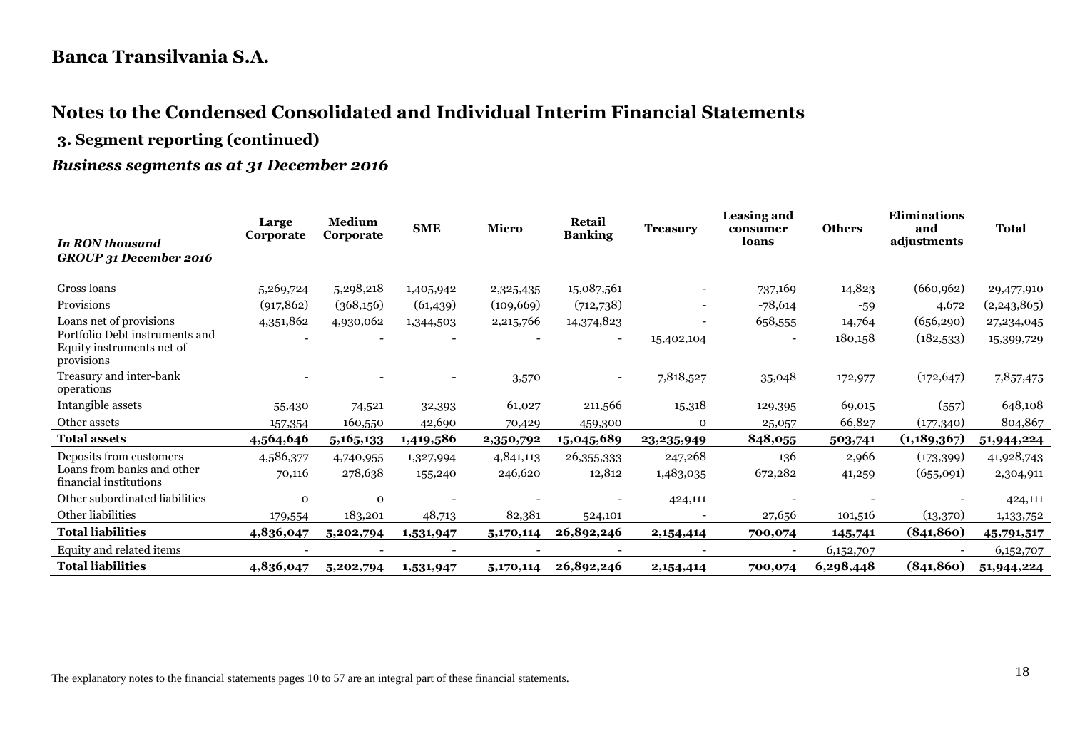# Banca Transilvania S.A.

## Notes to the Condensed Consolidated and Individual Interim Financial Statements

### 3. Segment reporting (continued)

### *Business segments as at 31 December 2016*

| *In RON thousand* *GROUP 31 December 2016* | Large Corporate | Medium Corporate | SME | Micro | Retail Banking | Treasury | Leasing and consumer loans | Others | Eliminations and adjustments | Total |
|---|---|---|---|---|---|---|---|---|---|---|
| Gross loans | 5,269,724 | 5,298,218 | 1,405,942 | 2,325,435 | 15,087,561 | - | 737,169 | 14,823 | (660,962) | 29,477,910 |
| Provisions | (917,862) | (368,156) | (61,439) | (109,669) | (712,738) | - | -78,614 | -59 | 4,672 | (2,243,865) |
| Loans net of provisions | 4,351,862 | 4,930,062 | 1,344,503 | 2,215,766 | 14,374,823 | - | 658,555 | 14,764 | (656,290) | 27,234,045 |
| Portfolio Debt instruments and Equity instruments net of provisions | - | - | - | - | - | 15,402,104 | - | 180,158 | (182,533) | 15,399,729 |
| Treasury and inter-bank operations | - | - | - | 3,570 | - | 7,818,527 | 35,048 | 172,977 | (172,647) | 7,857,475 |
| Intangible assets | 55,430 | 74,521 | 32,393 | 61,027 | 211,566 | 15,318 | 129,395 | 69,015 | (557) | 648,108 |
| Other assets | 157,354 | 160,550 | 42,690 | 70,429 | 459,300 | 0 | 25,057 | 66,827 | (177,340) | 804,867 |
| **Total assets** | **4,564,646** | **5,165,133** | **1,419,586** | **2,350,792** | **15,045,689** | **23,235,949** | **848,055** | **503,741** | **(1,189,367)** | **51,944,224** |
| Deposits from customers | 4,586,377 | 4,740,955 | 1,327,994 | 4,841,113 | 26,355,333 | 247,268 | 136 | 2,966 | (173,399) | 41,928,743 |
| Loans from banks and other financial institutions | 70,116 | 278,638 | 155,240 | 246,620 | 12,812 | 1,483,035 | 672,282 | 41,259 | (655,091) | 2,304,911 |
| Other subordinated liabilities | 0 | 0 | - | - | - | 424,111 | - | - | - | 424,111 |
| Other liabilities | 179,554 | 183,201 | 48,713 | 82,381 | 524,101 | - | 27,656 | 101,516 | (13,370) | 1,133,752 |
| **Total liabilities** | **4,836,047** | **5,202,794** | **1,531,947** | **5,170,114** | **26,892,246** | **2,154,414** | **700,074** | **145,741** | **(841,860)** | **45,791,517** |
| Equity and related items | - | - | - | - | - | - | - | 6,152,707 | - | 6,152,707 |
| **Total liabilities** | **4,836,047** | **5,202,794** | **1,531,947** | **5,170,114** | **26,892,246** | **2,154,414** | **700,074** | **6,298,448** | **(841,860)** | **51,944,224** |

The explanatory notes to the financial statements pages 10 to 57 are an integral part of these financial statements.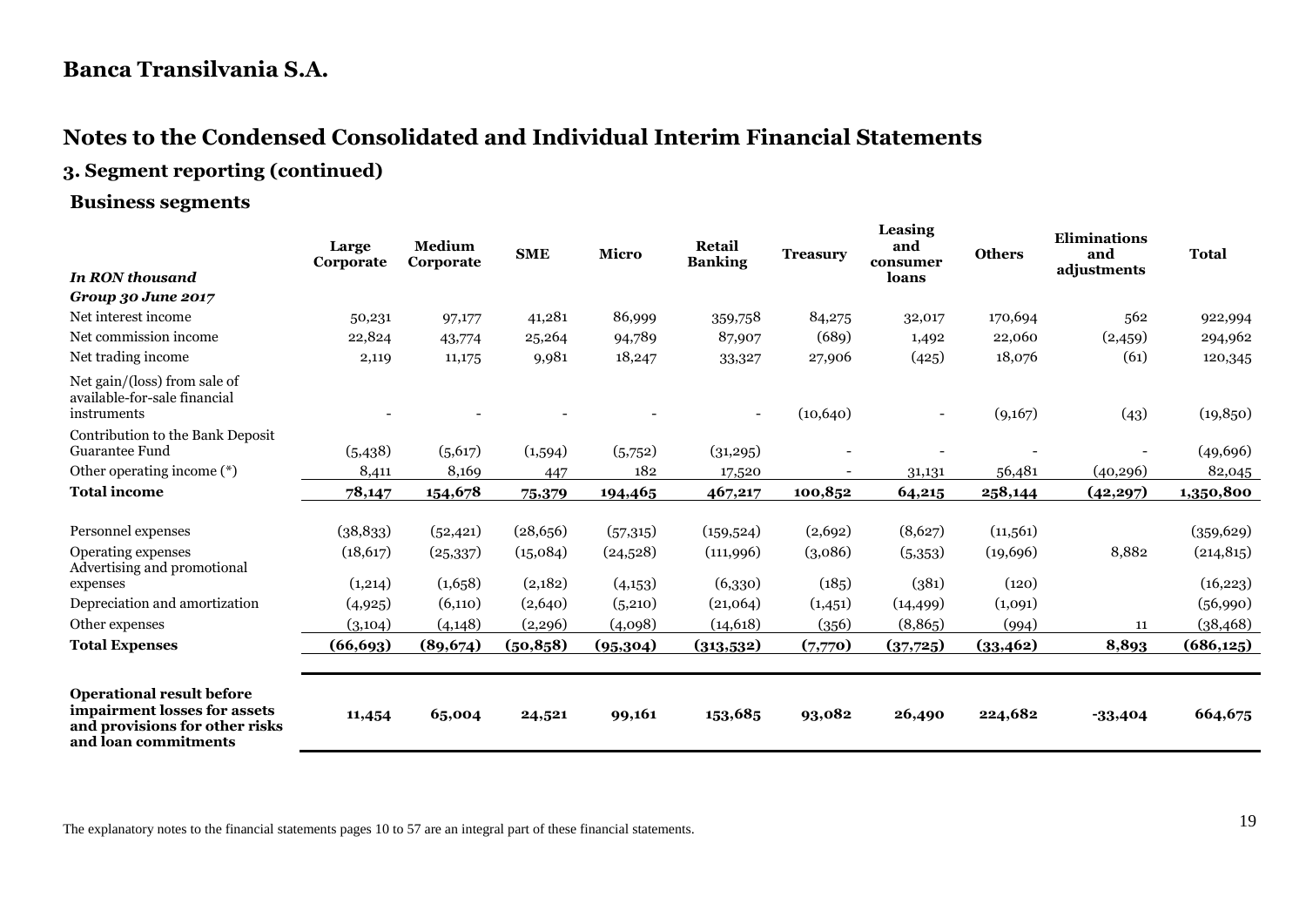# Banca Transilvania S.A.

## Notes to the Condensed Consolidated and Individual Interim Financial Statements

### 3. Segment reporting (continued)

### Business segments

| *In RON thousand* | Large Corporate | Medium Corporate | SME | Micro | Retail Banking | Treasury | Leasing and consumer loans | Others | Eliminations and adjustments | Total |
|---|---|---|---|---|---|---|---|---|---|---|
| ***Group 30 June 2017*** | | | | | | | | | | |
| Net interest income | 50,231 | 97,177 | 41,281 | 86,999 | 359,758 | 84,275 | 32,017 | 170,694 | 562 | 922,994 |
| Net commission income | 22,824 | 43,774 | 25,264 | 94,789 | 87,907 | (689) | 1,492 | 22,060 | (2,459) | 294,962 |
| Net trading income | 2,119 | 11,175 | 9,981 | 18,247 | 33,327 | 27,906 | (425) | 18,076 | (61) | 120,345 |
| Net gain/(loss) from sale of available-for-sale financial instruments | - | - | - | - | - | (10,640) | - | (9,167) | (43) | (19,850) |
| Contribution to the Bank Deposit Guarantee Fund | (5,438) | (5,617) | (1,594) | (5,752) | (31,295) | - | - | - | - | (49,696) |
| Other operating income (*) | 8,411 | 8,169 | 447 | 182 | 17,520 | - | 31,131 | 56,481 | (40,296) | 82,045 |
| **Total income** | **78,147** | **154,678** | **75,379** | **194,465** | **467,217** | **100,852** | **64,215** | **258,144** | **(42,297)** | **1,350,800** |
| Personnel expenses | (38,833) | (52,421) | (28,656) | (57,315) | (159,524) | (2,692) | (8,627) | (11,561) | | (359,629) |
| Operating expenses | (18,617) | (25,337) | (15,084) | (24,528) | (111,996) | (3,086) | (5,353) | (19,696) | 8,882 | (214,815) |
| Advertising and promotional expenses | (1,214) | (1,658) | (2,182) | (4,153) | (6,330) | (185) | (381) | (120) | | (16,223) |
| Depreciation and amortization | (4,925) | (6,110) | (2,640) | (5,210) | (21,064) | (1,451) | (14,499) | (1,091) | | (56,990) |
| Other expenses | (3,104) | (4,148) | (2,296) | (4,098) | (14,618) | (356) | (8,865) | (994) | 11 | (38,468) |
| **Total Expenses** | **(66,693)** | **(89,674)** | **(50,858)** | **(95,304)** | **(313,532)** | **(7,770)** | **(37,725)** | **(33,462)** | **8,893** | **(686,125)** |
| **Operational result before impairment losses for assets and provisions for other risks and loan commitments** | **11,454** | **65,004** | **24,521** | **99,161** | **153,685** | **93,082** | **26,490** | **224,682** | **-33,404** | **664,675** |

The explanatory notes to the financial statements pages 10 to 57 are an integral part of these financial statements.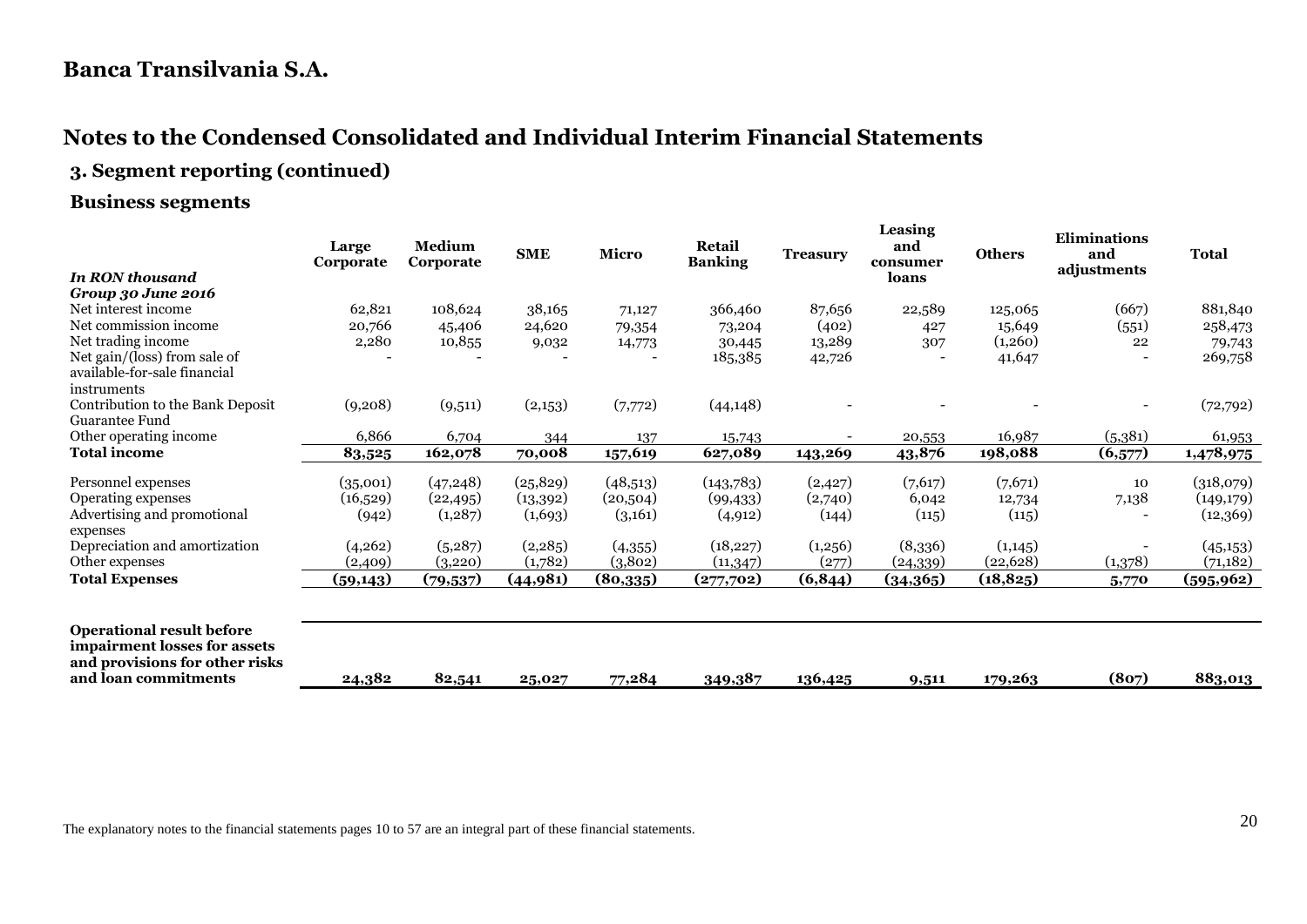## Banca Transilvania S.A.

## Notes to the Condensed Consolidated and Individual Interim Financial Statements

### 3. Segment reporting (continued)

### Business segments

| *In RON thousand* | Large Corporate | Medium Corporate | SME | Micro | Retail Banking | Treasury | Leasing and consumer loans | Others | Eliminations and adjustments | Total |
|---|---|---|---|---|---|---|---|---|---|---|
| ***Group 30 June 2016*** | | | | | | | | | | |
| Net interest income | 62,821 | 108,624 | 38,165 | 71,127 | 366,460 | 87,656 | 22,589 | 125,065 | (667) | 881,840 |
| Net commission income | 20,766 | 45,406 | 24,620 | 79,354 | 73,204 | (402) | 427 | 15,649 | (551) | 258,473 |
| Net trading income | 2,280 | 10,855 | 9,032 | 14,773 | 30,445 | 13,289 | 307 | (1,260) | 22 | 79,743 |
| Net gain/(loss) from sale of available-for-sale financial instruments | - | - | - | - | 185,385 | 42,726 | - | 41,647 | - | 269,758 |
| Contribution to the Bank Deposit Guarantee Fund | (9,208) | (9,511) | (2,153) | (7,772) | (44,148) | - | - | - | - | (72,792) |
| Other operating income | 6,866 | 6,704 | 344 | 137 | 15,743 | - | 20,553 | 16,987 | (5,381) | 61,953 |
| **Total income** | **83,525** | **162,078** | **70,008** | **157,619** | **627,089** | **143,269** | **43,876** | **198,088** | **(6,577)** | **1,478,975** |
| Personnel expenses | (35,001) | (47,248) | (25,829) | (48,513) | (143,783) | (2,427) | (7,617) | (7,671) | 10 | (318,079) |
| Operating expenses | (16,529) | (22,495) | (13,392) | (20,504) | (99,433) | (2,740) | 6,042 | 12,734 | 7,138 | (149,179) |
| Advertising and promotional expenses | (942) | (1,287) | (1,693) | (3,161) | (4,912) | (144) | (115) | (115) | - | (12,369) |
| Depreciation and amortization | (4,262) | (5,287) | (2,285) | (4,355) | (18,227) | (1,256) | (8,336) | (1,145) | - | (45,153) |
| Other expenses | (2,409) | (3,220) | (1,782) | (3,802) | (11,347) | (277) | (24,339) | (22,628) | (1,378) | (71,182) |
| **Total Expenses** | **(59,143)** | **(79,537)** | **(44,981)** | **(80,335)** | **(277,702)** | **(6,844)** | **(34,365)** | **(18,825)** | **5,770** | **(595,962)** |
| **Operational result before impairment losses for assets and provisions for other risks and loan commitments** | **24,382** | **82,541** | **25,027** | **77,284** | **349,387** | **136,425** | **9,511** | **179,263** | **(807)** | **883,013** |

The explanatory notes to the financial statements pages 10 to 57 are an integral part of these financial statements.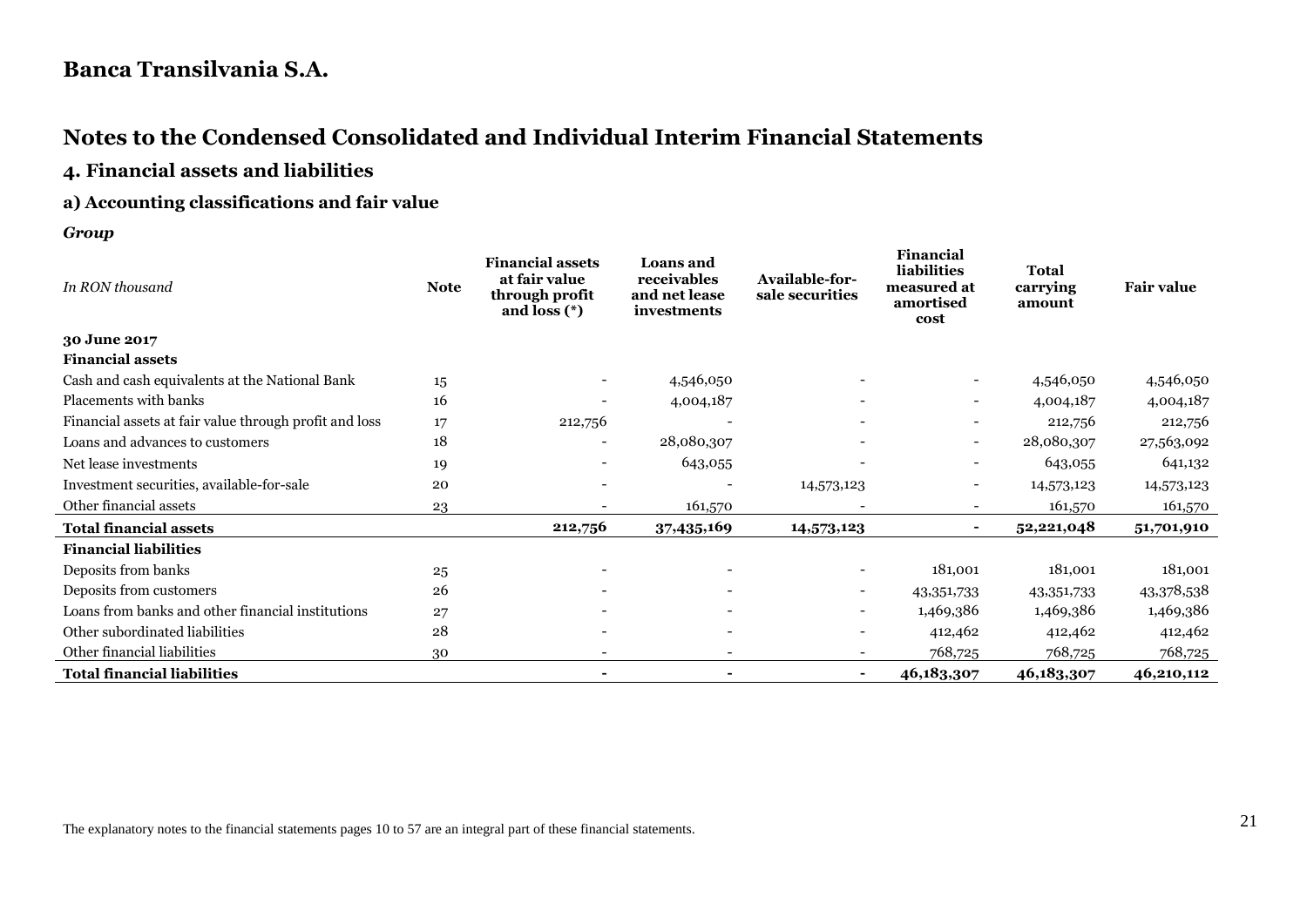# Banca Transilvania S.A.

## Notes to the Condensed Consolidated and Individual Interim Financial Statements

### 4. Financial assets and liabilities

### a) Accounting classifications and fair value

***Group***

| *In RON thousand* | Note | Financial assets at fair value through profit and loss (*) | Loans and receivables and net lease investments | Available-for-sale securities | Financial liabilities measured at amortised cost | Total carrying amount | Fair value |
|---|---|---|---|---|---|---|---|
| **30 June 2017** | | | | | | | |
| **Financial assets** | | | | | | | |
| Cash and cash equivalents at the National Bank | 15 | - | 4,546,050 | - | - | 4,546,050 | 4,546,050 |
| Placements with banks | 16 | - | 4,004,187 | - | - | 4,004,187 | 4,004,187 |
| Financial assets at fair value through profit and loss | 17 | 212,756 | - | - | - | 212,756 | 212,756 |
| Loans and advances to customers | 18 | - | 28,080,307 | - | - | 28,080,307 | 27,563,092 |
| Net lease investments | 19 | - | 643,055 | - | - | 643,055 | 641,132 |
| Investment securities, available-for-sale | 20 | - | - | 14,573,123 | - | 14,573,123 | 14,573,123 |
| Other financial assets | 23 | - | 161,570 | - | - | 161,570 | 161,570 |
| **Total financial assets** | | **212,756** | **37,435,169** | **14,573,123** | **-** | **52,221,048** | **51,701,910** |
| **Financial liabilities** | | | | | | | |
| Deposits from banks | 25 | - | - | - | 181,001 | 181,001 | 181,001 |
| Deposits from customers | 26 | - | - | - | 43,351,733 | 43,351,733 | 43,378,538 |
| Loans from banks and other financial institutions | 27 | - | - | - | 1,469,386 | 1,469,386 | 1,469,386 |
| Other subordinated liabilities | 28 | - | - | - | 412,462 | 412,462 | 412,462 |
| Other financial liabilities | 30 | - | - | - | 768,725 | 768,725 | 768,725 |
| **Total financial liabilities** | | **-** | **-** | **-** | **46,183,307** | **46,183,307** | **46,210,112** |

The explanatory notes to the financial statements pages 10 to 57 are an integral part of these financial statements.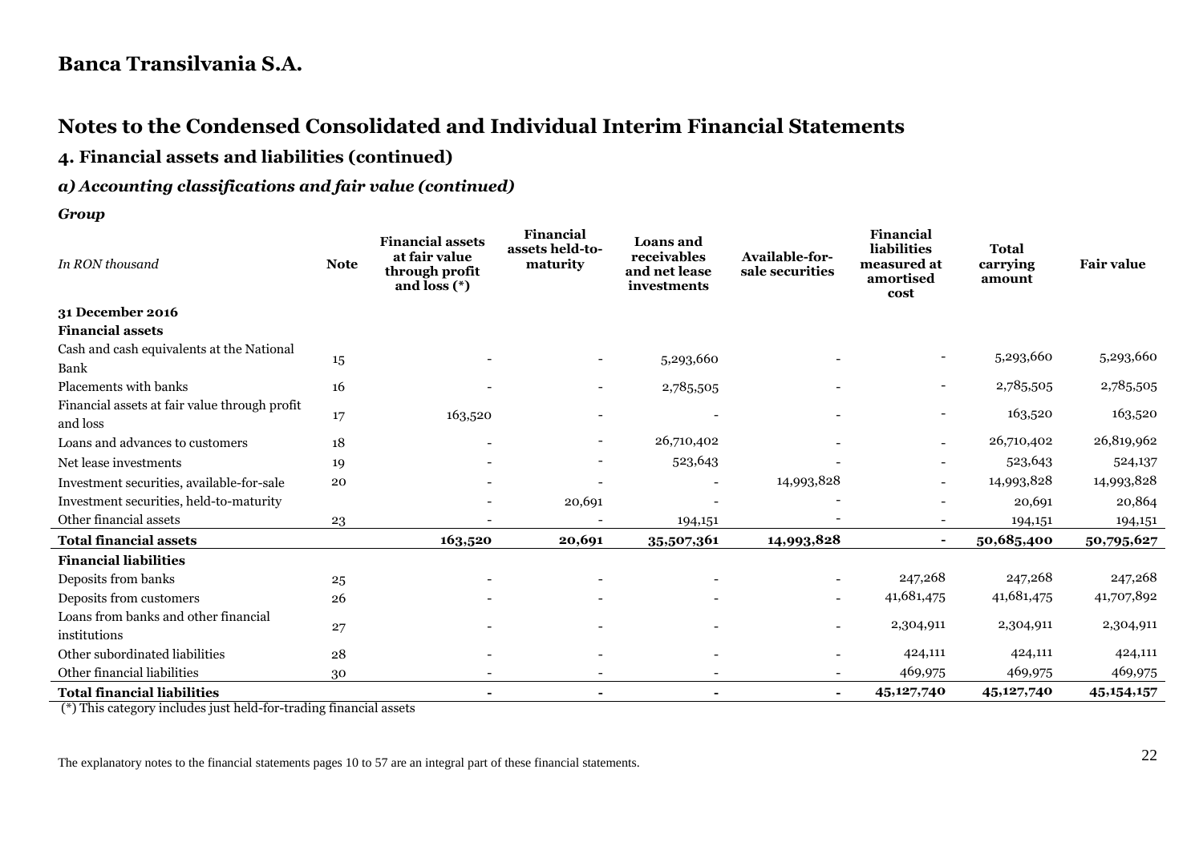# Banca Transilvania S.A.

## Notes to the Condensed Consolidated and Individual Interim Financial Statements

### 4. Financial assets and liabilities (continued)

### *a) Accounting classifications and fair value (continued)*

***Group***

| *In RON thousand* | Note | Financial assets at fair value through profit and loss (*) | Financial assets held-to-maturity | Loans and receivables and net lease investments | Available-for-sale securities | Financial liabilities measured at amortised cost | Total carrying amount | Fair value |
|---|---|---|---|---|---|---|---|---|
| **31 December 2016** | | | | | | | | |
| **Financial assets** | | | | | | | | |
| Cash and cash equivalents at the National Bank | 15 | - | - | 5,293,660 | - | - | 5,293,660 | 5,293,660 |
| Placements with banks | 16 | - | - | 2,785,505 | - | - | 2,785,505 | 2,785,505 |
| Financial assets at fair value through profit and loss | 17 | 163,520 | - | - | - | - | 163,520 | 163,520 |
| Loans and advances to customers | 18 | - | - | 26,710,402 | - | - | 26,710,402 | 26,819,962 |
| Net lease investments | 19 | - | - | 523,643 | - | - | 523,643 | 524,137 |
| Investment securities, available-for-sale | 20 | - | - | - | 14,993,828 | - | 14,993,828 | 14,993,828 |
| Investment securities, held-to-maturity | | - | 20,691 | - | - | - | 20,691 | 20,864 |
| Other financial assets | 23 | - | - | 194,151 | - | - | 194,151 | 194,151 |
| **Total financial assets** | | **163,520** | **20,691** | **35,507,361** | **14,993,828** | **-** | **50,685,400** | **50,795,627** |
| **Financial liabilities** | | | | | | | | |
| Deposits from banks | 25 | - | - | - | - | 247,268 | 247,268 | 247,268 |
| Deposits from customers | 26 | - | - | - | - | 41,681,475 | 41,681,475 | 41,707,892 |
| Loans from banks and other financial institutions | 27 | - | - | - | - | 2,304,911 | 2,304,911 | 2,304,911 |
| Other subordinated liabilities | 28 | - | - | - | - | 424,111 | 424,111 | 424,111 |
| Other financial liabilities | 30 | - | - | - | - | 469,975 | 469,975 | 469,975 |
| **Total financial liabilities** | | **-** | **-** | **-** | **-** | **45,127,740** | **45,127,740** | **45,154,157** |

(*) This category includes just held-for-trading financial assets

The explanatory notes to the financial statements pages 10 to 57 are an integral part of these financial statements.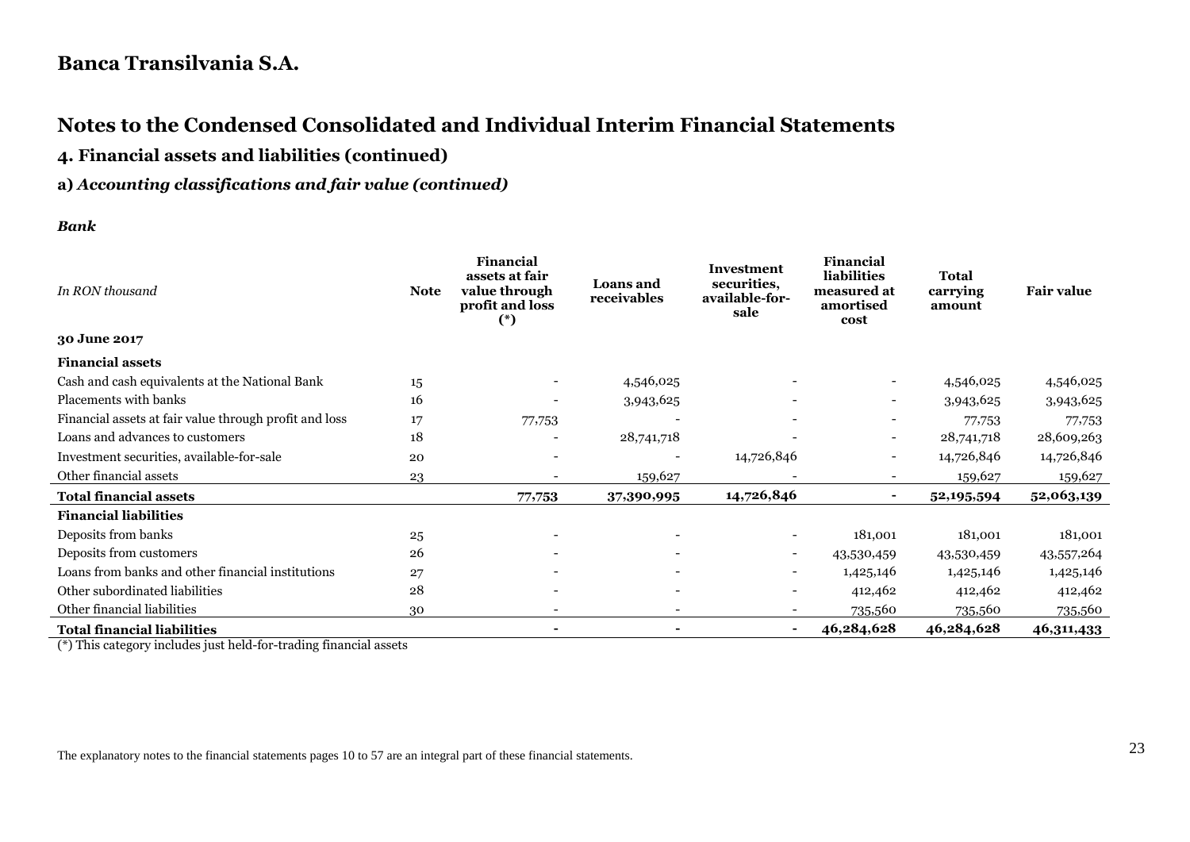# Banca Transilvania S.A.

## Notes to the Condensed Consolidated and Individual Interim Financial Statements

### 4. Financial assets and liabilities (continued)

### a) *Accounting classifications and fair value (continued)*

***Bank***

| *In RON thousand* | Note | Financial assets at fair value through profit and loss (*) | Loans and receivables | Investment securities, available-for-sale | Financial liabilities measured at amortised cost | Total carrying amount | Fair value |
|---|---|---|---|---|---|---|---|
| **30 June 2017** | | | | | | | |
| **Financial assets** | | | | | | | |
| Cash and cash equivalents at the National Bank | 15 | - | 4,546,025 | - | - | 4,546,025 | 4,546,025 |
| Placements with banks | 16 | - | 3,943,625 | - | - | 3,943,625 | 3,943,625 |
| Financial assets at fair value through profit and loss | 17 | 77,753 | - | - | - | 77,753 | 77,753 |
| Loans and advances to customers | 18 | - | 28,741,718 | - | - | 28,741,718 | 28,609,263 |
| Investment securities, available-for-sale | 20 | - | - | 14,726,846 | - | 14,726,846 | 14,726,846 |
| Other financial assets | 23 | - | 159,627 | - | - | 159,627 | 159,627 |
| **Total financial assets** | | **77,753** | **37,390,995** | **14,726,846** | **-** | **52,195,594** | **52,063,139** |
| **Financial liabilities** | | | | | | | |
| Deposits from banks | 25 | - | - | - | 181,001 | 181,001 | 181,001 |
| Deposits from customers | 26 | - | - | - | 43,530,459 | 43,530,459 | 43,557,264 |
| Loans from banks and other financial institutions | 27 | - | - | - | 1,425,146 | 1,425,146 | 1,425,146 |
| Other subordinated liabilities | 28 | - | - | - | 412,462 | 412,462 | 412,462 |
| Other financial liabilities | 30 | - | - | - | 735,560 | 735,560 | 735,560 |
| **Total financial liabilities** | | **-** | **-** | **-** | **46,284,628** | **46,284,628** | **46,311,433** |

(*) This category includes just held-for-trading financial assets

The explanatory notes to the financial statements pages 10 to 57 are an integral part of these financial statements.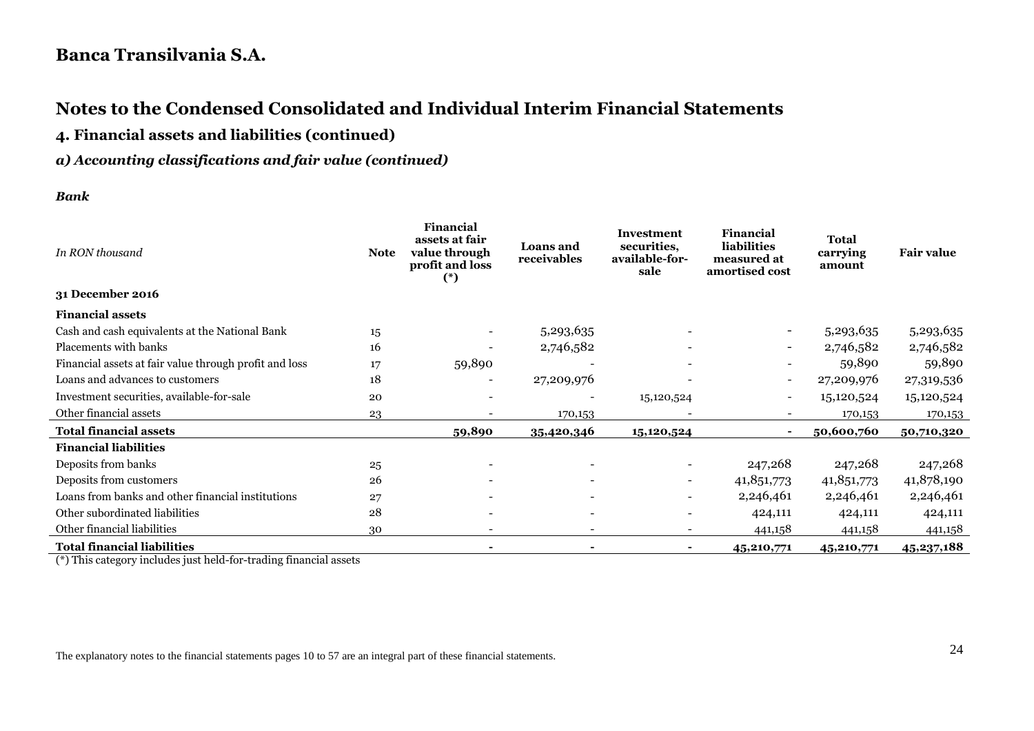# Banca Transilvania S.A.

## Notes to the Condensed Consolidated and Individual Interim Financial Statements

### 4. Financial assets and liabilities (continued)

#### *a) Accounting classifications and fair value (continued)*

***Bank***

| *In RON thousand* | Note | Financial assets at fair value through profit and loss (*) | Loans and receivables | Investment securities, available-for-sale | Financial liabilities measured at amortised cost | Total carrying amount | Fair value |
|---|---|---|---|---|---|---|---|
| **31 December 2016** | | | | | | | |
| **Financial assets** | | | | | | | |
| Cash and cash equivalents at the National Bank | 15 | - | 5,293,635 | - | - | 5,293,635 | 5,293,635 |
| Placements with banks | 16 | - | 2,746,582 | - | - | 2,746,582 | 2,746,582 |
| Financial assets at fair value through profit and loss | 17 | 59,890 | - | - | - | 59,890 | 59,890 |
| Loans and advances to customers | 18 | - | 27,209,976 | - | - | 27,209,976 | 27,319,536 |
| Investment securities, available-for-sale | 20 | - | - | 15,120,524 | - | 15,120,524 | 15,120,524 |
| Other financial assets | 23 | - | 170,153 | - | - | 170,153 | 170,153 |
| **Total financial assets** | | **59,890** | **35,420,346** | **15,120,524** | **-** | **50,600,760** | **50,710,320** |
| **Financial liabilities** | | | | | | | |
| Deposits from banks | 25 | - | - | - | 247,268 | 247,268 | 247,268 |
| Deposits from customers | 26 | - | - | - | 41,851,773 | 41,851,773 | 41,878,190 |
| Loans from banks and other financial institutions | 27 | - | - | - | 2,246,461 | 2,246,461 | 2,246,461 |
| Other subordinated liabilities | 28 | - | - | - | 424,111 | 424,111 | 424,111 |
| Other financial liabilities | 30 | - | - | - | 441,158 | 441,158 | 441,158 |
| **Total financial liabilities** | | **-** | **-** | **-** | **45,210,771** | **45,210,771** | **45,237,188** |

(*) This category includes just held-for-trading financial assets

The explanatory notes to the financial statements pages 10 to 57 are an integral part of these financial statements.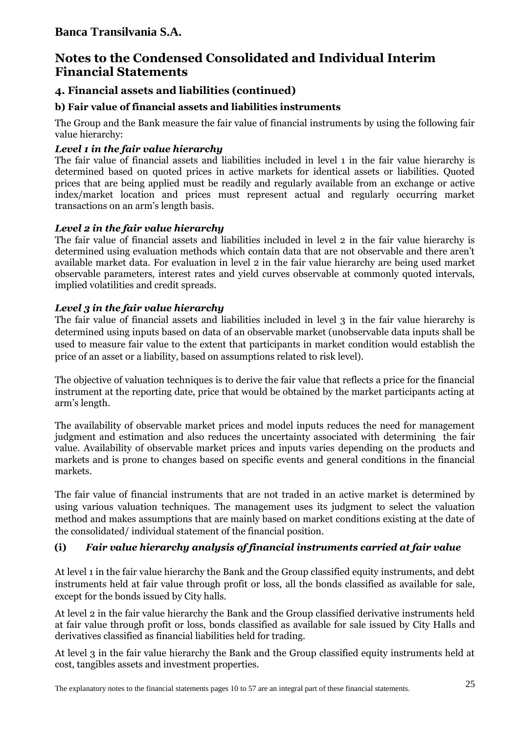# Notes to the Condensed Consolidated and Individual Interim Financial Statements

## 4. Financial assets and liabilities (continued)

### b) Fair value of financial assets and liabilities instruments

The Group and the Bank measure the fair value of financial instruments by using the following fair value hierarchy:

***Level 1 in the fair value hierarchy***

The fair value of financial assets and liabilities included in level 1 in the fair value hierarchy is determined based on quoted prices in active markets for identical assets or liabilities. Quoted prices that are being applied must be readily and regularly available from an exchange or active index/market location and prices must represent actual and regularly occurring market transactions on an arm's length basis.

***Level 2 in the fair value hierarchy***

The fair value of financial assets and liabilities included in level 2 in the fair value hierarchy is determined using evaluation methods which contain data that are not observable and there aren't available market data. For evaluation in level 2 in the fair value hierarchy are being used market observable parameters, interest rates and yield curves observable at commonly quoted intervals, implied volatilities and credit spreads.

***Level 3 in the fair value hierarchy***

The fair value of financial assets and liabilities included in level 3 in the fair value hierarchy is determined using inputs based on data of an observable market (unobservable data inputs shall be used to measure fair value to the extent that participants in market condition would establish the price of an asset or a liability, based on assumptions related to risk level).

The objective of valuation techniques is to derive the fair value that reflects a price for the financial instrument at the reporting date, price that would be obtained by the market participants acting at arm's length.

The availability of observable market prices and model inputs reduces the need for management judgment and estimation and also reduces the uncertainty associated with determining the fair value. Availability of observable market prices and inputs varies depending on the products and markets and is prone to changes based on specific events and general conditions in the financial markets.

The fair value of financial instruments that are not traded in an active market is determined by using various valuation techniques. The management uses its judgment to select the valuation method and makes assumptions that are mainly based on market conditions existing at the date of the consolidated/ individual statement of the financial position.

### (i) *Fair value hierarchy analysis of financial instruments carried at fair value*

At level 1 in the fair value hierarchy the Bank and the Group classified equity instruments, and debt instruments held at fair value through profit or loss, all the bonds classified as available for sale, except for the bonds issued by City halls.

At level 2 in the fair value hierarchy the Bank and the Group classified derivative instruments held at fair value through profit or loss, bonds classified as available for sale issued by City Halls and derivatives classified as financial liabilities held for trading.

At level 3 in the fair value hierarchy the Bank and the Group classified equity instruments held at cost, tangibles assets and investment properties.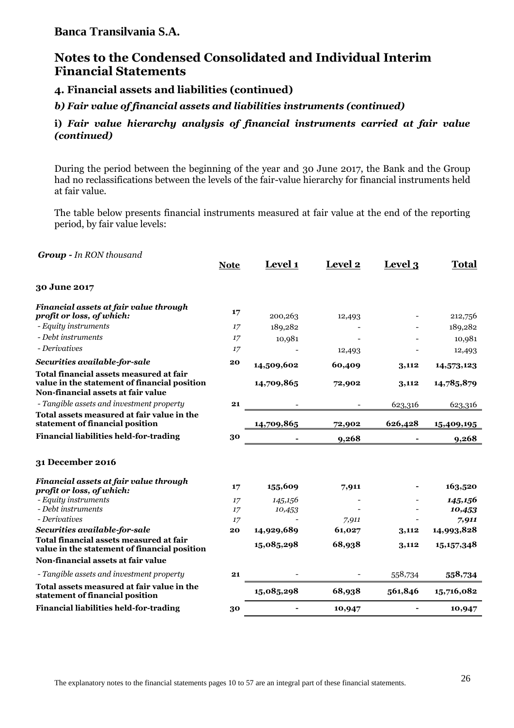Banca Transilvania S.A.

# Notes to the Condensed Consolidated and Individual Interim Financial Statements

## 4. Financial assets and liabilities (continued)

### *b) Fair value of financial assets and liabilities instruments (continued)*

### i) *Fair value hierarchy analysis of financial instruments carried at fair value (continued)*

During the period between the beginning of the year and 30 June 2017, the Bank and the Group had no reclassifications between the levels of the fair-value hierarchy for financial instruments held at fair value.

The table below presents financial instruments measured at fair value at the end of the reporting period, by fair value levels:

| ***Group** - In RON thousand* | **Note** | **Level 1** | **Level 2** | **Level 3** | **Total** |
|---|---|---|---|---|---|
| **30 June 2017** | | | | | |
| ***Financial assets at fair value through profit or loss, of which:*** | **17** | 200,263 | 12,493 | - | 212,756 |
| *- Equity instruments* | *17* | 189,282 | - | - | 189,282 |
| *- Debt instruments* | *17* | 10,981 | - | - | 10,981 |
| *- Derivatives* | *17* | - | 12,493 | - | 12,493 |
| ***Securities available-for-sale*** | **20** | **14,509,602** | **60,409** | **3,112** | **14,573,123** |
| **Total financial assets measured at fair value in the statement of financial position** | | **14,709,865** | **72,902** | **3,112** | **14,785,879** |
| **Non-financial assets at fair value** | | | | | |
| *- Tangible assets and investment property* | **21** | - | - | 623,316 | 623,316 |
| **Total assets measured at fair value in the statement of financial position** | | **14,709,865** | **72,902** | **626,428** | **15,409,195** |
| **Financial liabilities held-for-trading** | **30** | **-** | **9,268** | **-** | **9,268** |
| **31 December 2016** | | | | | |
| ***Financial assets at fair value through profit or loss, of which:*** | **17** | **155,609** | **7,911** | **-** | **163,520** |
| *- Equity instruments* | *17* | *145,156* | - | - | ***145,156*** |
| *- Debt instruments* | *17* | *10,453* | - | - | ***10,453*** |
| *- Derivatives* | *17* | - | *7,911* | - | ***7,911*** |
| ***Securities available-for-sale*** | **20** | **14,929,689** | **61,027** | **3,112** | **14,993,828** |
| **Total financial assets measured at fair value in the statement of financial position** | | **15,085,298** | **68,938** | **3,112** | **15,157,348** |
| **Non-financial assets at fair value** | | | | | |
| *- Tangible assets and investment property* | **21** | - | - | 558,734 | **558,734** |
| **Total assets measured at fair value in the statement of financial position** | | **15,085,298** | **68,938** | **561,846** | **15,716,082** |
| **Financial liabilities held-for-trading** | **30** | **-** | **10,947** | **-** | **10,947** |

The explanatory notes to the financial statements pages 10 to 57 are an integral part of these financial statements.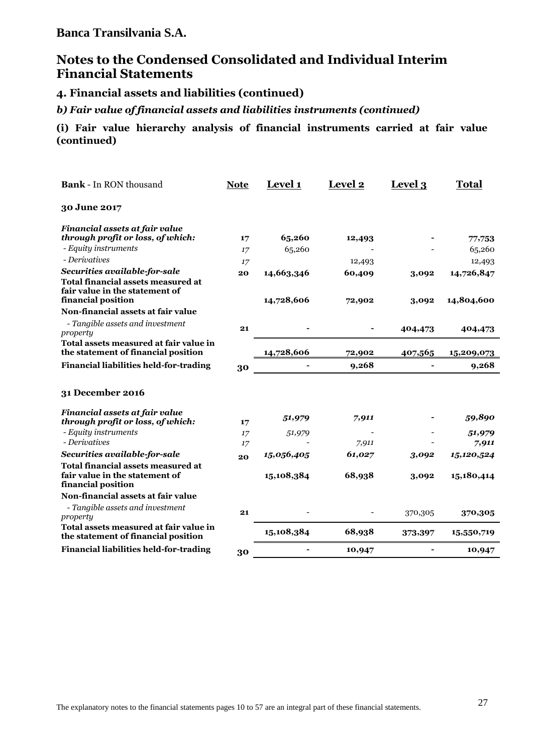**Banca Transilvania S.A.**

# Notes to the Condensed Consolidated and Individual Interim Financial Statements

## 4. Financial assets and liabilities (continued)

### *b) Fair value of financial assets and liabilities instruments (continued)*

### (i) Fair value hierarchy analysis of financial instruments carried at fair value (continued)

| **Bank** - In RON thousand | **Note** | **Level 1** | **Level 2** | **Level 3** | **Total** |
|---|---|---|---|---|---|
| **30 June 2017** | | | | | |
| ***Financial assets at fair value through profit or loss, of which:*** | **17** | **65,260** | **12,493** | **-** | **77,753** |
| *- Equity instruments* | *17* | 65,260 | - | - | 65,260 |
| *- Derivatives* | *17* | | 12,493 | | 12,493 |
| ***Securities available-for-sale*** | **20** | **14,663,346** | **60,409** | **3,092** | **14,726,847** |
| **Total financial assets measured at fair value in the statement of financial position** | | **14,728,606** | **72,902** | **3,092** | **14,804,600** |
| **Non-financial assets at fair value** | | | | | |
| *- Tangible assets and investment property* | **21** | **-** | **-** | **404,473** | **404,473** |
| **Total assets measured at fair value in the statement of financial position** | | **14,728,606** | **72,902** | **407,565** | **15,209,073** |
| **Financial liabilities held-for-trading** | **30** | **-** | **9,268** | **-** | **9,268** |
| **31 December 2016** | | | | | |
| ***Financial assets at fair value through profit or loss, of which:*** | **17** | ***51,979*** | ***7,911*** | **-** | ***59,890*** |
| *- Equity instruments* | *17* | *51,979* | - | - | ***51,979*** |
| *- Derivatives* | *17* | - | *7,911* | - | ***7,911*** |
| ***Securities available-for-sale*** | **20** | ***15,056,405*** | ***61,027*** | ***3,092*** | ***15,120,524*** |
| **Total financial assets measured at fair value in the statement of financial position** | | **15,108,384** | **68,938** | **3,092** | **15,180,414** |
| **Non-financial assets at fair value** | | | | | |
| *- Tangible assets and investment property* | **21** | - | - | 370,305 | **370,305** |
| **Total assets measured at fair value in the statement of financial position** | | **15,108,384** | **68,938** | **373,397** | **15,550,719** |
| **Financial liabilities held-for-trading** | **30** | **-** | **10,947** | **-** | **10,947** |

The explanatory notes to the financial statements pages 10 to 57 are an integral part of these financial statements.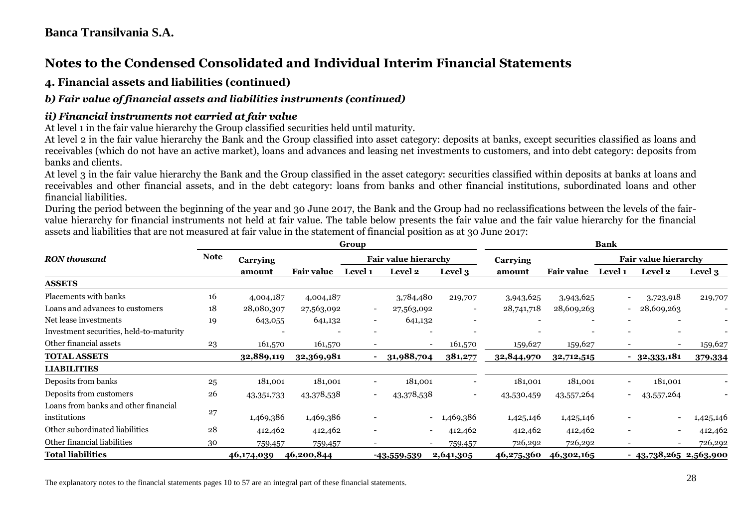**Banca Transilvania S.A.**

# Notes to the Condensed Consolidated and Individual Interim Financial Statements

## 4. Financial assets and liabilities (continued)

### *b) Fair value of financial assets and liabilities instruments (continued)*

#### *ii) Financial instruments not carried at fair value*

At level 1 in the fair value hierarchy the Group classified securities held until maturity.

At level 2 in the fair value hierarchy the Bank and the Group classified into asset category: deposits at banks, except securities classified as loans and receivables (which do not have an active market), loans and advances and leasing net investments to customers, and into debt category: deposits from banks and clients.

At level 3 in the fair value hierarchy the Bank and the Group classified in the asset category: securities classified within deposits at banks at loans and receivables and other financial assets, and in the debt category: loans from banks and other financial institutions, subordinated loans and other financial liabilities.

During the period between the beginning of the year and 30 June 2017, the Bank and the Group had no reclassifications between the levels of the fair-value hierarchy for financial instruments not held at fair value. The table below presents the fair value and the fair value hierarchy for the financial assets and liabilities that are not measured at fair value in the statement of financial position as at 30 June 2017:

| *RON thousand* | Note | Group | | | | | Bank | | | | |
|---|---|---|---|---|---|---|---|---|---|---|---|
| | | Carrying amount | Fair value | Fair value hierarchy | | | Carrying amount | Fair value | Fair value hierarchy | | |
| | | | | Level 1 | Level 2 | Level 3 | | | Level 1 | Level 2 | Level 3 |
| **ASSETS** | | | | | | | | | | | |
| Placements with banks | 16 | 4,004,187 | 4,004,187 | | 3,784,480 | 219,707 | 3,943,625 | 3,943,625 | - | 3,723,918 | 219,707 |
| Loans and advances to customers | 18 | 28,080,307 | 27,563,092 | - | 27,563,092 | - | 28,741,718 | 28,609,263 | - | 28,609,263 | - |
| Net lease investments | 19 | 643,055 | 641,132 | - | 641,132 | - | - | - | - | - | - |
| Investment securities, held-to-maturity | | - | - | - | - | - | - | - | - | - | - |
| Other financial assets | 23 | 161,570 | 161,570 | - | - | 161,570 | 159,627 | 159,627 | - | - | 159,627 |
| **TOTAL ASSETS** | | **32,889,119** | **32,369,981** | **-** | **31,988,704** | **381,277** | **32,844,970** | **32,712,515** | **-** | **32,333,181** | **379,334** |
| **LIABILITIES** | | | | | | | | | | | |
| Deposits from banks | 25 | 181,001 | 181,001 | - | 181,001 | - | 181,001 | 181,001 | - | 181,001 | - |
| Deposits from customers | 26 | 43,351,733 | 43,378,538 | - | 43,378,538 | - | 43,530,459 | 43,557,264 | - | 43,557,264 | - |
| Loans from banks and other financial institutions | 27 | 1,469,386 | 1,469,386 | - | - | 1,469,386 | 1,425,146 | 1,425,146 | - | - | 1,425,146 |
| Other subordinated liabilities | 28 | 412,462 | 412,462 | - | - | 412,462 | 412,462 | 412,462 | - | - | 412,462 |
| Other financial liabilities | 30 | 759,457 | 759,457 | - | - | 759,457 | 726,292 | 726,292 | - | - | 726,292 |
| **Total liabilities** | | **46,174,039** | **46,200,844** | | **-43,559,539** | **2,641,305** | **46,275,360** | **46,302,165** | **-** | **43,738,265** | **2,563,900** |

The explanatory notes to the financial statements pages 10 to 57 are an integral part of these financial statements.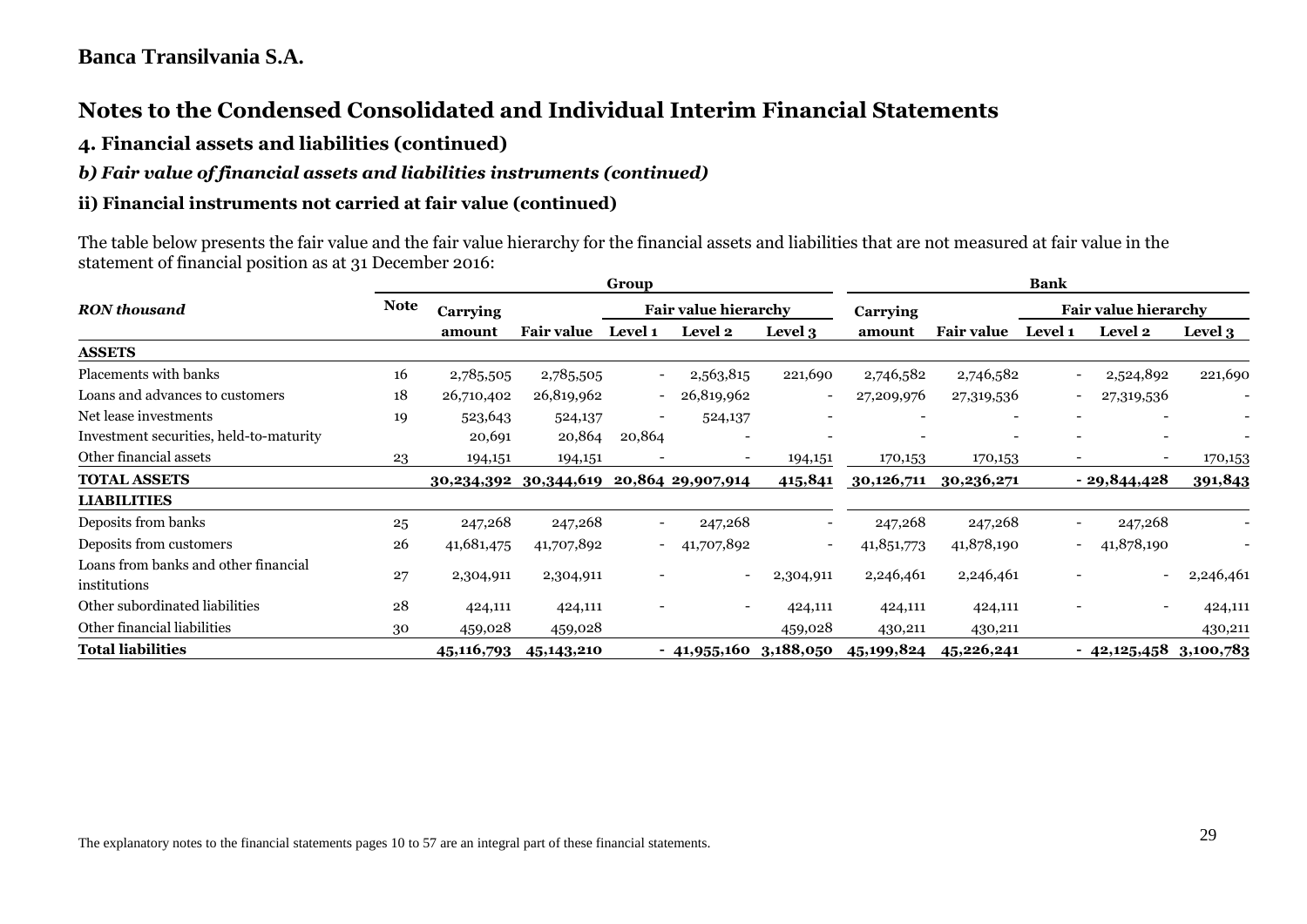## Banca Transilvania S.A.

# Notes to the Condensed Consolidated and Individual Interim Financial Statements

### 4. Financial assets and liabilities (continued)

### *b) Fair value of financial assets and liabilities instruments (continued)*

### ii) Financial instruments not carried at fair value (continued)

The table below presents the fair value and the fair value hierarchy for the financial assets and liabilities that are not measured at fair value in the statement of financial position as at 31 December 2016:

| *RON thousand* | Note | Group | | | | | Bank | | | | |
|---|---|---|---|---|---|---|---|---|---|---|---|
| | | Carrying amount | Fair value | Fair value hierarchy Level 1 | Level 2 | Level 3 | Carrying amount | Fair value | Fair value hierarchy Level 1 | Level 2 | Level 3 |
| **ASSETS** | | | | | | | | | | | |
| Placements with banks | 16 | 2,785,505 | 2,785,505 | - | 2,563,815 | 221,690 | 2,746,582 | 2,746,582 | - | 2,524,892 | 221,690 |
| Loans and advances to customers | 18 | 26,710,402 | 26,819,962 | - | 26,819,962 | - | 27,209,976 | 27,319,536 | - | 27,319,536 | - |
| Net lease investments | 19 | 523,643 | 524,137 | - | 524,137 | - | - | - | - | - | - |
| Investment securities, held-to-maturity | | 20,691 | 20,864 | 20,864 | - | - | - | - | - | - | - |
| Other financial assets | 23 | 194,151 | 194,151 | - | - | 194,151 | 170,153 | 170,153 | - | - | 170,153 |
| **TOTAL ASSETS** | | **30,234,392** | **30,344,619** | **20,864** | **29,907,914** | **415,841** | **30,126,711** | **30,236,271** | **-** | **29,844,428** | **391,843** |
| **LIABILITIES** | | | | | | | | | | | |
| Deposits from banks | 25 | 247,268 | 247,268 | - | 247,268 | - | 247,268 | 247,268 | - | 247,268 | - |
| Deposits from customers | 26 | 41,681,475 | 41,707,892 | - | 41,707,892 | - | 41,851,773 | 41,878,190 | - | 41,878,190 | - |
| Loans from banks and other financial institutions | 27 | 2,304,911 | 2,304,911 | - | - | 2,304,911 | 2,246,461 | 2,246,461 | - | - | 2,246,461 |
| Other subordinated liabilities | 28 | 424,111 | 424,111 | - | - | 424,111 | 424,111 | 424,111 | - | - | 424,111 |
| Other financial liabilities | 30 | 459,028 | 459,028 | | | 459,028 | 430,211 | 430,211 | | | 430,211 |
| **Total liabilities** | | **45,116,793** | **45,143,210** | **-** | **41,955,160** | **3,188,050** | **45,199,824** | **45,226,241** | **-** | **42,125,458** | **3,100,783** |

The explanatory notes to the financial statements pages 10 to 57 are an integral part of these financial statements.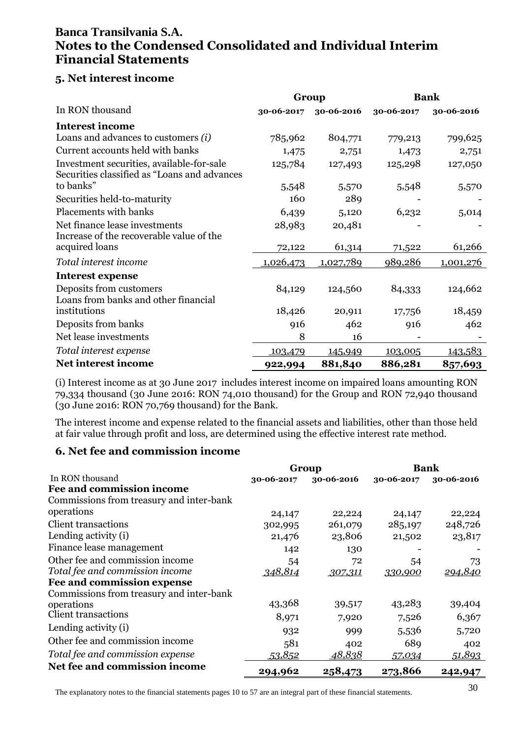# Banca Transilvania S.A.
# Notes to the Condensed Consolidated and Individual Interim Financial Statements

## 5. Net interest income

| In RON thousand | Group | | Bank | |
|---|---|---|---|---|
| | 30-06-2017 | 30-06-2016 | 30-06-2017 | 30-06-2016 |
| **Interest income** | | | | |
| Loans and advances to customers *(i)* | 785,962 | 804,771 | 779,213 | 799,625 |
| Current accounts held with banks | 1,475 | 2,751 | 1,473 | 2,751 |
| Investment securities, available-for-sale | 125,784 | 127,493 | 125,298 | 127,050 |
| Securities classified as "Loans and advances to banks" | 5,548 | 5,570 | 5,548 | 5,570 |
| Securities held-to-maturity | 160 | 289 | - | - |
| Placements with banks | 6,439 | 5,120 | 6,232 | 5,014 |
| Net finance lease investments | 28,983 | 20,481 | - | - |
| Increase of the recoverable value of the acquired loans | 72,122 | 61,314 | 71,522 | 61,266 |
| *Total interest income* | 1,026,473 | 1,027,789 | 989,286 | 1,001,276 |
| **Interest expense** | | | | |
| Deposits from customers | 84,129 | 124,560 | 84,333 | 124,662 |
| Loans from banks and other financial institutions | 18,426 | 20,911 | 17,756 | 18,459 |
| Deposits from banks | 916 | 462 | 916 | 462 |
| Net lease investments | 8 | 16 | - | - |
| *Total interest expense* | 103,479 | 145,949 | 103,005 | 143,583 |
| **Net interest income** | **922,994** | **881,840** | **886,281** | **857,693** |

(i) Interest income as at 30 June 2017 includes interest income on impaired loans amounting RON 79,334 thousand (30 June 2016: RON 74,010 thousand) for the Group and RON 72,940 thousand (30 June 2016: RON 70,769 thousand) for the Bank.

The interest income and expense related to the financial assets and liabilities, other than those held at fair value through profit and loss, are determined using the effective interest rate method.

## 6. Net fee and commission income

| In RON thousand | Group | | Bank | |
|---|---|---|---|---|
| | 30-06-2017 | 30-06-2016 | 30-06-2017 | 30-06-2016 |
| **Fee and commission income** | | | | |
| Commissions from treasury and inter-bank operations | 24,147 | 22,224 | 24,147 | 22,224 |
| Client transactions | 302,995 | 261,079 | 285,197 | 248,726 |
| Lending activity (i) | 21,476 | 23,806 | 21,502 | 23,817 |
| Finance lease management | 142 | 130 | - | - |
| Other fee and commission income | 54 | 72 | 54 | 73 |
| *Total fee and commission income* | *348,814* | *307,311* | *330,900* | *294,840* |
| **Fee and commission expense** | | | | |
| Commissions from treasury and inter-bank operations | 43,368 | 39,517 | 43,283 | 39,404 |
| Client transactions | 8,971 | 7,920 | 7,526 | 6,367 |
| Lending activity (i) | 932 | 999 | 5,536 | 5,720 |
| Other fee and commission income | 581 | 402 | 689 | 402 |
| *Total fee and commission expense* | *53,852* | *48,838* | *57,034* | *51,893* |
| **Net fee and commission income** | **294,962** | **258,473** | **273,866** | **242,947** |

The explanatory notes to the financial statements pages 10 to 57 are an integral part of these financial statements.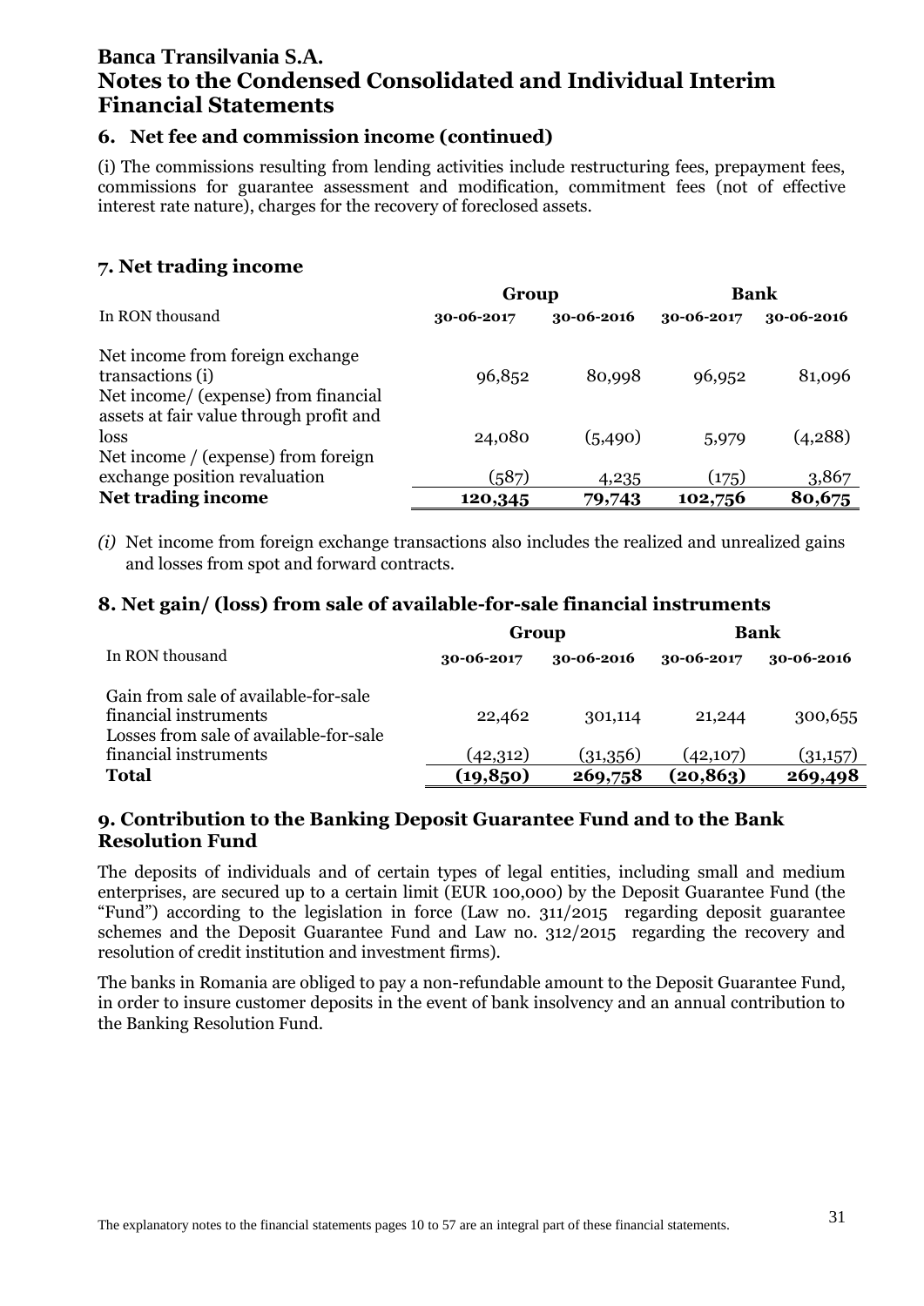# Banca Transilvania S.A.
# Notes to the Condensed Consolidated and Individual Interim Financial Statements

## 6. Net fee and commission income (continued)

(i) The commissions resulting from lending activities include restructuring fees, prepayment fees, commissions for guarantee assessment and modification, commitment fees (not of effective interest rate nature), charges for the recovery of foreclosed assets.

## 7. Net trading income

| | Group | | Bank | |
|---|---|---|---|---|
| In RON thousand | 30-06-2017 | 30-06-2016 | 30-06-2017 | 30-06-2016 |
| Net income from foreign exchange transactions (i) | 96,852 | 80,998 | 96,952 | 81,096 |
| Net income/ (expense) from financial assets at fair value through profit and loss | 24,080 | (5,490) | 5,979 | (4,288) |
| Net income / (expense) from foreign exchange position revaluation | (587) | 4,235 | (175) | 3,867 |
| **Net trading income** | **120,345** | **79,743** | **102,756** | **80,675** |

*(i)* Net income from foreign exchange transactions also includes the realized and unrealized gains and losses from spot and forward contracts.

## 8. Net gain/ (loss) from sale of available-for-sale financial instruments

| | Group | | Bank | |
|---|---|---|---|---|
| In RON thousand | 30-06-2017 | 30-06-2016 | 30-06-2017 | 30-06-2016 |
| Gain from sale of available-for-sale financial instruments | 22,462 | 301,114 | 21,244 | 300,655 |
| Losses from sale of available-for-sale financial instruments | (42,312) | (31,356) | (42,107) | (31,157) |
| **Total** | **(19,850)** | **269,758** | **(20,863)** | **269,498** |

## 9. Contribution to the Banking Deposit Guarantee Fund and to the Bank Resolution Fund

The deposits of individuals and of certain types of legal entities, including small and medium enterprises, are secured up to a certain limit (EUR 100,000) by the Deposit Guarantee Fund (the "Fund") according to the legislation in force (Law no. 311/2015 regarding deposit guarantee schemes and the Deposit Guarantee Fund and Law no. 312/2015 regarding the recovery and resolution of credit institution and investment firms).

The banks in Romania are obliged to pay a non-refundable amount to the Deposit Guarantee Fund, in order to insure customer deposits in the event of bank insolvency and an annual contribution to the Banking Resolution Fund.

The explanatory notes to the financial statements pages 10 to 57 are an integral part of these financial statements.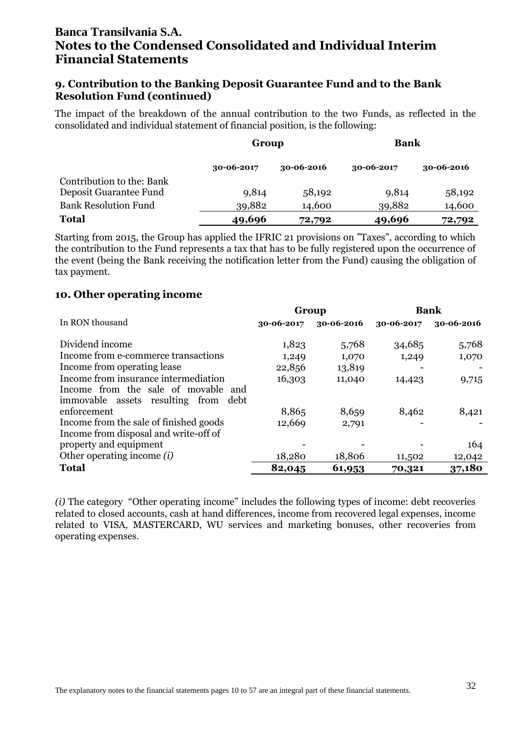# Banca Transilvania S.A.
# Notes to the Condensed Consolidated and Individual Interim Financial Statements

## 9. Contribution to the Banking Deposit Guarantee Fund and to the Bank Resolution Fund (continued)

The impact of the breakdown of the annual contribution to the two Funds, as reflected in the consolidated and individual statement of financial position, is the following:

| | Group | | Bank | |
|---|---|---|---|---|
| | 30-06-2017 | 30-06-2016 | 30-06-2017 | 30-06-2016 |
| Contribution to the: Bank Deposit Guarantee Fund | 9,814 | 58,192 | 9,814 | 58,192 |
| Bank Resolution Fund | 39,882 | 14,600 | 39,882 | 14,600 |
| **Total** | **49,696** | **72,792** | **49,696** | **72,792** |

Starting from 2015, the Group has applied the IFRIC 21 provisions on "Taxes", according to which the contribution to the Fund represents a tax that has to be fully registered upon the occurrence of the event (being the Bank receiving the notification letter from the Fund) causing the obligation of tax payment.

## 10. Other operating income

| In RON thousand | Group | | Bank | |
|---|---|---|---|---|
| | 30-06-2017 | 30-06-2016 | 30-06-2017 | 30-06-2016 |
| Dividend income | 1,823 | 5,768 | 34,685 | 5,768 |
| Income from e-commerce transactions | 1,249 | 1,070 | 1,249 | 1,070 |
| Income from operating lease | 22,856 | 13,819 | - | - |
| Income from insurance intermediation | 16,303 | 11,040 | 14,423 | 9,715 |
| Income from the sale of movable and immovable assets resulting from debt enforcement | 8,865 | 8,659 | 8,462 | 8,421 |
| Income from the sale of finished goods | 12,669 | 2,791 | - | - |
| Income from disposal and write-off of property and equipment | - | - | - | 164 |
| Other operating income *(i)* | 18,280 | 18,806 | 11,502 | 12,042 |
| **Total** | **82,045** | **61,953** | **70,321** | **37,180** |

*(i)* The category "Other operating income" includes the following types of income: debt recoveries related to closed accounts, cash at hand differences, income from recovered legal expenses, income related to VISA, MASTERCARD, WU services and marketing bonuses, other recoveries from operating expenses.

The explanatory notes to the financial statements pages 10 to 57 are an integral part of these financial statements.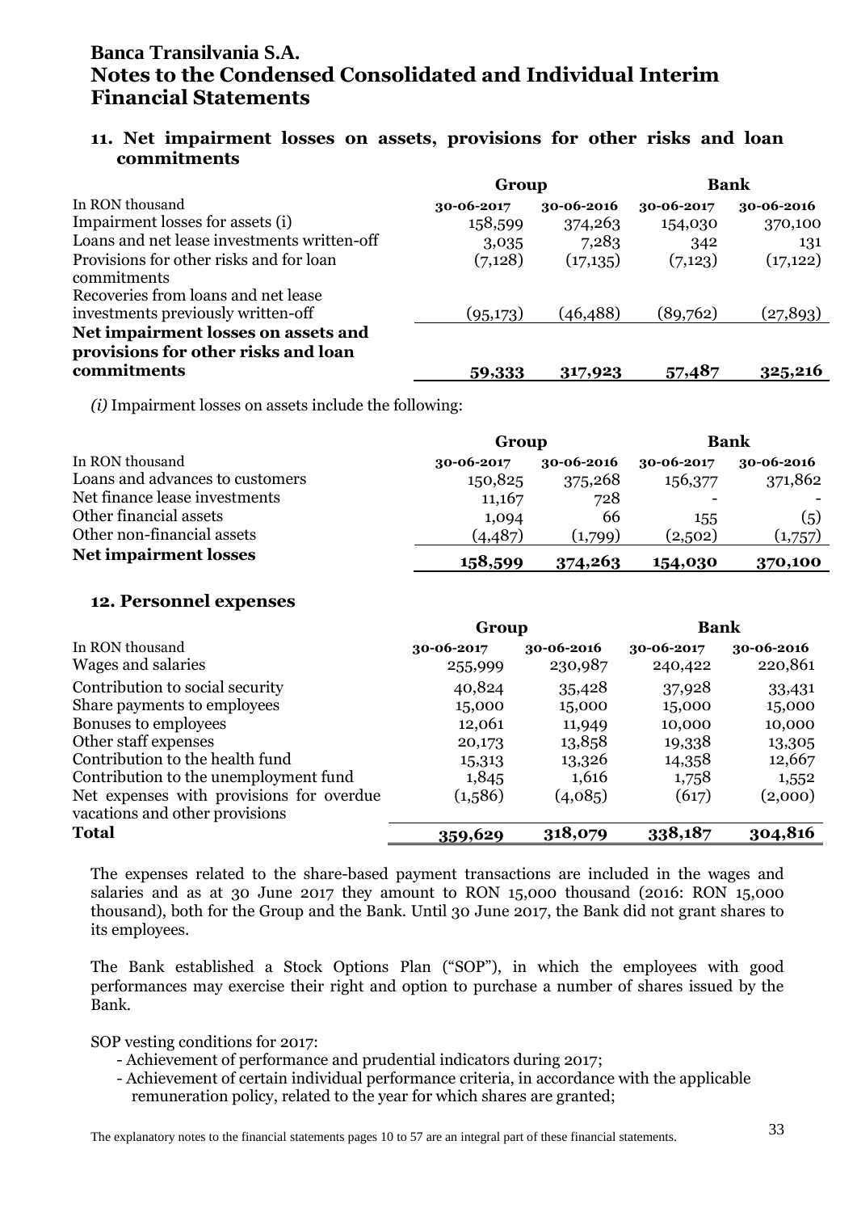## 11. Net impairment losses on assets, provisions for other risks and loan commitments

| In RON thousand | Group | | Bank | |
|---|---|---|---|---|
| | **30-06-2017** | **30-06-2016** | **30-06-2017** | **30-06-2016** |
| Impairment losses for assets (i) | 158,599 | 374,263 | 154,030 | 370,100 |
| Loans and net lease investments written-off | 3,035 | 7,283 | 342 | 131 |
| Provisions for other risks and for loan commitments | (7,128) | (17,135) | (7,123) | (17,122) |
| Recoveries from loans and net lease investments previously written-off | (95,173) | (46,488) | (89,762) | (27,893) |
| **Net impairment losses on assets and provisions for other risks and loan commitments** | **59,333** | **317,923** | **57,487** | **325,216** |

*(i)* Impairment losses on assets include the following:

| In RON thousand | Group | | Bank | |
|---|---|---|---|---|
| | **30-06-2017** | **30-06-2016** | **30-06-2017** | **30-06-2016** |
| Loans and advances to customers | 150,825 | 375,268 | 156,377 | 371,862 |
| Net finance lease investments | 11,167 | 728 | - | - |
| Other financial assets | 1,094 | 66 | 155 | (5) |
| Other non-financial assets | (4,487) | (1,799) | (2,502) | (1,757) |
| **Net impairment losses** | **158,599** | **374,263** | **154,030** | **370,100** |

## 12. Personnel expenses

| In RON thousand | Group | | Bank | |
|---|---|---|---|---|
| | **30-06-2017** | **30-06-2016** | **30-06-2017** | **30-06-2016** |
| Wages and salaries | 255,999 | 230,987 | 240,422 | 220,861 |
| Contribution to social security | 40,824 | 35,428 | 37,928 | 33,431 |
| Share payments to employees | 15,000 | 15,000 | 15,000 | 15,000 |
| Bonuses to employees | 12,061 | 11,949 | 10,000 | 10,000 |
| Other staff expenses | 20,173 | 13,858 | 19,338 | 13,305 |
| Contribution to the health fund | 15,313 | 13,326 | 14,358 | 12,667 |
| Contribution to the unemployment fund | 1,845 | 1,616 | 1,758 | 1,552 |
| Net expenses with provisions for overdue vacations and other provisions | (1,586) | (4,085) | (617) | (2,000) |
| **Total** | **359,629** | **318,079** | **338,187** | **304,816** |

The expenses related to the share-based payment transactions are included in the wages and salaries and as at 30 June 2017 they amount to RON 15,000 thousand (2016: RON 15,000 thousand), both for the Group and the Bank. Until 30 June 2017, the Bank did not grant shares to its employees.

The Bank established a Stock Options Plan ("SOP"), in which the employees with good performances may exercise their right and option to purchase a number of shares issued by the Bank.

SOP vesting conditions for 2017:

- Achievement of performance and prudential indicators during 2017;
- Achievement of certain individual performance criteria, in accordance with the applicable remuneration policy, related to the year for which shares are granted;

The explanatory notes to the financial statements pages 10 to 57 are an integral part of these financial statements.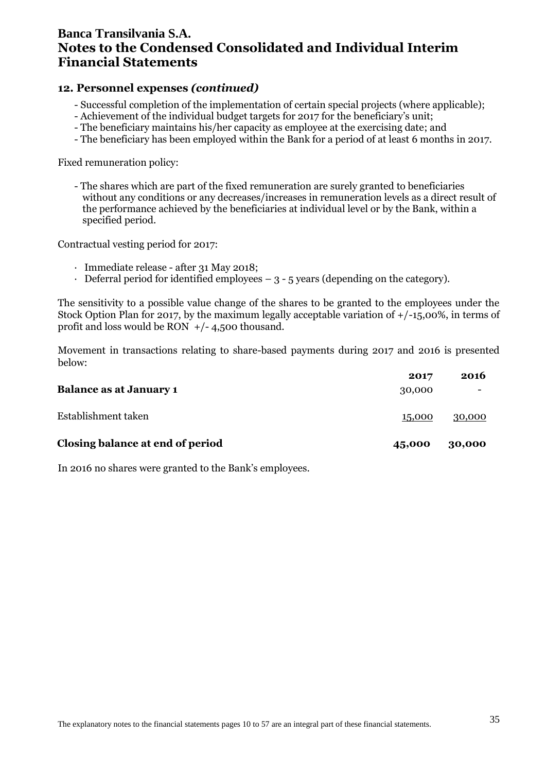## 12. Personnel expenses *(continued)*

- Successful completion of the implementation of certain special projects (where applicable);
- Achievement of the individual budget targets for 2017 for the beneficiary's unit;
- The beneficiary maintains his/her capacity as employee at the exercising date; and
- The beneficiary has been employed within the Bank for a period of at least 6 months in 2017.

Fixed remuneration policy:

- The shares which are part of the fixed remuneration are surely granted to beneficiaries without any conditions or any decreases/increases in remuneration levels as a direct result of the performance achieved by the beneficiaries at individual level or by the Bank, within a specified period.

Contractual vesting period for 2017:

- Immediate release - after 31 May 2018;
- Deferral period for identified employees – 3 - 5 years (depending on the category).

The sensitivity to a possible value change of the shares to be granted to the employees under the Stock Option Plan for 2017, by the maximum legally acceptable variation of +/-15,00%, in terms of profit and loss would be RON +/- 4,500 thousand.

Movement in transactions relating to share-based payments during 2017 and 2016 is presented below:

| | 2017 | 2016 |
|---|---|---|
| **Balance as at January 1** | 30,000 | - |
| Establishment taken | 15,000 | 30,000 |
| **Closing balance at end of period** | **45,000** | **30,000** |

In 2016 no shares were granted to the Bank's employees.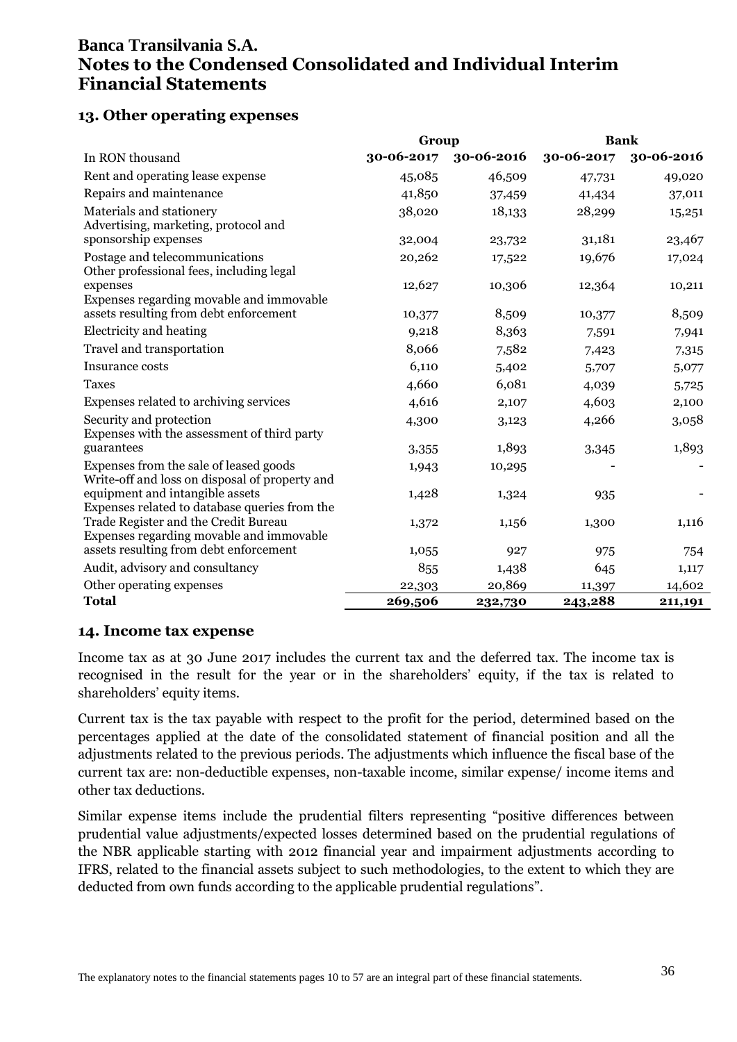## 13. Other operating expenses

| In RON thousand | Group 30-06-2017 | Group 30-06-2016 | Bank 30-06-2017 | Bank 30-06-2016 |
|---|---|---|---|---|
| Rent and operating lease expense | 45,085 | 46,509 | 47,731 | 49,020 |
| Repairs and maintenance | 41,850 | 37,459 | 41,434 | 37,011 |
| Materials and stationery | 38,020 | 18,133 | 28,299 | 15,251 |
| Advertising, marketing, protocol and sponsorship expenses | 32,004 | 23,732 | 31,181 | 23,467 |
| Postage and telecommunications | 20,262 | 17,522 | 19,676 | 17,024 |
| Other professional fees, including legal expenses | 12,627 | 10,306 | 12,364 | 10,211 |
| Expenses regarding movable and immovable assets resulting from debt enforcement | 10,377 | 8,509 | 10,377 | 8,509 |
| Electricity and heating | 9,218 | 8,363 | 7,591 | 7,941 |
| Travel and transportation | 8,066 | 7,582 | 7,423 | 7,315 |
| Insurance costs | 6,110 | 5,402 | 5,707 | 5,077 |
| Taxes | 4,660 | 6,081 | 4,039 | 5,725 |
| Expenses related to archiving services | 4,616 | 2,107 | 4,603 | 2,100 |
| Security and protection | 4,300 | 3,123 | 4,266 | 3,058 |
| Expenses with the assessment of third party guarantees | 3,355 | 1,893 | 3,345 | 1,893 |
| Expenses from the sale of leased goods | 1,943 | 10,295 | - | - |
| Write-off and loss on disposal of property and equipment and intangible assets | 1,428 | 1,324 | 935 | - |
| Expenses related to database queries from the Trade Register and the Credit Bureau | 1,372 | 1,156 | 1,300 | 1,116 |
| Expenses regarding movable and immovable assets resulting from debt enforcement | 1,055 | 927 | 975 | 754 |
| Audit, advisory and consultancy | 855 | 1,438 | 645 | 1,117 |
| Other operating expenses | 22,303 | 20,869 | 11,397 | 14,602 |
| **Total** | **269,506** | **232,730** | **243,288** | **211,191** |

## 14. Income tax expense

Income tax as at 30 June 2017 includes the current tax and the deferred tax. The income tax is recognised in the result for the year or in the shareholders' equity, if the tax is related to shareholders' equity items.

Current tax is the tax payable with respect to the profit for the period, determined based on the percentages applied at the date of the consolidated statement of financial position and all the adjustments related to the previous periods. The adjustments which influence the fiscal base of the current tax are: non-deductible expenses, non-taxable income, similar expense/ income items and other tax deductions.

Similar expense items include the prudential filters representing "positive differences between prudential value adjustments/expected losses determined based on the prudential regulations of the NBR applicable starting with 2012 financial year and impairment adjustments according to IFRS, related to the financial assets subject to such methodologies, to the extent to which they are deducted from own funds according to the applicable prudential regulations".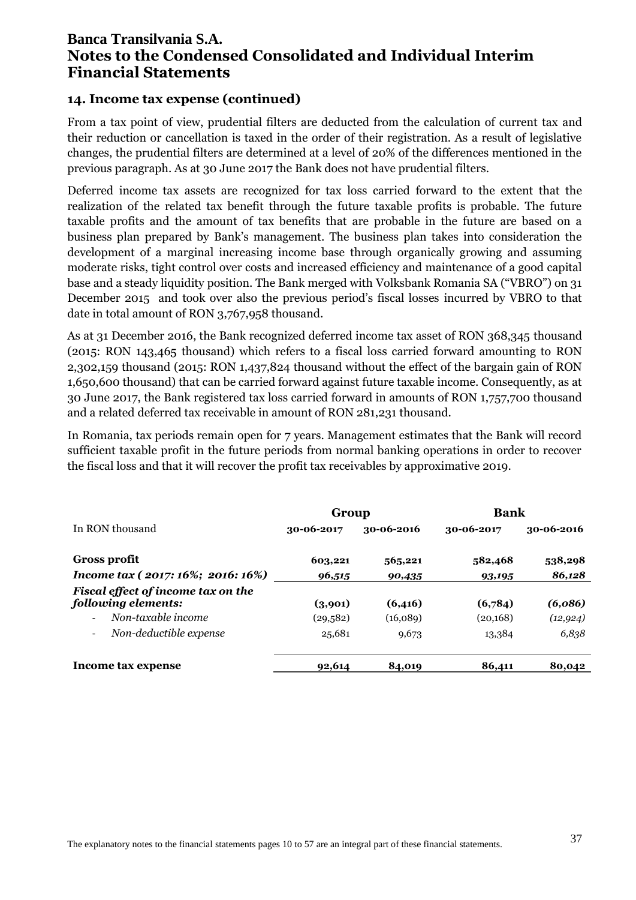# Banca Transilvania S.A.
# Notes to the Condensed Consolidated and Individual Interim Financial Statements

## 14. Income tax expense (continued)

From a tax point of view, prudential filters are deducted from the calculation of current tax and their reduction or cancellation is taxed in the order of their registration. As a result of legislative changes, the prudential filters are determined at a level of 20% of the differences mentioned in the previous paragraph. As at 30 June 2017 the Bank does not have prudential filters.

Deferred income tax assets are recognized for tax loss carried forward to the extent that the realization of the related tax benefit through the future taxable profits is probable. The future taxable profits and the amount of tax benefits that are probable in the future are based on a business plan prepared by Bank's management. The business plan takes into consideration the development of a marginal increasing income base through organically growing and assuming moderate risks, tight control over costs and increased efficiency and maintenance of a good capital base and a steady liquidity position. The Bank merged with Volksbank Romania SA ("VBRO") on 31 December 2015 and took over also the previous period's fiscal losses incurred by VBRO to that date in total amount of RON 3,767,958 thousand.

As at 31 December 2016, the Bank recognized deferred income tax asset of RON 368,345 thousand (2015: RON 143,465 thousand) which refers to a fiscal loss carried forward amounting to RON 2,302,159 thousand (2015: RON 1,437,824 thousand without the effect of the bargain gain of RON 1,650,600 thousand) that can be carried forward against future taxable income. Consequently, as at 30 June 2017, the Bank registered tax loss carried forward in amounts of RON 1,757,700 thousand and a related deferred tax receivable in amount of RON 281,231 thousand.

In Romania, tax periods remain open for 7 years. Management estimates that the Bank will record sufficient taxable profit in the future periods from normal banking operations in order to recover the fiscal loss and that it will recover the profit tax receivables by approximative 2019.

| | **Group** | | **Bank** | |
|---|---|---|---|---|
| In RON thousand | **30-06-2017** | **30-06-2016** | **30-06-2017** | **30-06-2016** |
| **Gross profit** | **603,221** | **565,221** | **582,468** | **538,298** |
| ***Income tax ( 2017: 16%; 2016: 16%)*** | ***96,515*** | ***90,435*** | ***93,195*** | ***86,128*** |
| ***Fiscal effect of income tax on the following elements:*** | **(3,901)** | **(6,416)** | **(6,784)** | ***(6,086)*** |
| - *Non-taxable income* | (29,582) | (16,089) | (20,168) | *(12,924)* |
| - *Non-deductible expense* | 25,681 | 9,673 | 13,384 | *6,838* |
| **Income tax expense** | **92,614** | **84,019** | **86,411** | **80,042** |

The explanatory notes to the financial statements pages 10 to 57 are an integral part of these financial statements.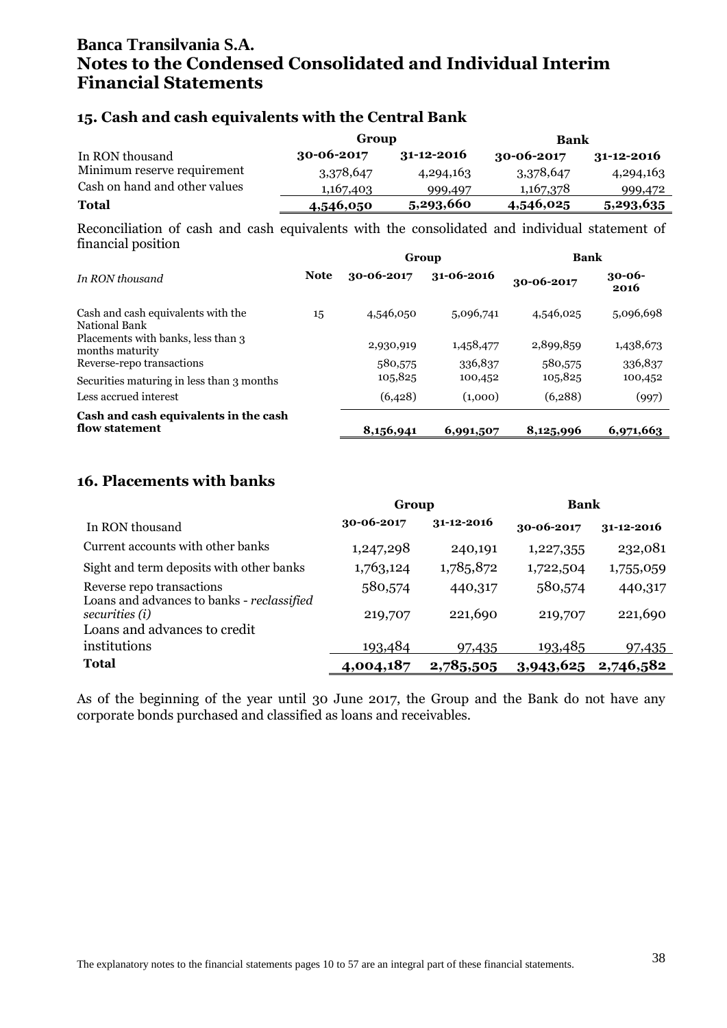# Banca Transilvania S.A.
# Notes to the Condensed Consolidated and Individual Interim Financial Statements

## 15. Cash and cash equivalents with the Central Bank

| | Group | | Bank | |
|---|---|---|---|---|
| In RON thousand | 30-06-2017 | 31-12-2016 | 30-06-2017 | 31-12-2016 |
| Minimum reserve requirement | 3,378,647 | 4,294,163 | 3,378,647 | 4,294,163 |
| Cash on hand and other values | 1,167,403 | 999,497 | 1,167,378 | 999,472 |
| **Total** | **4,546,050** | **5,293,660** | **4,546,025** | **5,293,635** |

Reconciliation of cash and cash equivalents with the consolidated and individual statement of financial position

| | | Group | | Bank | |
|---|---|---|---|---|---|
| *In RON thousand* | **Note** | 30-06-2017 | 31-06-2016 | 30-06-2017 | 30-06-2016 |
| Cash and cash equivalents with the National Bank | 15 | 4,546,050 | 5,096,741 | 4,546,025 | 5,096,698 |
| Placements with banks, less than 3 months maturity | | 2,930,919 | 1,458,477 | 2,899,859 | 1,438,673 |
| Reverse-repo transactions | | 580,575 | 336,837 | 580,575 | 336,837 |
| Securities maturing in less than 3 months | | 105,825 | 100,452 | 105,825 | 100,452 |
| Less accrued interest | | (6,428) | (1,000) | (6,288) | (997) |
| **Cash and cash equivalents in the cash flow statement** | | **8,156,941** | **6,991,507** | **8,125,996** | **6,971,663** |

## 16. Placements with banks

| | Group | | Bank | |
|---|---|---|---|---|
| In RON thousand | 30-06-2017 | 31-12-2016 | 30-06-2017 | 31-12-2016 |
| Current accounts with other banks | 1,247,298 | 240,191 | 1,227,355 | 232,081 |
| Sight and term deposits with other banks | 1,763,124 | 1,785,872 | 1,722,504 | 1,755,059 |
| Reverse repo transactions | 580,574 | 440,317 | 580,574 | 440,317 |
| Loans and advances to banks - *reclassified securities (i)* | 219,707 | 221,690 | 219,707 | 221,690 |
| Loans and advances to credit institutions | 193,484 | 97,435 | 193,485 | 97,435 |
| **Total** | **4,004,187** | **2,785,505** | **3,943,625** | **2,746,582** |

As of the beginning of the year until 30 June 2017, the Group and the Bank do not have any corporate bonds purchased and classified as loans and receivables.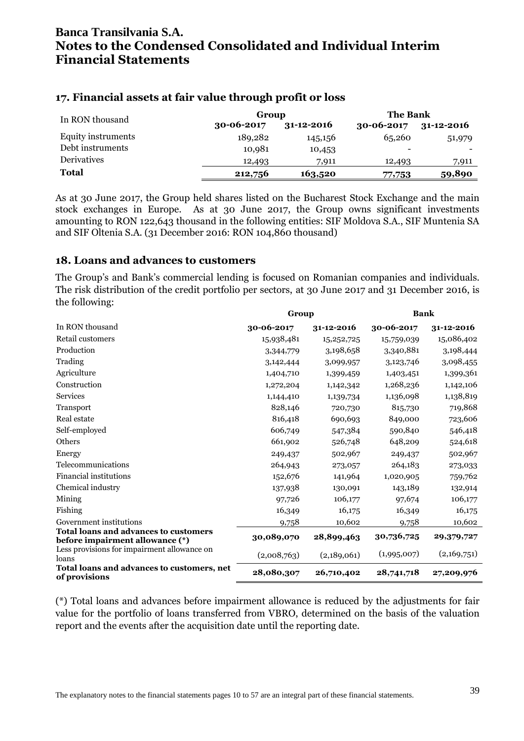## 17. Financial assets at fair value through profit or loss

| In RON thousand | Group | | The Bank | |
|---|---|---|---|---|
| | 30-06-2017 | 31-12-2016 | 30-06-2017 | 31-12-2016 |
| Equity instruments | 189,282 | 145,156 | 65,260 | 51,979 |
| Debt instruments | 10,981 | 10,453 | - | - |
| Derivatives | 12,493 | 7,911 | 12,493 | 7,911 |
| **Total** | **212,756** | **163,520** | **77,753** | **59,890** |

As at 30 June 2017, the Group held shares listed on the Bucharest Stock Exchange and the main stock exchanges in Europe. As at 30 June 2017, the Group owns significant investments amounting to RON 122,643 thousand in the following entities: SIF Moldova S.A., SIF Muntenia SA and SIF Oltenia S.A. (31 December 2016: RON 104,860 thousand)

## 18. Loans and advances to customers

The Group's and Bank's commercial lending is focused on Romanian companies and individuals. The risk distribution of the credit portfolio per sectors, at 30 June 2017 and 31 December 2016, is the following:

| | Group | | Bank | |
|---|---|---|---|---|
| In RON thousand | 30-06-2017 | 31-12-2016 | 30-06-2017 | 31-12-2016 |
| Retail customers | 15,938,481 | 15,252,725 | 15,759,039 | 15,086,402 |
| Production | 3,344,779 | 3,198,658 | 3,340,881 | 3,198,444 |
| Trading | 3,142,444 | 3,099,957 | 3,123,746 | 3,098,455 |
| Agriculture | 1,404,710 | 1,399,459 | 1,403,451 | 1,399,361 |
| Construction | 1,272,204 | 1,142,342 | 1,268,236 | 1,142,106 |
| Services | 1,144,410 | 1,139,734 | 1,136,098 | 1,138,819 |
| Transport | 828,146 | 720,730 | 815,730 | 719,868 |
| Real estate | 816,418 | 690,693 | 849,000 | 723,606 |
| Self-employed | 606,749 | 547,384 | 590,840 | 546,418 |
| Others | 661,902 | 526,748 | 648,209 | 524,618 |
| Energy | 249,437 | 502,967 | 249,437 | 502,967 |
| Telecommunications | 264,943 | 273,057 | 264,183 | 273,033 |
| Financial institutions | 152,676 | 141,964 | 1,020,905 | 759,762 |
| Chemical industry | 137,938 | 130,091 | 143,189 | 132,914 |
| Mining | 97,726 | 106,177 | 97,674 | 106,177 |
| Fishing | 16,349 | 16,175 | 16,349 | 16,175 |
| Government institutions | 9,758 | 10,602 | 9,758 | 10,602 |
| **Total loans and advances to customers before impairment allowance (\*)** | **30,089,070** | **28,899,463** | **30,736,725** | **29,379,727** |
| Less provisions for impairment allowance on loans | (2,008,763) | (2,189,061) | (1,995,007) | (2,169,751) |
| **Total loans and advances to customers, net of provisions** | **28,080,307** | **26,710,402** | **28,741,718** | **27,209,976** |

(*) Total loans and advances before impairment allowance is reduced by the adjustments for fair value for the portfolio of loans transferred from VBRO, determined on the basis of the valuation report and the events after the acquisition date until the reporting date.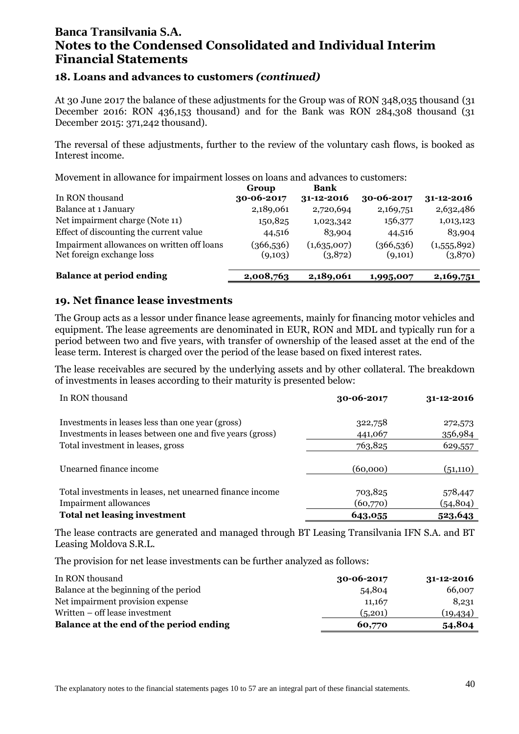# Banca Transilvania S.A.
# Notes to the Condensed Consolidated and Individual Interim Financial Statements

## 18. Loans and advances to customers *(continued)*

At 30 June 2017 the balance of these adjustments for the Group was of RON 348,035 thousand (31 December 2016: RON 436,153 thousand) and for the Bank was RON 284,308 thousand (31 December 2015: 371,242 thousand).

The reversal of these adjustments, further to the review of the voluntary cash flows, is booked as Interest income.

Movement in allowance for impairment losses on loans and advances to customers:

| In RON thousand | Group 30-06-2017 | Bank 31-12-2016 | 30-06-2017 | 31-12-2016 |
|---|---|---|---|---|
| Balance at 1 January | 2,189,061 | 2,720,694 | 2,169,751 | 2,632,486 |
| Net impairment charge (Note 11) | 150,825 | 1,023,342 | 156,377 | 1,013,123 |
| Effect of discounting the current value | 44,516 | 83,904 | 44,516 | 83,904 |
| Impairment allowances on written off loans | (366,536) | (1,635,007) | (366,536) | (1,555,892) |
| Net foreign exchange loss | (9,103) | (3,872) | (9,101) | (3,870) |
| **Balance at period ending** | **2,008,763** | **2,189,061** | **1,995,007** | **2,169,751** |

## 19. Net finance lease investments

The Group acts as a lessor under finance lease agreements, mainly for financing motor vehicles and equipment. The lease agreements are denominated in EUR, RON and MDL and typically run for a period between two and five years, with transfer of ownership of the leased asset at the end of the lease term. Interest is charged over the period of the lease based on fixed interest rates.

The lease receivables are secured by the underlying assets and by other collateral. The breakdown of investments in leases according to their maturity is presented below:

| In RON thousand | 30-06-2017 | 31-12-2016 |
|---|---|---|
| Investments in leases less than one year (gross) | 322,758 | 272,573 |
| Investments in leases between one and five years (gross) | 441,067 | 356,984 |
| Total investment in leases, gross | 763,825 | 629,557 |
| Unearned finance income | (60,000) | (51,110) |
| Total investments in leases, net unearned finance income | 703,825 | 578,447 |
| Impairment allowances | (60,770) | (54,804) |
| **Total net leasing investment** | **643,055** | **523,643** |

The lease contracts are generated and managed through BT Leasing Transilvania IFN S.A. and BT Leasing Moldova S.R.L.

The provision for net lease investments can be further analyzed as follows:

| In RON thousand | 30-06-2017 | 31-12-2016 |
|---|---|---|
| Balance at the beginning of the period | 54,804 | 66,007 |
| Net impairment provision expense | 11,167 | 8,231 |
| Written – off lease investment | (5,201) | (19,434) |
| **Balance at the end of the period ending** | **60,770** | **54,804** |

The explanatory notes to the financial statements pages 10 to 57 are an integral part of these financial statements.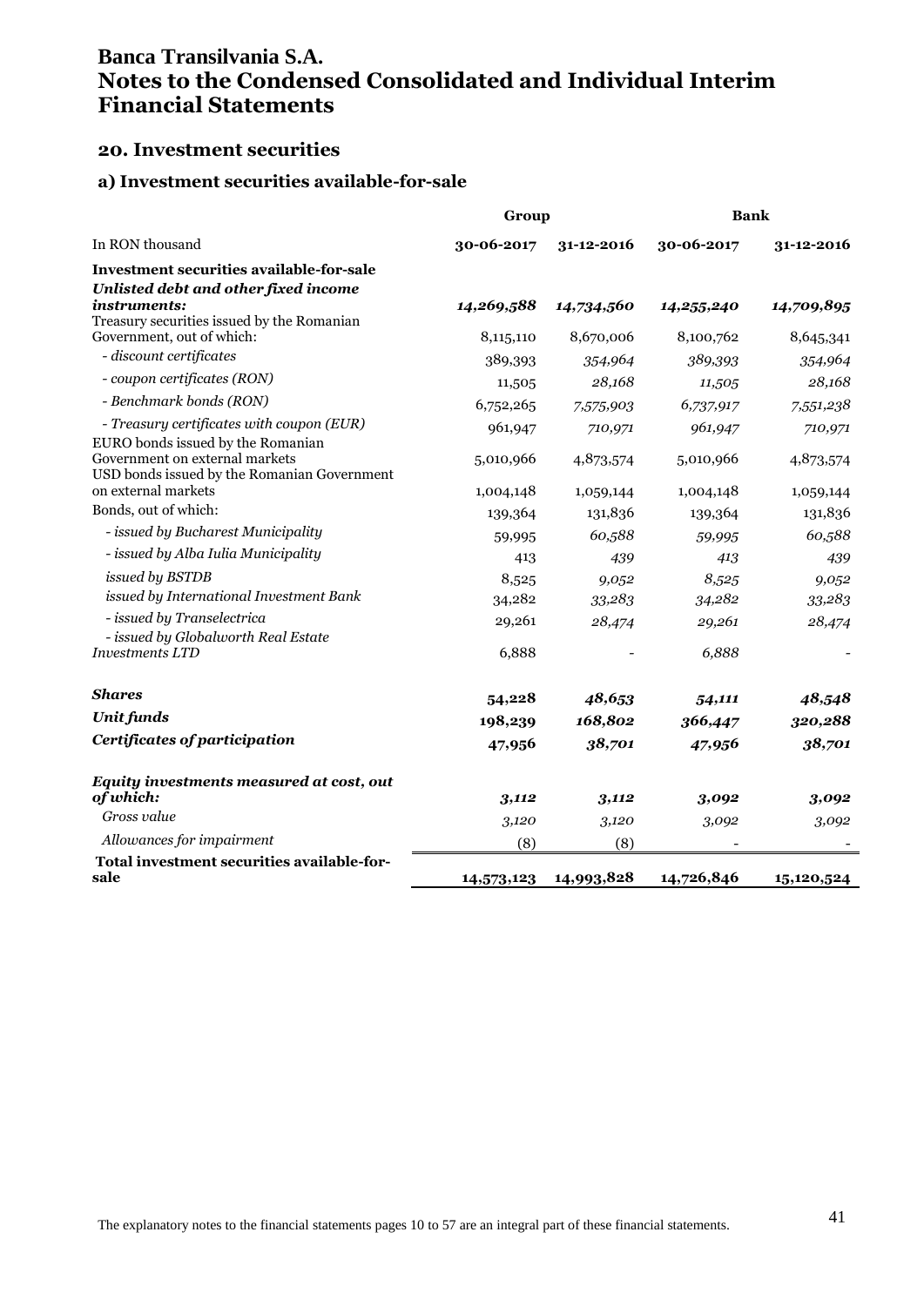# Banca Transilvania S.A.
# Notes to the Condensed Consolidated and Individual Interim Financial Statements

## 20. Investment securities

### a) Investment securities available-for-sale

| | Group | | Bank | |
|---|---|---|---|---|
| In RON thousand | **30-06-2017** | **31-12-2016** | **30-06-2017** | **31-12-2016** |
| **Investment securities available-for-sale** | | | | |
| ***Unlisted debt and other fixed income instruments:*** | ***14,269,588*** | ***14,734,560*** | ***14,255,240*** | ***14,709,895*** |
| Treasury securities issued by the Romanian Government, out of which: | 8,115,110 | 8,670,006 | 8,100,762 | 8,645,341 |
| *- discount certificates* | 389,393 | *354,964* | *389,393* | *354,964* |
| *- coupon certificates (RON)* | 11,505 | *28,168* | *11,505* | *28,168* |
| *- Benchmark bonds (RON)* | 6,752,265 | *7,575,903* | *6,737,917* | *7,551,238* |
| *- Treasury certificates with coupon (EUR)* | 961,947 | *710,971* | *961,947* | *710,971* |
| EURO bonds issued by the Romanian Government on external markets | 5,010,966 | 4,873,574 | 5,010,966 | 4,873,574 |
| USD bonds issued by the Romanian Government on external markets | 1,004,148 | 1,059,144 | 1,004,148 | 1,059,144 |
| Bonds, out of which: | 139,364 | 131,836 | 139,364 | 131,836 |
| *- issued by Bucharest Municipality* | 59,995 | *60,588* | *59,995* | *60,588* |
| *- issued by Alba Iulia Municipality* | 413 | *439* | *413* | *439* |
| *issued by BSTDB* | 8,525 | *9,052* | *8,525* | *9,052* |
| *issued by International Investment Bank* | 34,282 | *33,283* | *34,282* | *33,283* |
| *- issued by Transelectrica* | 29,261 | *28,474* | *29,261* | *28,474* |
| *- issued by Globalworth Real Estate Investments LTD* | 6,888 | - | *6,888* | - |
| ***Shares*** | **54,228** | ***48,653*** | ***54,111*** | ***48,548*** |
| ***Unit funds*** | **198,239** | ***168,802*** | ***366,447*** | ***320,288*** |
| ***Certificates of participation*** | **47,956** | ***38,701*** | **47,956** | ***38,701*** |
| ***Equity investments measured at cost, out of which:*** | ***3,112*** | ***3,112*** | ***3,092*** | ***3,092*** |
| *Gross value* | *3,120* | *3,120* | *3,092* | *3,092* |
| *Allowances for impairment* | (8) | (8) | - | - |
| **Total investment securities available-for-sale** | **14,573,123** | **14,993,828** | **14,726,846** | **15,120,524** |

The explanatory notes to the financial statements pages 10 to 57 are an integral part of these financial statements.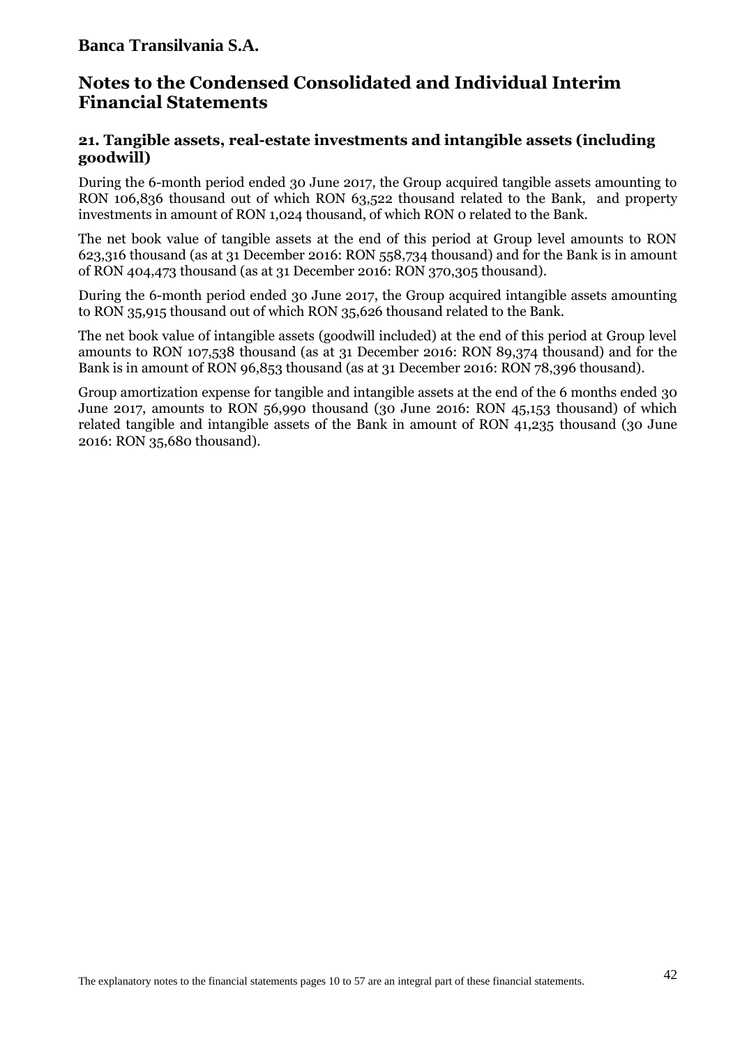## 21. Tangible assets, real-estate investments and intangible assets (including goodwill)

During the 6-month period ended 30 June 2017, the Group acquired tangible assets amounting to RON 106,836 thousand out of which RON 63,522 thousand related to the Bank, and property investments in amount of RON 1,024 thousand, of which RON 0 related to the Bank.

The net book value of tangible assets at the end of this period at Group level amounts to RON 623,316 thousand (as at 31 December 2016: RON 558,734 thousand) and for the Bank is in amount of RON 404,473 thousand (as at 31 December 2016: RON 370,305 thousand).

During the 6-month period ended 30 June 2017, the Group acquired intangible assets amounting to RON 35,915 thousand out of which RON 35,626 thousand related to the Bank.

The net book value of intangible assets (goodwill included) at the end of this period at Group level amounts to RON 107,538 thousand (as at 31 December 2016: RON 89,374 thousand) and for the Bank is in amount of RON 96,853 thousand (as at 31 December 2016: RON 78,396 thousand).

Group amortization expense for tangible and intangible assets at the end of the 6 months ended 30 June 2017, amounts to RON 56,990 thousand (30 June 2016: RON 45,153 thousand) of which related tangible and intangible assets of the Bank in amount of RON 41,235 thousand (30 June 2016: RON 35,680 thousand).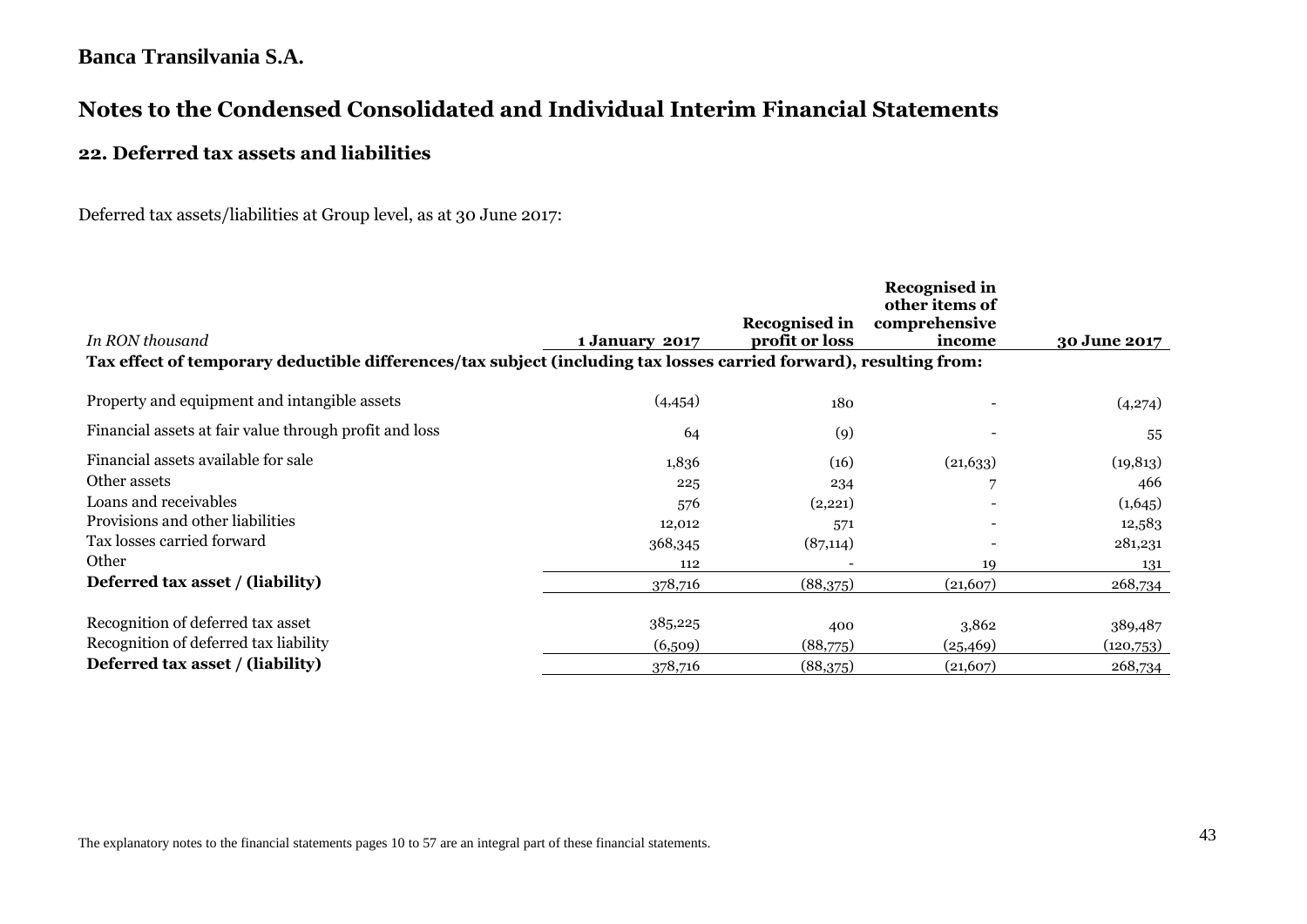## Notes to the Condensed Consolidated and Individual Interim Financial Statements

### 22. Deferred tax assets and liabilities

Deferred tax assets/liabilities at Group level, as at 30 June 2017:

| *In RON thousand* | 1 January 2017 | Recognised in profit or loss | Recognised in other items of comprehensive income | 30 June 2017 |
|---|---|---|---|---|
| **Tax effect of temporary deductible differences/tax subject (including tax losses carried forward), resulting from:** | | | | |
| Property and equipment and intangible assets | (4,454) | 180 | - | (4,274) |
| Financial assets at fair value through profit and loss | 64 | (9) | - | 55 |
| Financial assets available for sale | 1,836 | (16) | (21,633) | (19,813) |
| Other assets | 225 | 234 | 7 | 466 |
| Loans and receivables | 576 | (2,221) | - | (1,645) |
| Provisions and other liabilities | 12,012 | 571 | - | 12,583 |
| Tax losses carried forward | 368,345 | (87,114) | - | 281,231 |
| Other | 112 | - | 19 | 131 |
| **Deferred tax asset / (liability)** | 378,716 | (88,375) | (21,607) | 268,734 |
| | | | | |
| Recognition of deferred tax asset | 385,225 | 400 | 3,862 | 389,487 |
| Recognition of deferred tax liability | (6,509) | (88,775) | (25,469) | (120,753) |
| **Deferred tax asset / (liability)** | 378,716 | (88,375) | (21,607) | 268,734 |

The explanatory notes to the financial statements pages 10 to 57 are an integral part of these financial statements.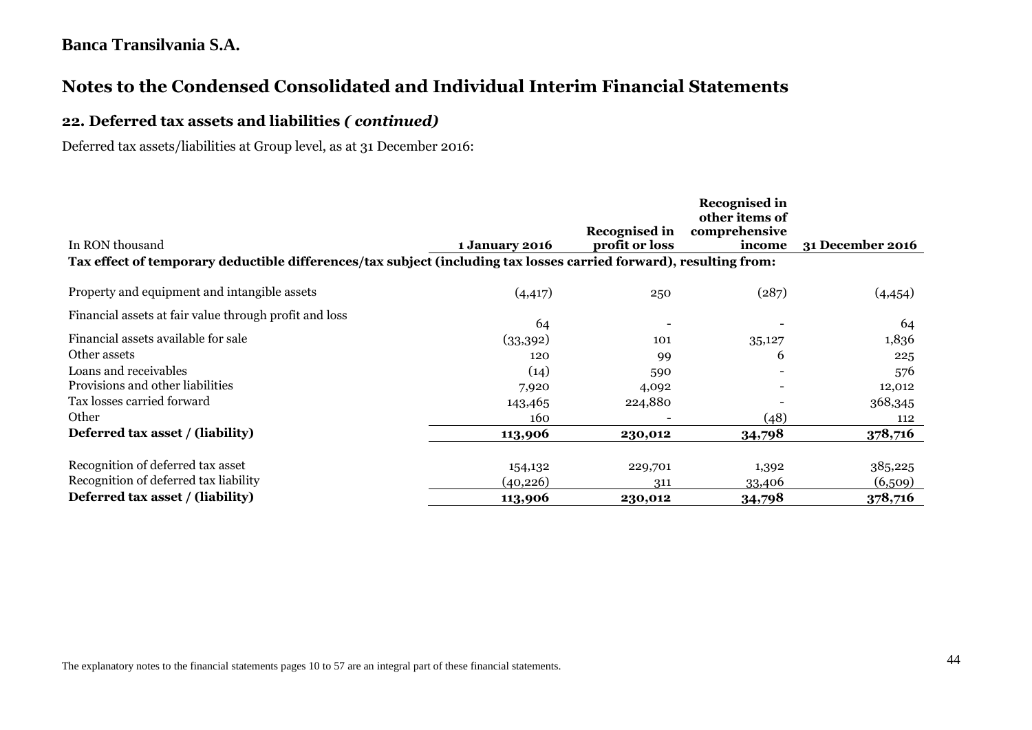**Banca Transilvania S.A.**

# Notes to the Condensed Consolidated and Individual Interim Financial Statements

## 22. Deferred tax assets and liabilities *( continued)*

Deferred tax assets/liabilities at Group level, as at 31 December 2016:

| In RON thousand | 1 January 2016 | Recognised in profit or loss | Recognised in other items of comprehensive income | 31 December 2016 |
|---|---|---|---|---|
| **Tax effect of temporary deductible differences/tax subject (including tax losses carried forward), resulting from:** | | | | |
| Property and equipment and intangible assets | (4,417) | 250 | (287) | (4,454) |
| Financial assets at fair value through profit and loss | 64 | - | - | 64 |
| Financial assets available for sale | (33,392) | 101 | 35,127 | 1,836 |
| Other assets | 120 | 99 | 6 | 225 |
| Loans and receivables | (14) | 590 | - | 576 |
| Provisions and other liabilities | 7,920 | 4,092 | - | 12,012 |
| Tax losses carried forward | 143,465 | 224,880 | - | 368,345 |
| Other | 160 | - | (48) | 112 |
| **Deferred tax asset / (liability)** | **113,906** | **230,012** | **34,798** | **378,716** |
| Recognition of deferred tax asset | 154,132 | 229,701 | 1,392 | 385,225 |
| Recognition of deferred tax liability | (40,226) | 311 | 33,406 | (6,509) |
| **Deferred tax asset / (liability)** | **113,906** | **230,012** | **34,798** | **378,716** |

The explanatory notes to the financial statements pages 10 to 57 are an integral part of these financial statements.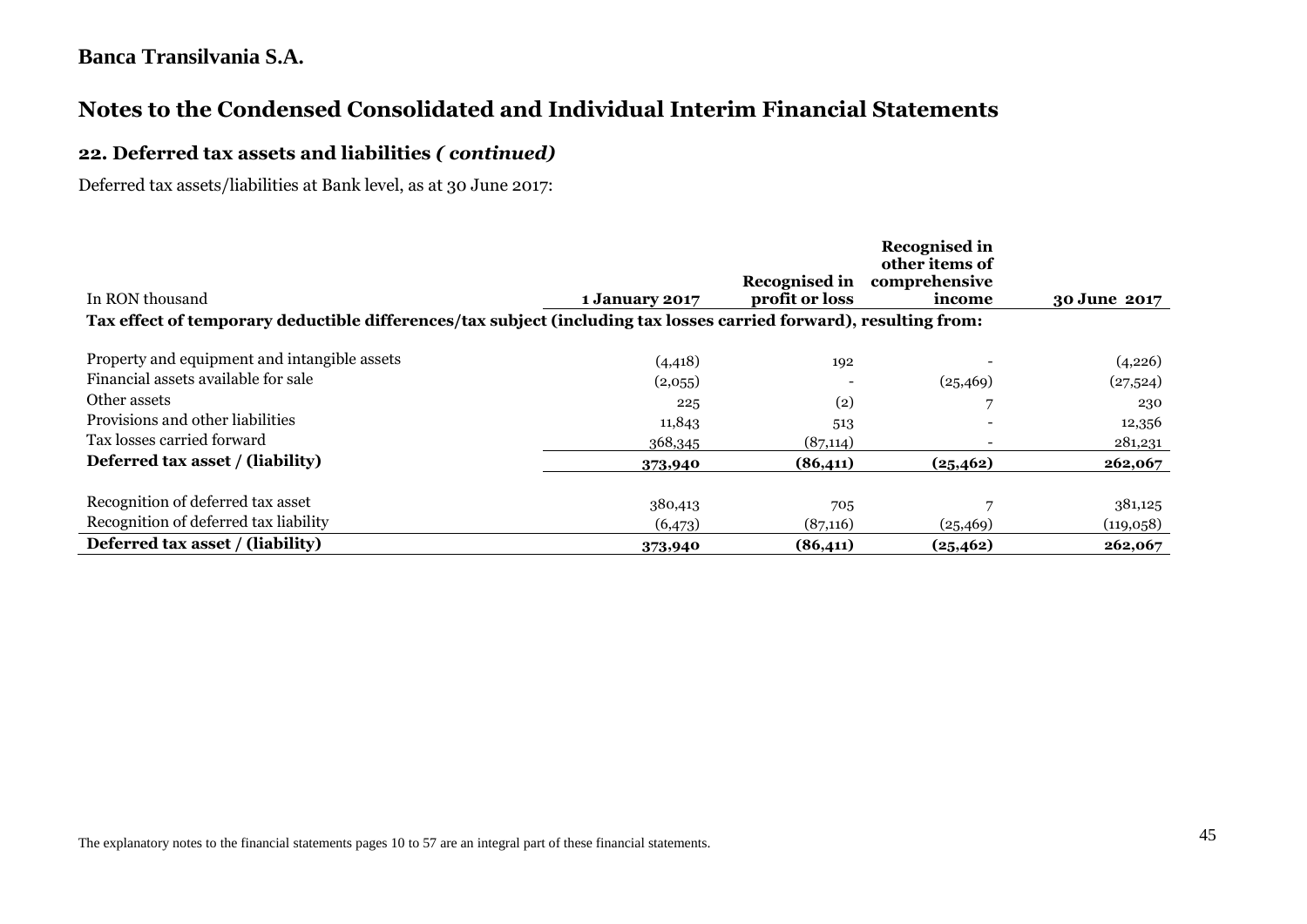## Notes to the Condensed Consolidated and Individual Interim Financial Statements

### 22. Deferred tax assets and liabilities *( continued)*

Deferred tax assets/liabilities at Bank level, as at 30 June 2017:

| In RON thousand | 1 January 2017 | Recognised in profit or loss | Recognised in other items of comprehensive income | 30 June 2017 |
|---|---|---|---|---|
| **Tax effect of temporary deductible differences/tax subject (including tax losses carried forward), resulting from:** | | | | |
| Property and equipment and intangible assets | (4,418) | 192 | - | (4,226) |
| Financial assets available for sale | (2,055) | - | (25,469) | (27,524) |
| Other assets | 225 | (2) | 7 | 230 |
| Provisions and other liabilities | 11,843 | 513 | - | 12,356 |
| Tax losses carried forward | 368,345 | (87,114) | - | 281,231 |
| **Deferred tax asset / (liability)** | **373,940** | **(86,411)** | **(25,462)** | **262,067** |
| Recognition of deferred tax asset | 380,413 | 705 | 7 | 381,125 |
| Recognition of deferred tax liability | (6,473) | (87,116) | (25,469) | (119,058) |
| **Deferred tax asset / (liability)** | **373,940** | **(86,411)** | **(25,462)** | **262,067** |

The explanatory notes to the financial statements pages 10 to 57 are an integral part of these financial statements.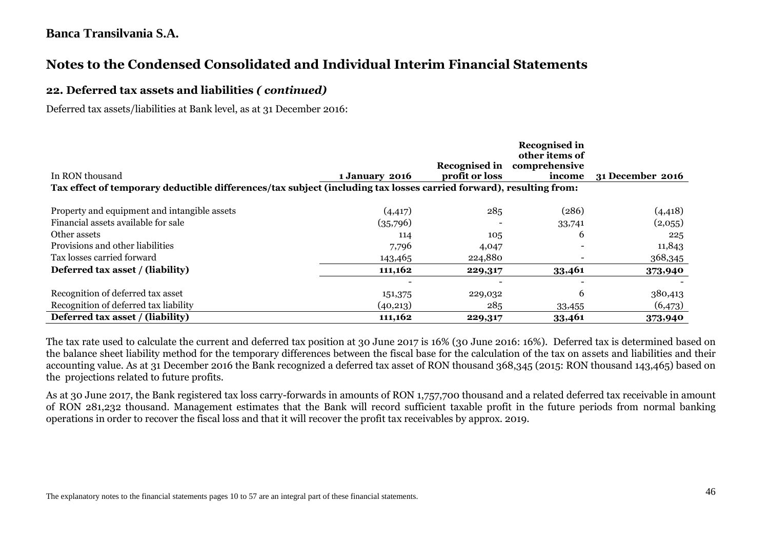## Notes to the Condensed Consolidated and Individual Interim Financial Statements

### 22. Deferred tax assets and liabilities *( continued)*

Deferred tax assets/liabilities at Bank level, as at 31 December 2016:

| In RON thousand | 1 January 2016 | Recognised in profit or loss | Recognised in other items of comprehensive income | 31 December 2016 |
|---|---|---|---|---|
| **Tax effect of temporary deductible differences/tax subject (including tax losses carried forward), resulting from:** | | | | |
| Property and equipment and intangible assets | (4,417) | 285 | (286) | (4,418) |
| Financial assets available for sale | (35,796) | - | 33,741 | (2,055) |
| Other assets | 114 | 105 | 6 | 225 |
| Provisions and other liabilities | 7,796 | 4,047 | - | 11,843 |
| Tax losses carried forward | 143,465 | 224,880 | - | 368,345 |
| **Deferred tax asset / (liability)** | **111,162** | **229,317** | **33,461** | **373,940** |
| | - | - | - | - |
| Recognition of deferred tax asset | 151,375 | 229,032 | 6 | 380,413 |
| Recognition of deferred tax liability | (40,213) | 285 | 33,455 | (6,473) |
| **Deferred tax asset / (liability)** | **111,162** | **229,317** | **33,461** | **373,940** |

The tax rate used to calculate the current and deferred tax position at 30 June 2017 is 16% (30 June 2016: 16%). Deferred tax is determined based on the balance sheet liability method for the temporary differences between the fiscal base for the calculation of the tax on assets and liabilities and their accounting value. As at 31 December 2016 the Bank recognized a deferred tax asset of RON thousand 368,345 (2015: RON thousand 143,465) based on the projections related to future profits.

As at 30 June 2017, the Bank registered tax loss carry-forwards in amounts of RON 1,757,700 thousand and a related deferred tax receivable in amount of RON 281,232 thousand. Management estimates that the Bank will record sufficient taxable profit in the future periods from normal banking operations in order to recover the fiscal loss and that it will recover the profit tax receivables by approx. 2019.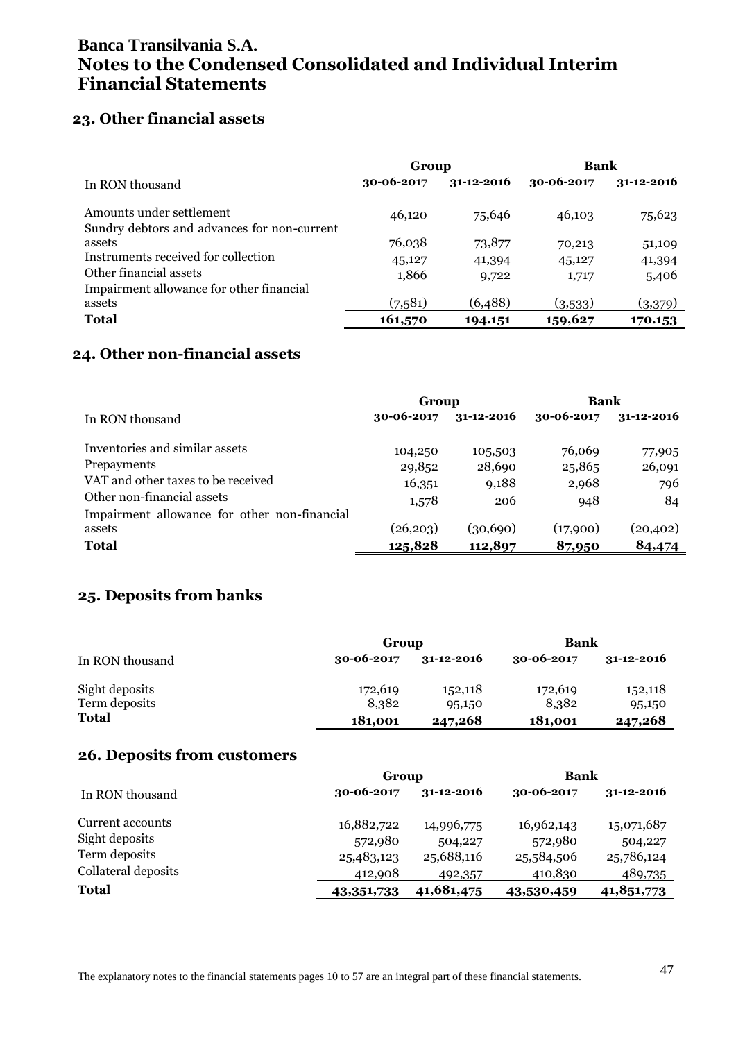# Banca Transilvania S.A.
# Notes to the Condensed Consolidated and Individual Interim Financial Statements

## 23. Other financial assets

| In RON thousand | Group | | Bank | |
|---|---|---|---|---|
| | 30-06-2017 | 31-12-2016 | 30-06-2017 | 31-12-2016 |
| Amounts under settlement | 46,120 | 75,646 | 46,103 | 75,623 |
| Sundry debtors and advances for non-current assets | 76,038 | 73,877 | 70,213 | 51,109 |
| Instruments received for collection | 45,127 | 41,394 | 45,127 | 41,394 |
| Other financial assets | 1,866 | 9,722 | 1,717 | 5,406 |
| Impairment allowance for other financial assets | (7,581) | (6,488) | (3,533) | (3,379) |
| **Total** | **161,570** | **194.151** | **159,627** | **170.153** |

## 24. Other non-financial assets

| In RON thousand | Group | | Bank | |
|---|---|---|---|---|
| | 30-06-2017 | 31-12-2016 | 30-06-2017 | 31-12-2016 |
| Inventories and similar assets | 104,250 | 105,503 | 76,069 | 77,905 |
| Prepayments | 29,852 | 28,690 | 25,865 | 26,091 |
| VAT and other taxes to be received | 16,351 | 9,188 | 2,968 | 796 |
| Other non-financial assets | 1,578 | 206 | 948 | 84 |
| Impairment allowance for other non-financial assets | (26,203) | (30,690) | (17,900) | (20,402) |
| **Total** | **125,828** | **112,897** | **87,950** | **84,474** |

## 25. Deposits from banks

| In RON thousand | Group | | Bank | |
|---|---|---|---|---|
| | 30-06-2017 | 31-12-2016 | 30-06-2017 | 31-12-2016 |
| Sight deposits | 172,619 | 152,118 | 172,619 | 152,118 |
| Term deposits | 8,382 | 95,150 | 8,382 | 95,150 |
| **Total** | **181,001** | **247,268** | **181,001** | **247,268** |

## 26. Deposits from customers

| In RON thousand | Group | | Bank | |
|---|---|---|---|---|
| | 30-06-2017 | 31-12-2016 | 30-06-2017 | 31-12-2016 |
| Current accounts | 16,882,722 | 14,996,775 | 16,962,143 | 15,071,687 |
| Sight deposits | 572,980 | 504,227 | 572,980 | 504,227 |
| Term deposits | 25,483,123 | 25,688,116 | 25,584,506 | 25,786,124 |
| Collateral deposits | 412,908 | 492,357 | 410,830 | 489,735 |
| **Total** | **43,351,733** | **41,681,475** | **43,530,459** | **41,851,773** |

The explanatory notes to the financial statements pages 10 to 57 are an integral part of these financial statements.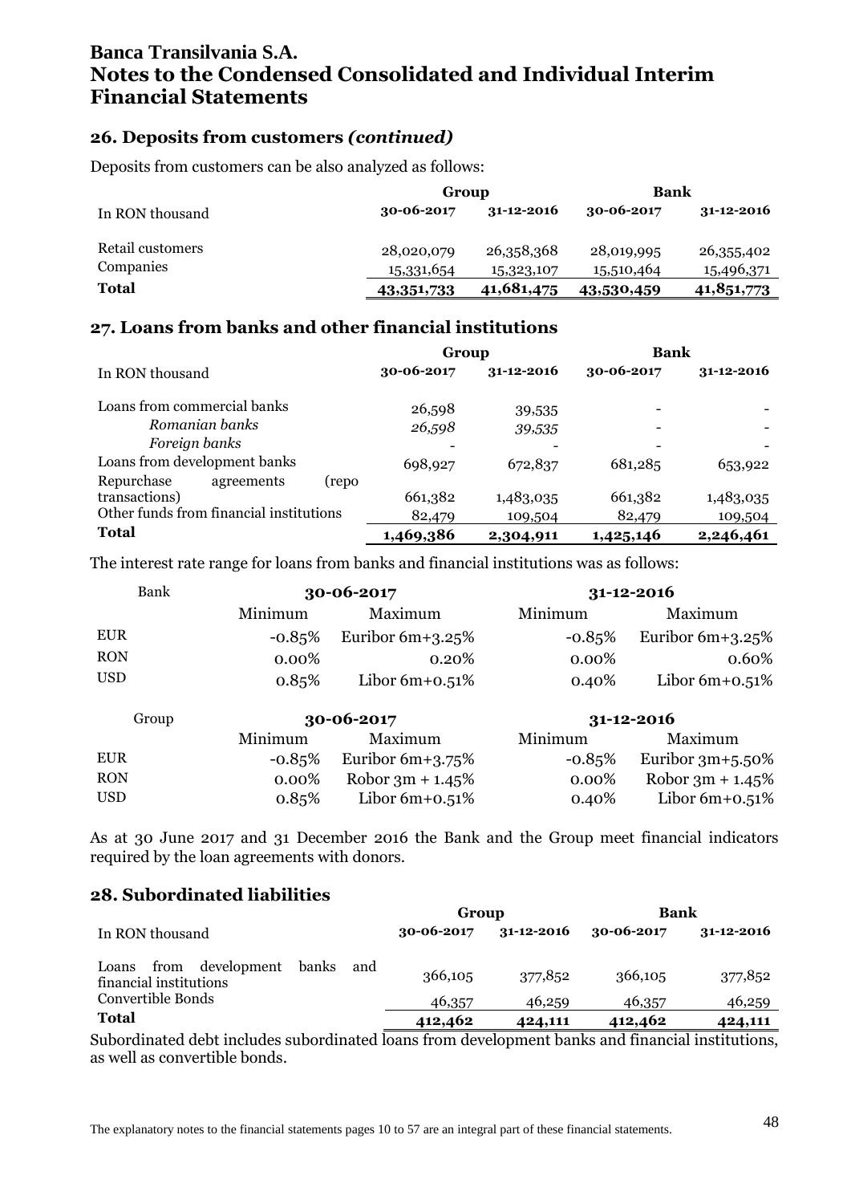# Banca Transilvania S.A.
# Notes to the Condensed Consolidated and Individual Interim Financial Statements

## 26. Deposits from customers *(continued)*

Deposits from customers can be also analyzed as follows:

| | Group | | Bank | |
|---|---|---|---|---|
| In RON thousand | 30-06-2017 | 31-12-2016 | 30-06-2017 | 31-12-2016 |
| Retail customers | 28,020,079 | 26,358,368 | 28,019,995 | 26,355,402 |
| Companies | 15,331,654 | 15,323,107 | 15,510,464 | 15,496,371 |
| **Total** | **43,351,733** | **41,681,475** | **43,530,459** | **41,851,773** |

## 27. Loans from banks and other financial institutions

| | Group | | Bank | |
|---|---|---|---|---|
| In RON thousand | 30-06-2017 | 31-12-2016 | 30-06-2017 | 31-12-2016 |
| Loans from commercial banks | 26,598 | 39,535 | - | - |
| *Romanian banks* | *26,598* | *39,535* | - | - |
| *Foreign banks* | - | - | - | - |
| Loans from development banks | 698,927 | 672,837 | 681,285 | 653,922 |
| Repurchase agreements (repo transactions) | 661,382 | 1,483,035 | 661,382 | 1,483,035 |
| Other funds from financial institutions | 82,479 | 109,504 | 82,479 | 109,504 |
| **Total** | **1,469,386** | **2,304,911** | **1,425,146** | **2,246,461** |

The interest rate range for loans from banks and financial institutions was as follows:

| Bank | 30-06-2017 | | 31-12-2016 | |
|---|---|---|---|---|
| | Minimum | Maximum | Minimum | Maximum |
| EUR | -0.85% | Euribor 6m+3.25% | -0.85% | Euribor 6m+3.25% |
| RON | 0.00% | 0.20% | 0.00% | 0.60% |
| USD | 0.85% | Libor 6m+0.51% | 0.40% | Libor 6m+0.51% |

| Group | 30-06-2017 | | 31-12-2016 | |
|---|---|---|---|---|
| | Minimum | Maximum | Minimum | Maximum |
| EUR | -0.85% | Euribor 6m+3.75% | -0.85% | Euribor 3m+5.50% |
| RON | 0.00% | Robor 3m + 1.45% | 0.00% | Robor 3m + 1.45% |
| USD | 0.85% | Libor 6m+0.51% | 0.40% | Libor 6m+0.51% |

As at 30 June 2017 and 31 December 2016 the Bank and the Group meet financial indicators required by the loan agreements with donors.

## 28. Subordinated liabilities

| | Group | | Bank | |
|---|---|---|---|---|
| In RON thousand | 30-06-2017 | 31-12-2016 | 30-06-2017 | 31-12-2016 |
| Loans from development banks and financial institutions | 366,105 | 377,852 | 366,105 | 377,852 |
| Convertible Bonds | 46,357 | 46,259 | 46,357 | 46,259 |
| **Total** | **412,462** | **424,111** | **412,462** | **424,111** |

Subordinated debt includes subordinated loans from development banks and financial institutions, as well as convertible bonds.

The explanatory notes to the financial statements pages 10 to 57 are an integral part of these financial statements.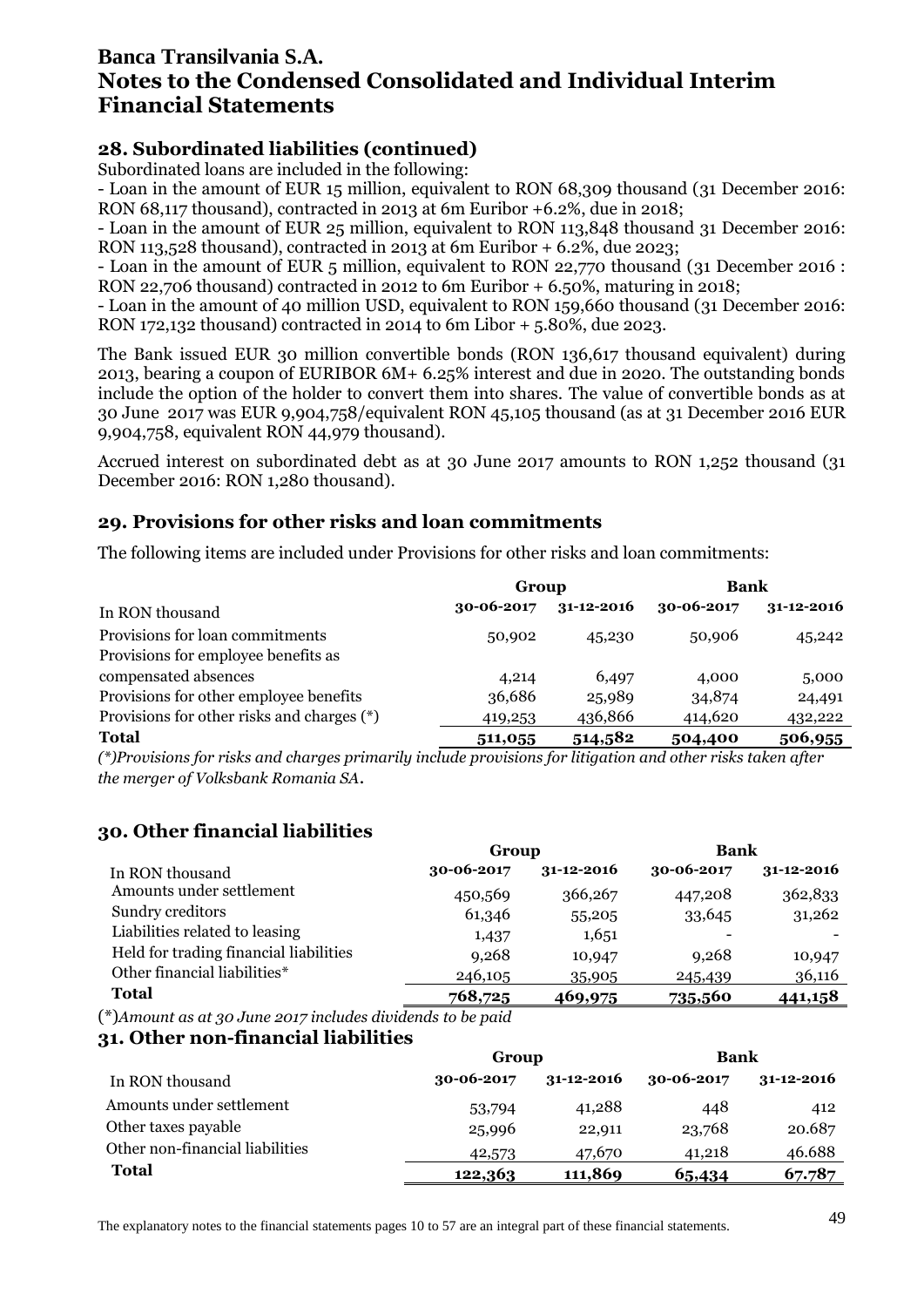# Banca Transilvania S.A.
# Notes to the Condensed Consolidated and Individual Interim Financial Statements

## 28. Subordinated liabilities (continued)

Subordinated loans are included in the following:

- Loan in the amount of EUR 15 million, equivalent to RON 68,309 thousand (31 December 2016: RON 68,117 thousand), contracted in 2013 at 6m Euribor +6.2%, due in 2018;
- Loan in the amount of EUR 25 million, equivalent to RON 113,848 thousand 31 December 2016: RON 113,528 thousand), contracted in 2013 at 6m Euribor + 6.2%, due 2023;
- Loan in the amount of EUR 5 million, equivalent to RON 22,770 thousand (31 December 2016 : RON 22,706 thousand) contracted in 2012 to 6m Euribor + 6.50%, maturing in 2018;
- Loan in the amount of 40 million USD, equivalent to RON 159,660 thousand (31 December 2016: RON 172,132 thousand) contracted in 2014 to 6m Libor + 5.80%, due 2023.

The Bank issued EUR 30 million convertible bonds (RON 136,617 thousand equivalent) during 2013, bearing a coupon of EURIBOR 6M+ 6.25% interest and due in 2020. The outstanding bonds include the option of the holder to convert them into shares. The value of convertible bonds as at 30 June 2017 was EUR 9,904,758/equivalent RON 45,105 thousand (as at 31 December 2016 EUR 9,904,758, equivalent RON 44,979 thousand).

Accrued interest on subordinated debt as at 30 June 2017 amounts to RON 1,252 thousand (31 December 2016: RON 1,280 thousand).

## 29. Provisions for other risks and loan commitments

The following items are included under Provisions for other risks and loan commitments:

| | Group | | Bank | |
|---|---|---|---|---|
| In RON thousand | 30-06-2017 | 31-12-2016 | 30-06-2017 | 31-12-2016 |
| Provisions for loan commitments | 50,902 | 45,230 | 50,906 | 45,242 |
| Provisions for employee benefits as compensated absences | 4,214 | 6,497 | 4,000 | 5,000 |
| Provisions for other employee benefits | 36,686 | 25,989 | 34,874 | 24,491 |
| Provisions for other risks and charges (*) | 419,253 | 436,866 | 414,620 | 432,222 |
| **Total** | **511,055** | **514,582** | **504,400** | **506,955** |

*(*)Provisions for risks and charges primarily include provisions for litigation and other risks taken after the merger of Volksbank Romania SA.*

## 30. Other financial liabilities

| | Group | | Bank | |
|---|---|---|---|---|
| In RON thousand | 30-06-2017 | 31-12-2016 | 30-06-2017 | 31-12-2016 |
| Amounts under settlement | 450,569 | 366,267 | 447,208 | 362,833 |
| Sundry creditors | 61,346 | 55,205 | 33,645 | 31,262 |
| Liabilities related to leasing | 1,437 | 1,651 | - | - |
| Held for trading financial liabilities | 9,268 | 10,947 | 9,268 | 10,947 |
| Other financial liabilities* | 246,105 | 35,905 | 245,439 | 36,116 |
| **Total** | **768,725** | **469,975** | **735,560** | **441,158** |

(*)*Amount as at 30 June 2017 includes dividends to be paid*

## 31. Other non-financial liabilities

| | Group | | Bank | |
|---|---|---|---|---|
| In RON thousand | 30-06-2017 | 31-12-2016 | 30-06-2017 | 31-12-2016 |
| Amounts under settlement | 53,794 | 41,288 | 448 | 412 |
| Other taxes payable | 25,996 | 22,911 | 23,768 | 20.687 |
| Other non-financial liabilities | 42,573 | 47,670 | 41,218 | 46.688 |
| **Total** | **122,363** | **111,869** | **65,434** | **67.787** |

The explanatory notes to the financial statements pages 10 to 57 are an integral part of these financial statements.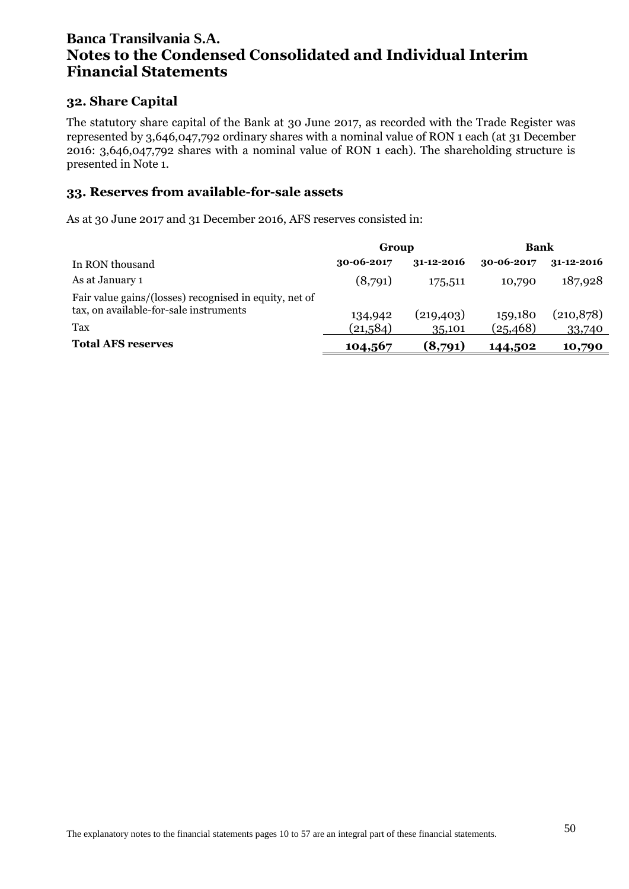## 32. Share Capital

The statutory share capital of the Bank at 30 June 2017, as recorded with the Trade Register was represented by 3,646,047,792 ordinary shares with a nominal value of RON 1 each (at 31 December 2016: 3,646,047,792 shares with a nominal value of RON 1 each). The shareholding structure is presented in Note 1.

## 33. Reserves from available-for-sale assets

As at 30 June 2017 and 31 December 2016, AFS reserves consisted in:

| | Group | | Bank | |
|---|---|---|---|---|
| In RON thousand | 30-06-2017 | 31-12-2016 | 30-06-2017 | 31-12-2016 |
| As at January 1 | (8,791) | 175,511 | 10,790 | 187,928 |
| Fair value gains/(losses) recognised in equity, net of tax, on available-for-sale instruments | 134,942 | (219,403) | 159,180 | (210,878) |
| Tax | (21,584) | 35,101 | (25,468) | 33,740 |
| **Total AFS reserves** | **104,567** | **(8,791)** | **144,502** | **10,790** |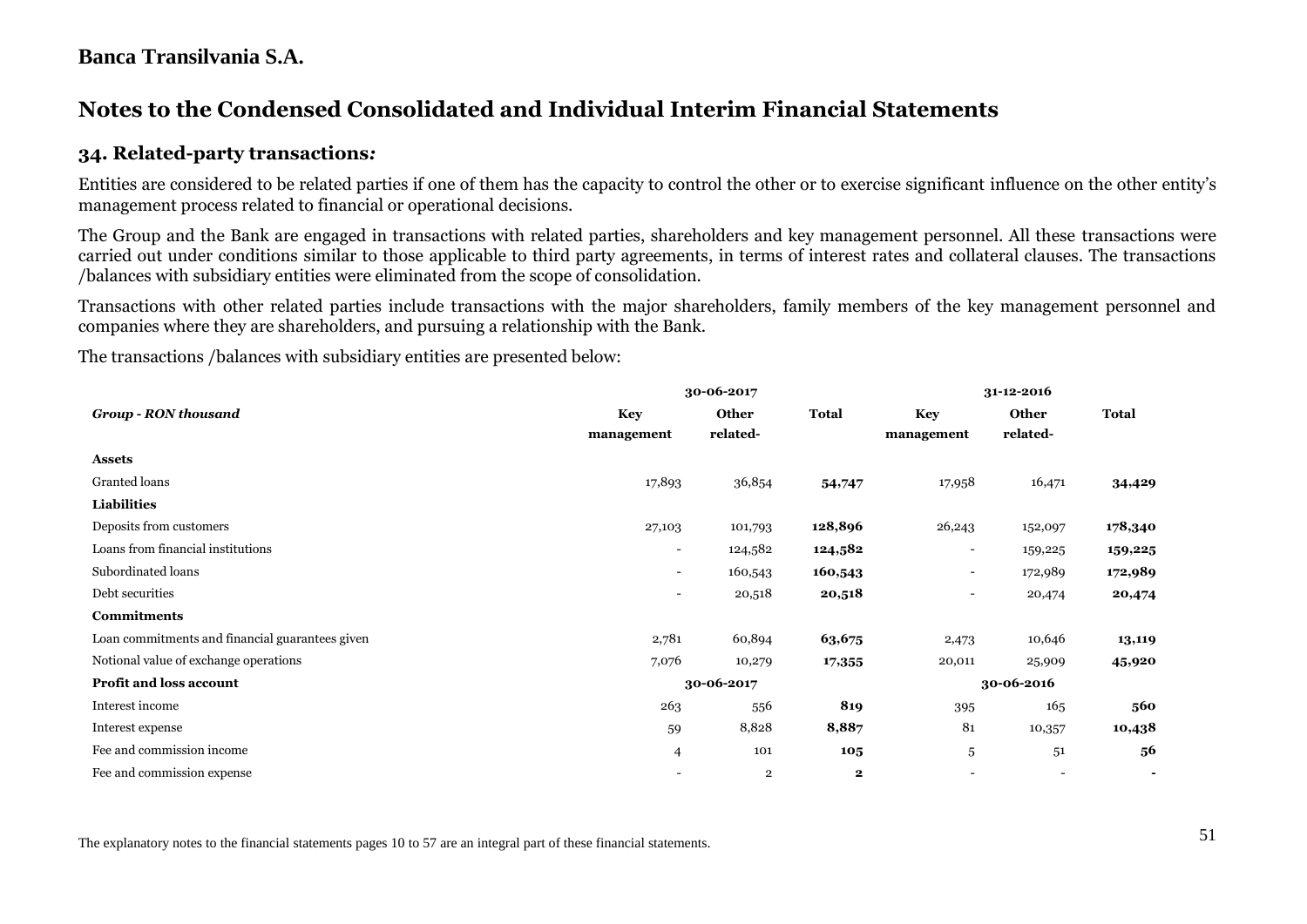**Banca Transilvania S.A.**

# Notes to the Condensed Consolidated and Individual Interim Financial Statements

## 34. Related-party transactions*:*

Entities are considered to be related parties if one of them has the capacity to control the other or to exercise significant influence on the other entity's management process related to financial or operational decisions.

The Group and the Bank are engaged in transactions with related parties, shareholders and key management personnel. All these transactions were carried out under conditions similar to those applicable to third party agreements, in terms of interest rates and collateral clauses. The transactions /balances with subsidiary entities were eliminated from the scope of consolidation.

Transactions with other related parties include transactions with the major shareholders, family members of the key management personnel and companies where they are shareholders, and pursuing a relationship with the Bank.

The transactions /balances with subsidiary entities are presented below:

| | 30-06-2017 | | | 31-12-2016 | | |
|---|---|---|---|---|---|---|
| ***Group - RON thousand*** | **Key management** | **Other related-** | **Total** | **Key management** | **Other related-** | **Total** |
| **Assets** | | | | | | |
| Granted loans | 17,893 | 36,854 | **54,747** | 17,958 | 16,471 | **34,429** |
| **Liabilities** | | | | | | |
| Deposits from customers | 27,103 | 101,793 | **128,896** | 26,243 | 152,097 | **178,340** |
| Loans from financial institutions | - | 124,582 | **124,582** | - | 159,225 | **159,225** |
| Subordinated loans | - | 160,543 | **160,543** | - | 172,989 | **172,989** |
| Debt securities | - | 20,518 | **20,518** | - | 20,474 | **20,474** |
| **Commitments** | | | | | | |
| Loan commitments and financial guarantees given | 2,781 | 60,894 | **63,675** | 2,473 | 10,646 | **13,119** |
| Notional value of exchange operations | 7,076 | 10,279 | **17,355** | 20,011 | 25,909 | **45,920** |
| **Profit and loss account** | | **30-06-2017** | | | **30-06-2016** | |
| Interest income | 263 | 556 | **819** | 395 | 165 | **560** |
| Interest expense | 59 | 8,828 | **8,887** | 81 | 10,357 | **10,438** |
| Fee and commission income | 4 | 101 | **105** | 5 | 51 | **56** |
| Fee and commission expense | - | 2 | **2** | - | - | **-** |

The explanatory notes to the financial statements pages 10 to 57 are an integral part of these financial statements.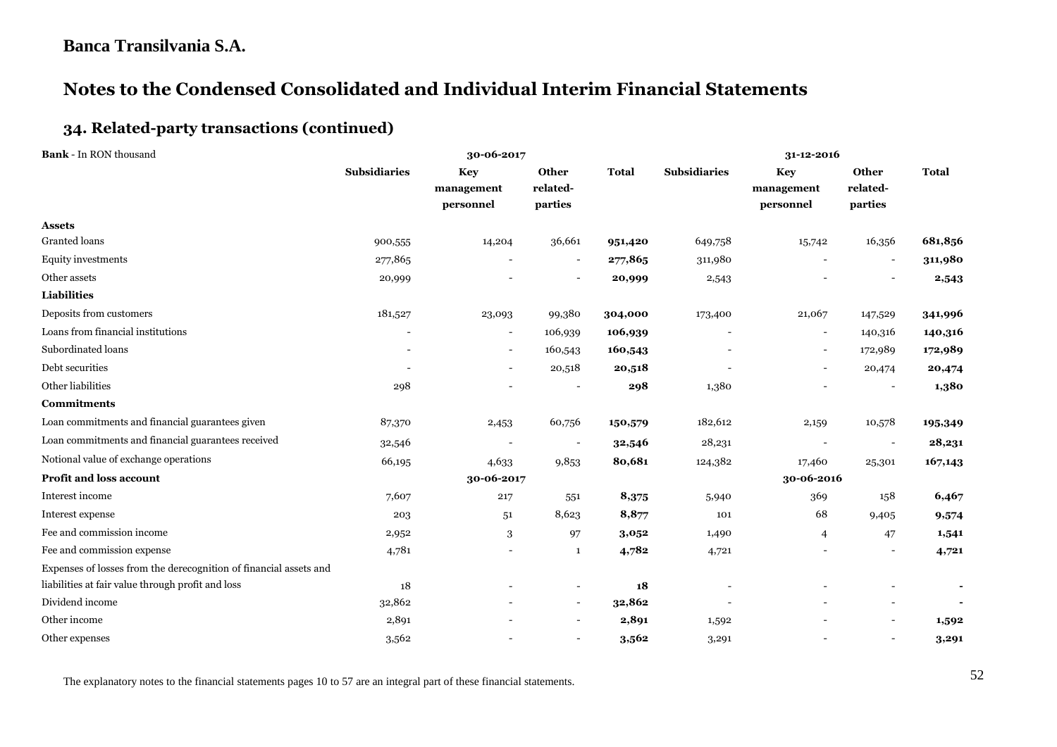# Banca Transilvania S.A.

# Notes to the Condensed Consolidated and Individual Interim Financial Statements

## 34. Related-party transactions (continued)

| Bank - In RON thousand | 30-06-2017 | | | | 31-12-2016 | | | |
|---|---|---|---|---|---|---|---|---|
| | Subsidiaries | Key management personnel | Other related-parties | Total | Subsidiaries | Key management personnel | Other related-parties | Total |
| **Assets** | | | | | | | | |
| Granted loans | 900,555 | 14,204 | 36,661 | **951,420** | 649,758 | 15,742 | 16,356 | **681,856** |
| Equity investments | 277,865 | - | - | **277,865** | 311,980 | - | - | **311,980** |
| Other assets | 20,999 | - | - | **20,999** | 2,543 | - | - | **2,543** |
| **Liabilities** | | | | | | | | |
| Deposits from customers | 181,527 | 23,093 | 99,380 | **304,000** | 173,400 | 21,067 | 147,529 | **341,996** |
| Loans from financial institutions | - | - | 106,939 | **106,939** | - | - | 140,316 | **140,316** |
| Subordinated loans | - | - | 160,543 | **160,543** | - | - | 172,989 | **172,989** |
| Debt securities | - | - | 20,518 | **20,518** | - | - | 20,474 | **20,474** |
| Other liabilities | 298 | - | - | **298** | 1,380 | - | - | **1,380** |
| **Commitments** | | | | | | | | |
| Loan commitments and financial guarantees given | 87,370 | 2,453 | 60,756 | **150,579** | 182,612 | 2,159 | 10,578 | **195,349** |
| Loan commitments and financial guarantees received | 32,546 | - | - | **32,546** | 28,231 | - | - | **28,231** |
| Notional value of exchange operations | 66,195 | 4,633 | 9,853 | **80,681** | 124,382 | 17,460 | 25,301 | **167,143** |
| **Profit and loss account** | | **30-06-2017** | | | | **30-06-2016** | | |
| Interest income | 7,607 | 217 | 551 | **8,375** | 5,940 | 369 | 158 | **6,467** |
| Interest expense | 203 | 51 | 8,623 | **8,877** | 101 | 68 | 9,405 | **9,574** |
| Fee and commission income | 2,952 | 3 | 97 | **3,052** | 1,490 | 4 | 47 | **1,541** |
| Fee and commission expense | 4,781 | - | 1 | **4,782** | 4,721 | - | - | **4,721** |
| Expenses of losses from the derecognition of financial assets and liabilities at fair value through profit and loss | 18 | - | - | **18** | - | - | - | **-** |
| Dividend income | 32,862 | - | - | **32,862** | - | - | - | **-** |
| Other income | 2,891 | - | - | **2,891** | 1,592 | - | - | **1,592** |
| Other expenses | 3,562 | - | - | **3,562** | 3,291 | - | - | **3,291** |

The explanatory notes to the financial statements pages 10 to 57 are an integral part of these financial statements.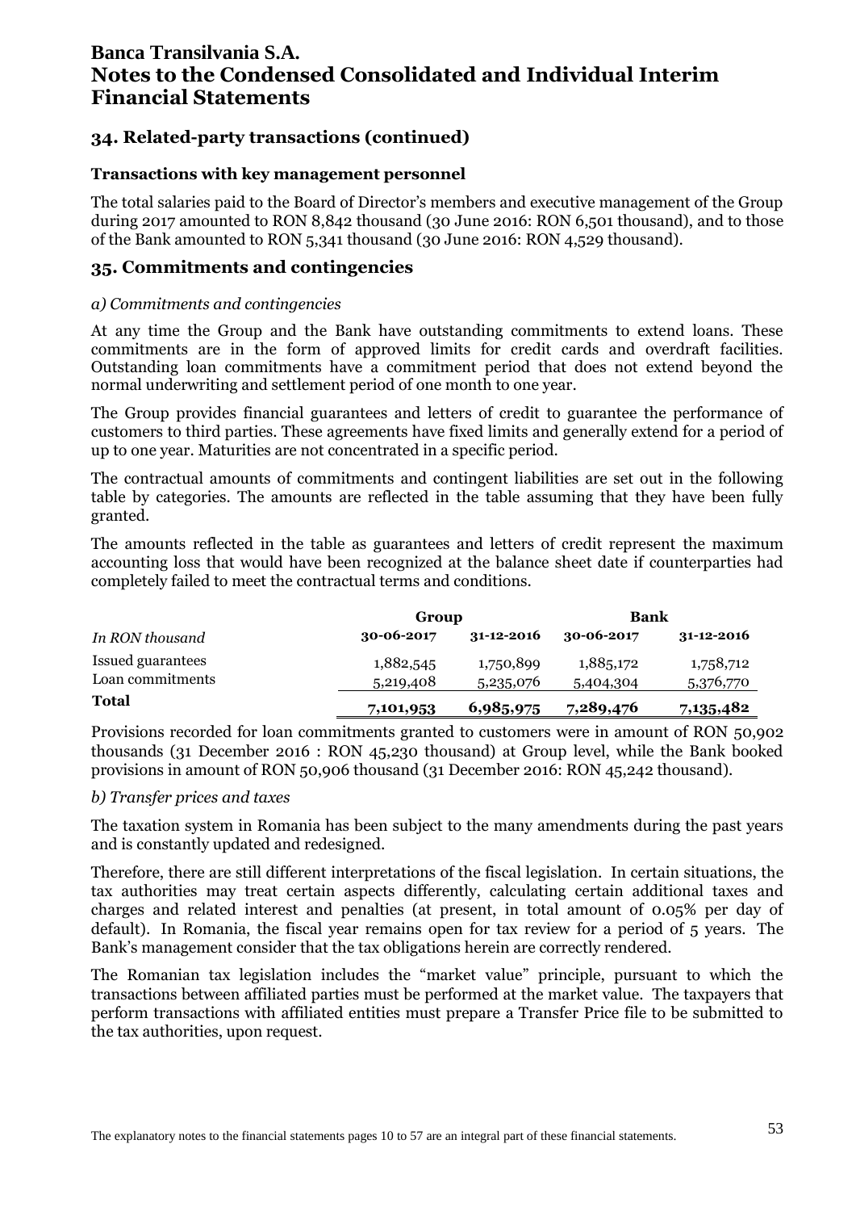# Banca Transilvania S.A.
# Notes to the Condensed Consolidated and Individual Interim Financial Statements

## 34. Related-party transactions (continued)

### Transactions with key management personnel

The total salaries paid to the Board of Director's members and executive management of the Group during 2017 amounted to RON 8,842 thousand (30 June 2016: RON 6,501 thousand), and to those of the Bank amounted to RON 5,341 thousand (30 June 2016: RON 4,529 thousand).

## 35. Commitments and contingencies

*a) Commitments and contingencies*

At any time the Group and the Bank have outstanding commitments to extend loans. These commitments are in the form of approved limits for credit cards and overdraft facilities. Outstanding loan commitments have a commitment period that does not extend beyond the normal underwriting and settlement period of one month to one year.

The Group provides financial guarantees and letters of credit to guarantee the performance of customers to third parties. These agreements have fixed limits and generally extend for a period of up to one year. Maturities are not concentrated in a specific period.

The contractual amounts of commitments and contingent liabilities are set out in the following table by categories. The amounts are reflected in the table assuming that they have been fully granted.

The amounts reflected in the table as guarantees and letters of credit represent the maximum accounting loss that would have been recognized at the balance sheet date if counterparties had completely failed to meet the contractual terms and conditions.

| | **Group** | | **Bank** | |
|---|---|---|---|---|
| *In RON thousand* | **30-06-2017** | **31-12-2016** | **30-06-2017** | **31-12-2016** |
| Issued guarantees | 1,882,545 | 1,750,899 | 1,885,172 | 1,758,712 |
| Loan commitments | 5,219,408 | 5,235,076 | 5,404,304 | 5,376,770 |
| **Total** | **7,101,953** | **6,985,975** | **7,289,476** | **7,135,482** |

Provisions recorded for loan commitments granted to customers were in amount of RON 50,902 thousands (31 December 2016 : RON 45,230 thousand) at Group level, while the Bank booked provisions in amount of RON 50,906 thousand (31 December 2016: RON 45,242 thousand).

*b) Transfer prices and taxes*

The taxation system in Romania has been subject to the many amendments during the past years and is constantly updated and redesigned.

Therefore, there are still different interpretations of the fiscal legislation. In certain situations, the tax authorities may treat certain aspects differently, calculating certain additional taxes and charges and related interest and penalties (at present, in total amount of 0.05% per day of default). In Romania, the fiscal year remains open for tax review for a period of 5 years. The Bank's management consider that the tax obligations herein are correctly rendered.

The Romanian tax legislation includes the "market value" principle, pursuant to which the transactions between affiliated parties must be performed at the market value. The taxpayers that perform transactions with affiliated entities must prepare a Transfer Price file to be submitted to the tax authorities, upon request.

The explanatory notes to the financial statements pages 10 to 57 are an integral part of these financial statements.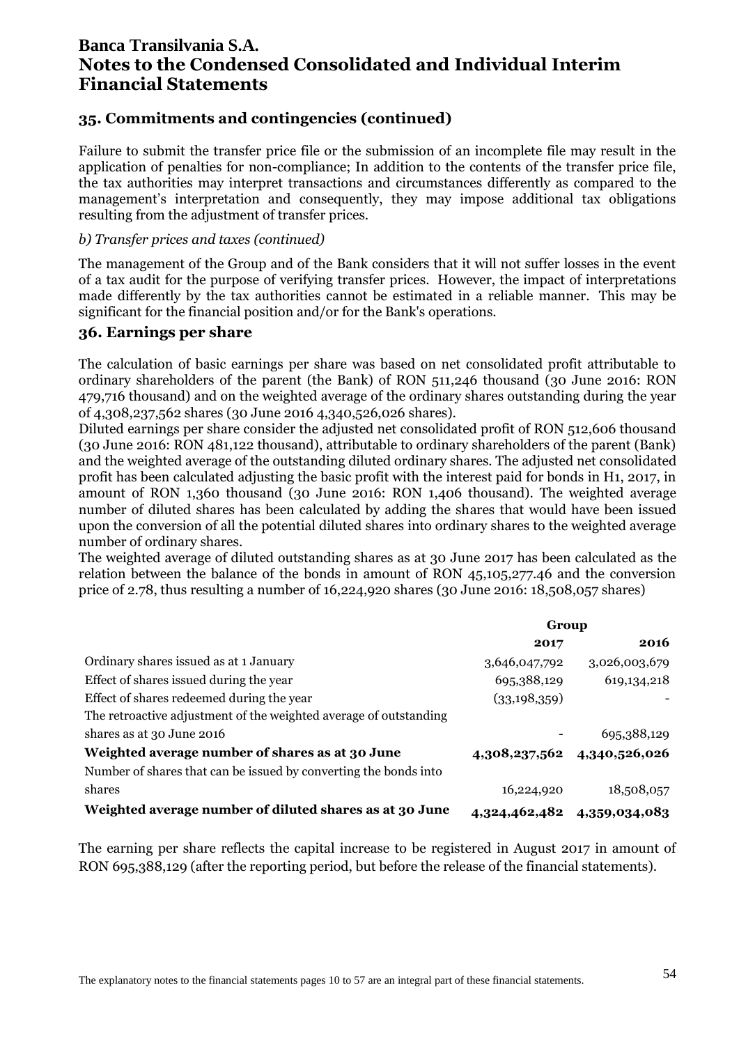## 35. Commitments and contingencies (continued)

Failure to submit the transfer price file or the submission of an incomplete file may result in the application of penalties for non-compliance; In addition to the contents of the transfer price file, the tax authorities may interpret transactions and circumstances differently as compared to the management's interpretation and consequently, they may impose additional tax obligations resulting from the adjustment of transfer prices.

*b) Transfer prices and taxes (continued)*

The management of the Group and of the Bank considers that it will not suffer losses in the event of a tax audit for the purpose of verifying transfer prices. However, the impact of interpretations made differently by the tax authorities cannot be estimated in a reliable manner. This may be significant for the financial position and/or for the Bank's operations.

## 36. Earnings per share

The calculation of basic earnings per share was based on net consolidated profit attributable to ordinary shareholders of the parent (the Bank) of RON 511,246 thousand (30 June 2016: RON 479,716 thousand) and on the weighted average of the ordinary shares outstanding during the year of 4,308,237,562 shares (30 June 2016 4,340,526,026 shares).
Diluted earnings per share consider the adjusted net consolidated profit of RON 512,606 thousand (30 June 2016: RON 481,122 thousand), attributable to ordinary shareholders of the parent (Bank) and the weighted average of the outstanding diluted ordinary shares. The adjusted net consolidated profit has been calculated adjusting the basic profit with the interest paid for bonds in H1, 2017, in amount of RON 1,360 thousand (30 June 2016: RON 1,406 thousand). The weighted average number of diluted shares has been calculated by adding the shares that would have been issued upon the conversion of all the potential diluted shares into ordinary shares to the weighted average number of ordinary shares.
The weighted average of diluted outstanding shares as at 30 June 2017 has been calculated as the relation between the balance of the bonds in amount of RON 45,105,277.46 and the conversion price of 2.78, thus resulting a number of 16,224,920 shares (30 June 2016: 18,508,057 shares)

| | **Group** | |
|---|---|---|
| | **2017** | **2016** |
| Ordinary shares issued as at 1 January | 3,646,047,792 | 3,026,003,679 |
| Effect of shares issued during the year | 695,388,129 | 619,134,218 |
| Effect of shares redeemed during the year | (33,198,359) | - |
| The retroactive adjustment of the weighted average of outstanding shares as at 30 June 2016 | - | 695,388,129 |
| **Weighted average number of shares as at 30 June** | **4,308,237,562** | **4,340,526,026** |
| Number of shares that can be issued by converting the bonds into shares | 16,224,920 | 18,508,057 |
| **Weighted average number of diluted shares as at 30 June** | **4,324,462,482** | **4,359,034,083** |

The earning per share reflects the capital increase to be registered in August 2017 in amount of RON 695,388,129 (after the reporting period, but before the release of the financial statements).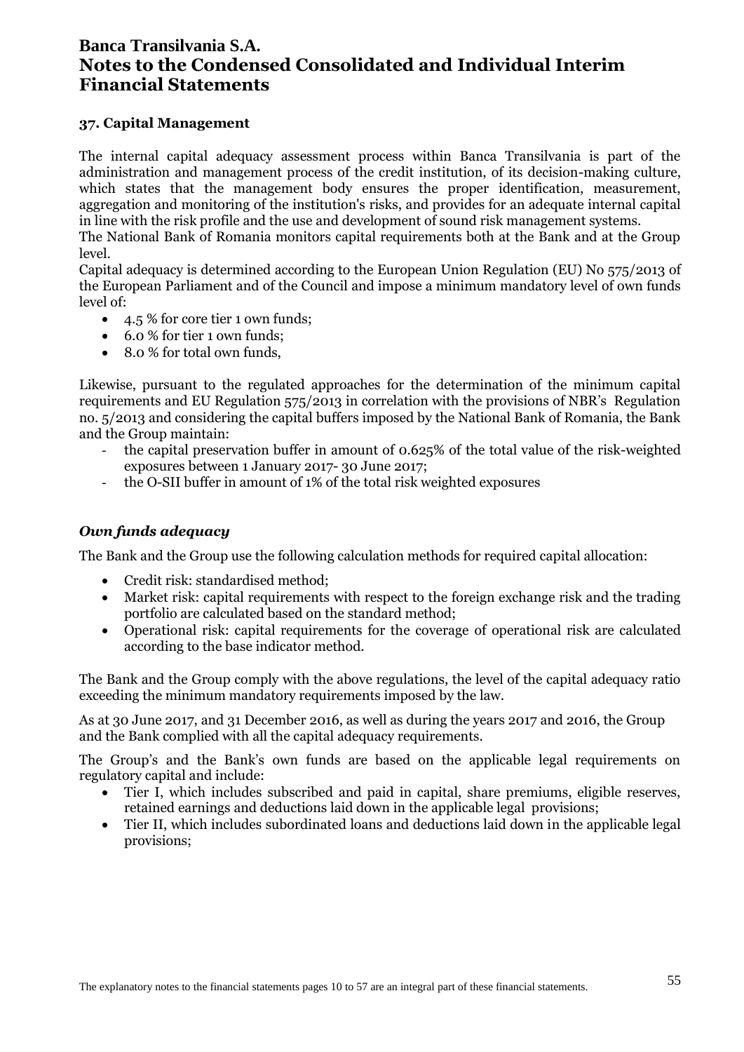## 37. Capital Management

The internal capital adequacy assessment process within Banca Transilvania is part of the administration and management process of the credit institution, of its decision-making culture, which states that the management body ensures the proper identification, measurement, aggregation and monitoring of the institution's risks, and provides for an adequate internal capital in line with the risk profile and the use and development of sound risk management systems.

The National Bank of Romania monitors capital requirements both at the Bank and at the Group level.

Capital adequacy is determined according to the European Union Regulation (EU) No 575/2013 of the European Parliament and of the Council and impose a minimum mandatory level of own funds level of:

- 4.5 % for core tier 1 own funds;
- 6.0 % for tier 1 own funds;
- 8.0 % for total own funds,

Likewise, pursuant to the regulated approaches for the determination of the minimum capital requirements and EU Regulation 575/2013 in correlation with the provisions of NBR's Regulation no. 5/2013 and considering the capital buffers imposed by the National Bank of Romania, the Bank and the Group maintain:

- the capital preservation buffer in amount of 0.625% of the total value of the risk-weighted exposures between 1 January 2017- 30 June 2017;
- the O-SII buffer in amount of 1% of the total risk weighted exposures

### *Own funds adequacy*

The Bank and the Group use the following calculation methods for required capital allocation:

- Credit risk: standardised method;
- Market risk: capital requirements with respect to the foreign exchange risk and the trading portfolio are calculated based on the standard method;
- Operational risk: capital requirements for the coverage of operational risk are calculated according to the base indicator method.

The Bank and the Group comply with the above regulations, the level of the capital adequacy ratio exceeding the minimum mandatory requirements imposed by the law.

As at 30 June 2017, and 31 December 2016, as well as during the years 2017 and 2016, the Group and the Bank complied with all the capital adequacy requirements.

The Group's and the Bank's own funds are based on the applicable legal requirements on regulatory capital and include:

- Tier I, which includes subscribed and paid in capital, share premiums, eligible reserves, retained earnings and deductions laid down in the applicable legal provisions;
- Tier II, which includes subordinated loans and deductions laid down in the applicable legal provisions;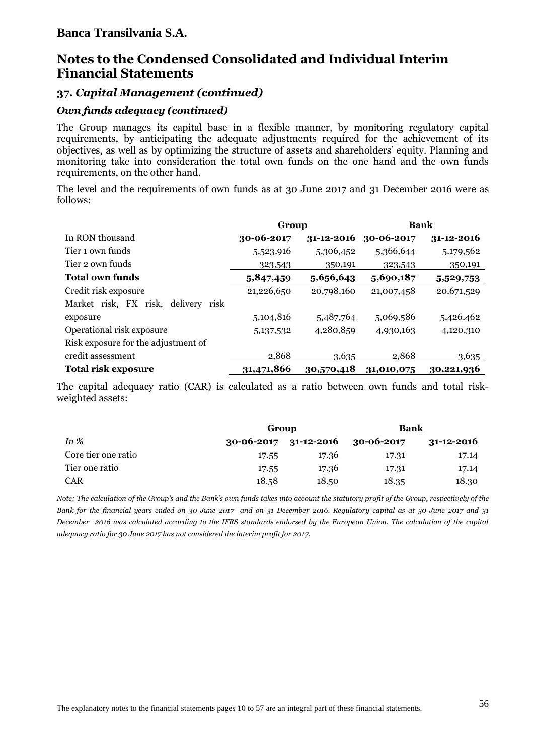**Banca Transilvania S.A.**

# Notes to the Condensed Consolidated and Individual Interim Financial Statements

## 37. *Capital Management (continued)*

### *Own funds adequacy (continued)*

The Group manages its capital base in a flexible manner, by monitoring regulatory capital requirements, by anticipating the adequate adjustments required for the achievement of its objectives, as well as by optimizing the structure of assets and shareholders' equity. Planning and monitoring take into consideration the total own funds on the one hand and the own funds requirements, on the other hand.

The level and the requirements of own funds as at 30 June 2017 and 31 December 2016 were as follows:

| | **Group** | | **Bank** | |
|---|---|---|---|---|
| In RON thousand | **30-06-2017** | **31-12-2016** | **30-06-2017** | **31-12-2016** |
| Tier 1 own funds | 5,523,916 | 5,306,452 | 5,366,644 | 5,179,562 |
| Tier 2 own funds | 323,543 | 350,191 | 323,543 | 350,191 |
| **Total own funds** | **5,847,459** | **5,656,643** | **5,690,187** | **5,529,753** |
| Credit risk exposure | 21,226,650 | 20,798,160 | 21,007,458 | 20,671,529 |
| Market risk, FX risk, delivery risk exposure | 5,104,816 | 5,487,764 | 5,069,586 | 5,426,462 |
| Operational risk exposure | 5,137,532 | 4,280,859 | 4,930,163 | 4,120,310 |
| Risk exposure for the adjustment of credit assessment | 2,868 | 3,635 | 2,868 | 3,635 |
| **Total risk exposure** | **31,471,866** | **30,570,418** | **31,010,075** | **30,221,936** |

The capital adequacy ratio (CAR) is calculated as a ratio between own funds and total risk-weighted assets:

| | **Group** | | **Bank** | |
|---|---|---|---|---|
| *In %* | **30-06-2017** | **31-12-2016** | **30-06-2017** | **31-12-2016** |
| Core tier one ratio | 17.55 | 17.36 | 17.31 | 17.14 |
| Tier one ratio | 17.55 | 17.36 | 17.31 | 17.14 |
| CAR | 18.58 | 18.50 | 18.35 | 18.30 |

*Note: The calculation of the Group's and the Bank's own funds takes into account the statutory profit of the Group, respectively of the Bank for the financial years ended on 30 June 2017 and on 31 December 2016. Regulatory capital as at 30 June 2017 and 31 December 2016 was calculated according to the IFRS standards endorsed by the European Union. The calculation of the capital adequacy ratio for 30 June 2017 has not considered the interim profit for 2017.*

The explanatory notes to the financial statements pages 10 to 57 are an integral part of these financial statements.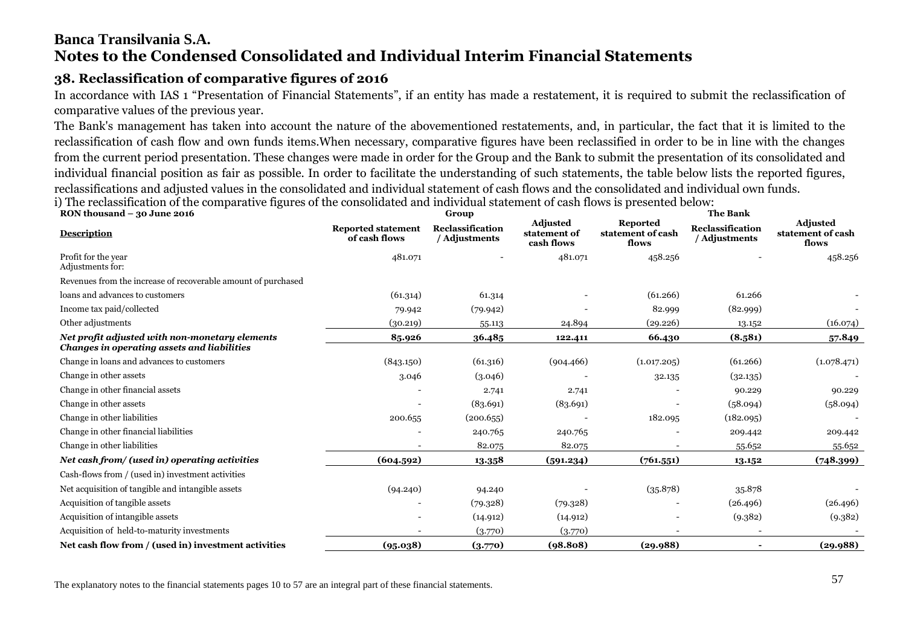# Banca Transilvania S.A.
# Notes to the Condensed Consolidated and Individual Interim Financial Statements

## 38. Reclassification of comparative figures of 2016

In accordance with IAS 1 "Presentation of Financial Statements", if an entity has made a restatement, it is required to submit the reclassification of comparative values of the previous year.

The Bank's management has taken into account the nature of the abovementioned restatements, and, in particular, the fact that it is limited to the reclassification of cash flow and own funds items.When necessary, comparative figures have been reclassified in order to be in line with the changes from the current period presentation. These changes were made in order for the Group and the Bank to submit the presentation of its consolidated and individual financial position as fair as possible. In order to facilitate the understanding of such statements, the table below lists the reported figures, reclassifications and adjusted values in the consolidated and individual statement of cash flows and the consolidated and individual own funds.

i) The reclassification of the comparative figures of the consolidated and individual statement of cash flows is presented below:

| RON thousand – 30 June 2016 | Group | | | The Bank | | |
|---|---|---|---|---|---|---|
| **Description** | **Reported statement of cash flows** | **Reclassification / Adjustments** | **Adjusted statement of cash flows** | **Reported statement of cash flows** | **Reclassification / Adjustments** | **Adjusted statement of cash flows** |
| Profit for the year | 481.071 | - | 481.071 | 458.256 | - | 458.256 |
| Adjustments for: | | | | | | |
| Revenues from the increase of recoverable amount of purchased loans and advances to customers | (61.314) | 61.314 | - | (61.266) | 61.266 | - |
| Income tax paid/collected | 79.942 | (79.942) | - | 82.999 | (82.999) | - |
| Other adjustments | (30.219) | 55.113 | 24.894 | (29.226) | 13.152 | (16.074) |
| ***Net profit adjusted with non-monetary elements*** | **85.926** | **36.485** | **122.411** | **66.430** | **(8.581)** | **57.849** |
| ***Changes in operating assets and liabilities*** | | | | | | |
| Change in loans and advances to customers | (843.150) | (61.316) | (904.466) | (1.017.205) | (61.266) | (1.078.471) |
| Change in other assets | 3.046 | (3.046) | - | 32.135 | (32.135) | - |
| Change in other financial assets | - | 2.741 | 2.741 | - | 90.229 | 90.229 |
| Change in other assets | - | (83.691) | (83.691) | - | (58.094) | (58.094) |
| Change in other liabilities | 200.655 | (200.655) | - | 182.095 | (182.095) | - |
| Change in other financial liabilities | - | 240.765 | 240.765 | - | 209.442 | 209.442 |
| Change in other liabilities | - | 82.075 | 82.075 | - | 55.652 | 55.652 |
| ***Net cash from/ (used in) operating activities*** | **(604.592)** | **13.358** | **(591.234)** | **(761.551)** | **13.152** | **(748.399)** |
| Cash-flows from / (used in) investment activities | | | | | | |
| Net acquisition of tangible and intangible assets | (94.240) | 94.240 | - | (35.878) | 35.878 | - |
| Acquisition of tangible assets | - | (79.328) | (79.328) | - | (26.496) | (26.496) |
| Acquisition of intangible assets | - | (14.912) | (14.912) | - | (9.382) | (9.382) |
| Acquisition of held-to-maturity investments | - | (3.770) | (3.770) | - | - | - |
| **Net cash flow from / (used in) investment activities** | **(95.038)** | **(3.770)** | **(98.808)** | **(29.988)** | **-** | **(29.988)** |

The explanatory notes to the financial statements pages 10 to 57 are an integral part of these financial statements.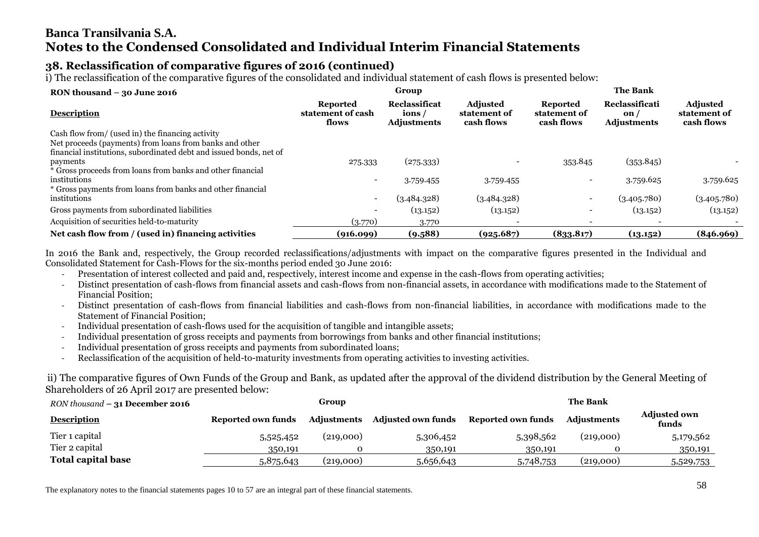# Banca Transilvania S.A.
# Notes to the Condensed Consolidated and Individual Interim Financial Statements

## 38. Reclassification of comparative figures of 2016 (continued)

i) The reclassification of the comparative figures of the consolidated and individual statement of cash flows is presented below:

| **RON thousand – 30 June 2016** | **Group** | | | **The Bank** | | |
|---|---|---|---|---|---|---|
| **Description** | **Reported statement of cash flows** | **Reclassifications / Adjustments** | **Adjusted statement of cash flows** | **Reported statement of cash flows** | **Reclassification / Adjustments** | **Adjusted statement of cash flows** |
| Cash flow from/ (used in) the financing activity | | | | | | |
| Net proceeds (payments) from loans from banks and other financial institutions, subordinated debt and issued bonds, net of payments | 275.333 | (275.333) | - | 353.845 | (353.845) | - |
| * Gross proceeds from loans from banks and other financial institutions | - | 3.759.455 | 3.759.455 | - | 3.759.625 | 3.759.625 |
| * Gross payments from loans from banks and other financial institutions | - | (3.484.328) | (3.484.328) | - | (3.405.780) | (3.405.780) |
| Gross payments from subordinated liabilities | - | (13.152) | (13.152) | - | (13.152) | (13.152) |
| Acquisition of securities held-to-maturity | (3.770) | 3.770 | - | - | - | - |
| **Net cash flow from / (used in) financing activities** | **(916.099)** | **(9.588)** | **(925.687)** | **(833.817)** | **(13.152)** | **(846.969)** |

In 2016 the Bank and, respectively, the Group recorded reclassifications/adjustments with impact on the comparative figures presented in the Individual and Consolidated Statement for Cash-Flows for the six-months period ended 30 June 2016:

- Presentation of interest collected and paid and, respectively, interest income and expense in the cash-flows from operating activities;
- Distinct presentation of cash-flows from financial assets and cash-flows from non-financial assets, in accordance with modifications made to the Statement of Financial Position;
- Distinct presentation of cash-flows from financial liabilities and cash-flows from non-financial liabilities, in accordance with modifications made to the Statement of Financial Position;
- Individual presentation of cash-flows used for the acquisition of tangible and intangible assets;
- Individual presentation of gross receipts and payments from borrowings from banks and other financial institutions;
- Individual presentation of gross receipts and payments from subordinated loans;
- Reclassification of the acquisition of held-to-maturity investments from operating activities to investing activities.

ii) The comparative figures of Own Funds of the Group and Bank, as updated after the approval of the dividend distribution by the General Meeting of Shareholders of 26 April 2017 are presented below:

| *RON thousand* – **31 December 2016** | **Group** | | | **The Bank** | | |
|---|---|---|---|---|---|---|
| **Description** | **Reported own funds** | **Adjustments** | **Adjusted own funds** | **Reported own funds** | **Adjustments** | **Adjusted own funds** |
| Tier 1 capital | 5,525,452 | (219,000) | 5,306,452 | 5,398,562 | (219,000) | 5,179,562 |
| Tier 2 capital | 350,191 | 0 | 350,191 | 350,191 | 0 | 350,191 |
| **Total capital base** | 5,875,643 | (219,000) | 5,656,643 | 5,748,753 | (219,000) | 5,529,753 |

The explanatory notes to the financial statements pages 10 to 57 are an integral part of these financial statements.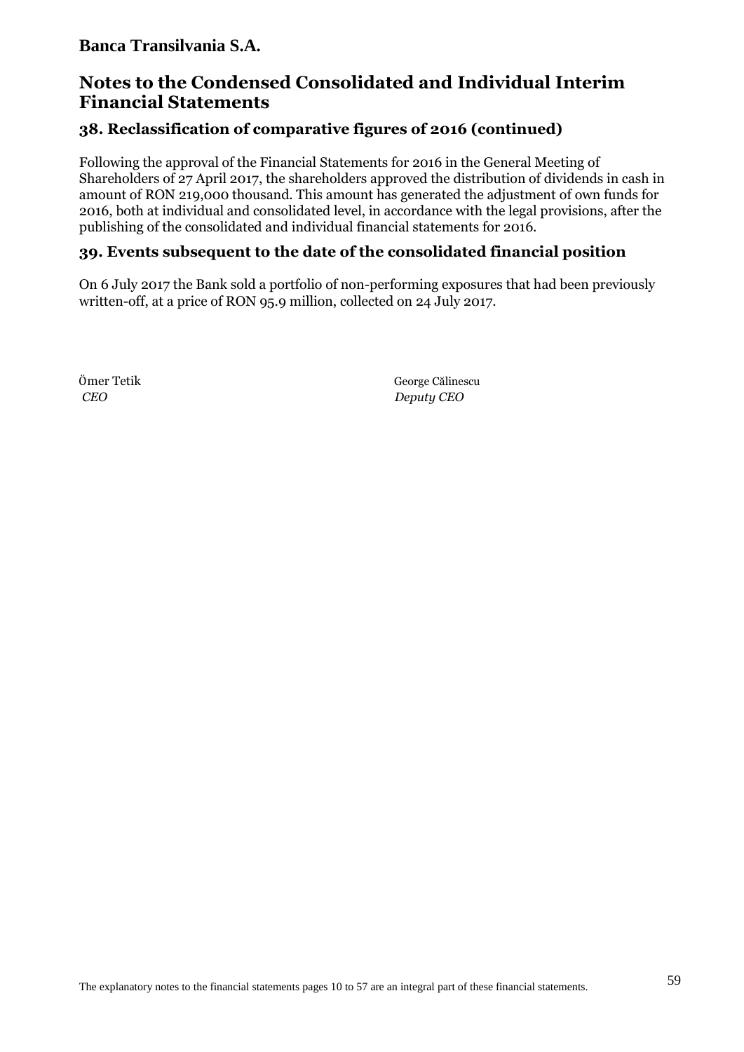# Notes to the Condensed Consolidated and Individual Interim Financial Statements

## 38. Reclassification of comparative figures of 2016 (continued)

Following the approval of the Financial Statements for 2016 in the General Meeting of Shareholders of 27 April 2017, the shareholders approved the distribution of dividends in cash in amount of RON 219,000 thousand. This amount has generated the adjustment of own funds for 2016, both at individual and consolidated level, in accordance with the legal provisions, after the publishing of the consolidated and individual financial statements for 2016.

## 39. Events subsequent to the date of the consolidated financial position

On 6 July 2017 the Bank sold a portfolio of non-performing exposures that had been previously written-off, at a price of RON 95.9 million, collected on 24 July 2017.

Ömer Tetik
*CEO*

George Călinescu
*Deputy CEO*

The explanatory notes to the financial statements pages 10 to 57 are an integral part of these financial statements.